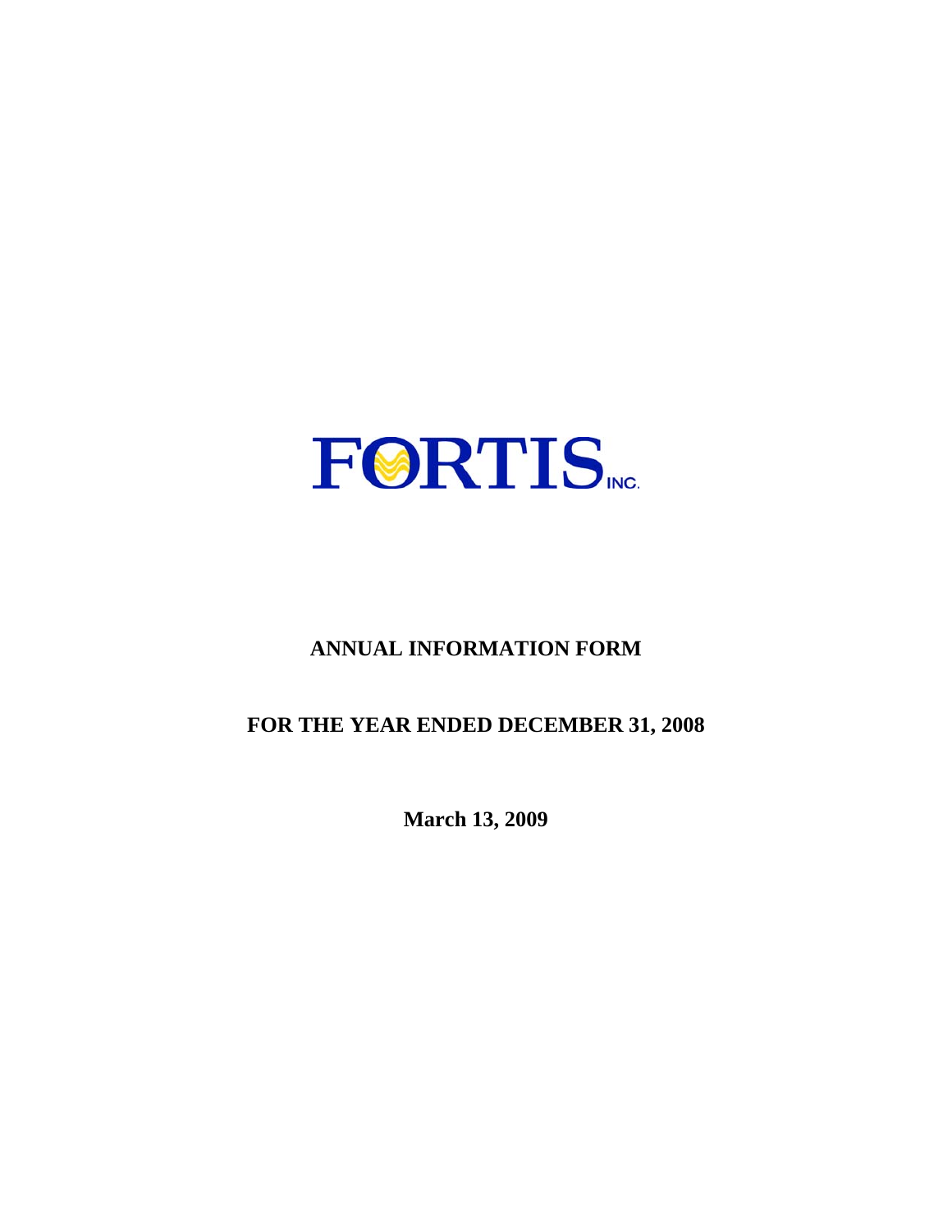# FORTIS INC.

## ANNUAL INFORMATION FORM

## FOR THE YEAR ENDED DECEMBER 31, 2008

**March 13, 2009**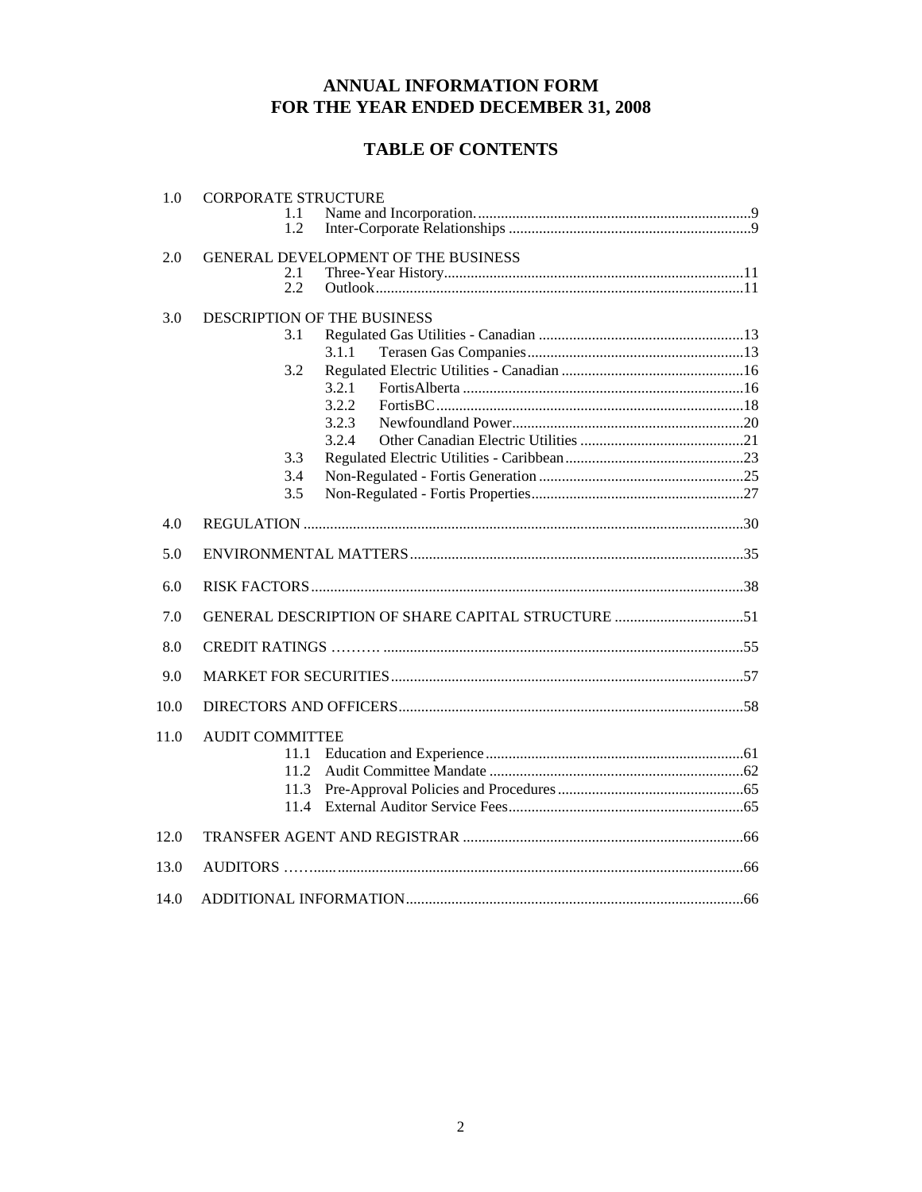# ANNUAL INFORMATION FORM
# FOR THE YEAR ENDED DECEMBER 31, 2008

## TABLE OF CONTENTS

| | | |
|---|---|---|
| 1.0 | CORPORATE STRUCTURE | |
| | 1.1 Name and Incorporation | 9 |
| | 1.2 Inter-Corporate Relationships | 9 |
| 2.0 | GENERAL DEVELOPMENT OF THE BUSINESS | |
| | 2.1 Three-Year History | 11 |
| | 2.2 Outlook | 11 |
| 3.0 | DESCRIPTION OF THE BUSINESS | |
| | 3.1 Regulated Gas Utilities - Canadian | 13 |
| | 3.1.1 Terasen Gas Companies | 13 |
| | 3.2 Regulated Electric Utilities - Canadian | 16 |
| | 3.2.1 FortisAlberta | 16 |
| | 3.2.2 FortisBC | 18 |
| | 3.2.3 Newfoundland Power | 20 |
| | 3.2.4 Other Canadian Electric Utilities | 21 |
| | 3.3 Regulated Electric Utilities - Caribbean | 23 |
| | 3.4 Non-Regulated - Fortis Generation | 25 |
| | 3.5 Non-Regulated - Fortis Properties | 27 |
| 4.0 | REGULATION | 30 |
| 5.0 | ENVIRONMENTAL MATTERS | 35 |
| 6.0 | RISK FACTORS | 38 |
| 7.0 | GENERAL DESCRIPTION OF SHARE CAPITAL STRUCTURE | 51 |
| 8.0 | CREDIT RATINGS | 55 |
| 9.0 | MARKET FOR SECURITIES | 57 |
| 10.0 | DIRECTORS AND OFFICERS | 58 |
| 11.0 | AUDIT COMMITTEE | |
| | 11.1 Education and Experience | 61 |
| | 11.2 Audit Committee Mandate | 62 |
| | 11.3 Pre-Approval Policies and Procedures | 65 |
| | 11.4 External Auditor Service Fees | 65 |
| 12.0 | TRANSFER AGENT AND REGISTRAR | 66 |
| 13.0 | AUDITORS | 66 |
| 14.0 | ADDITIONAL INFORMATION | 66 |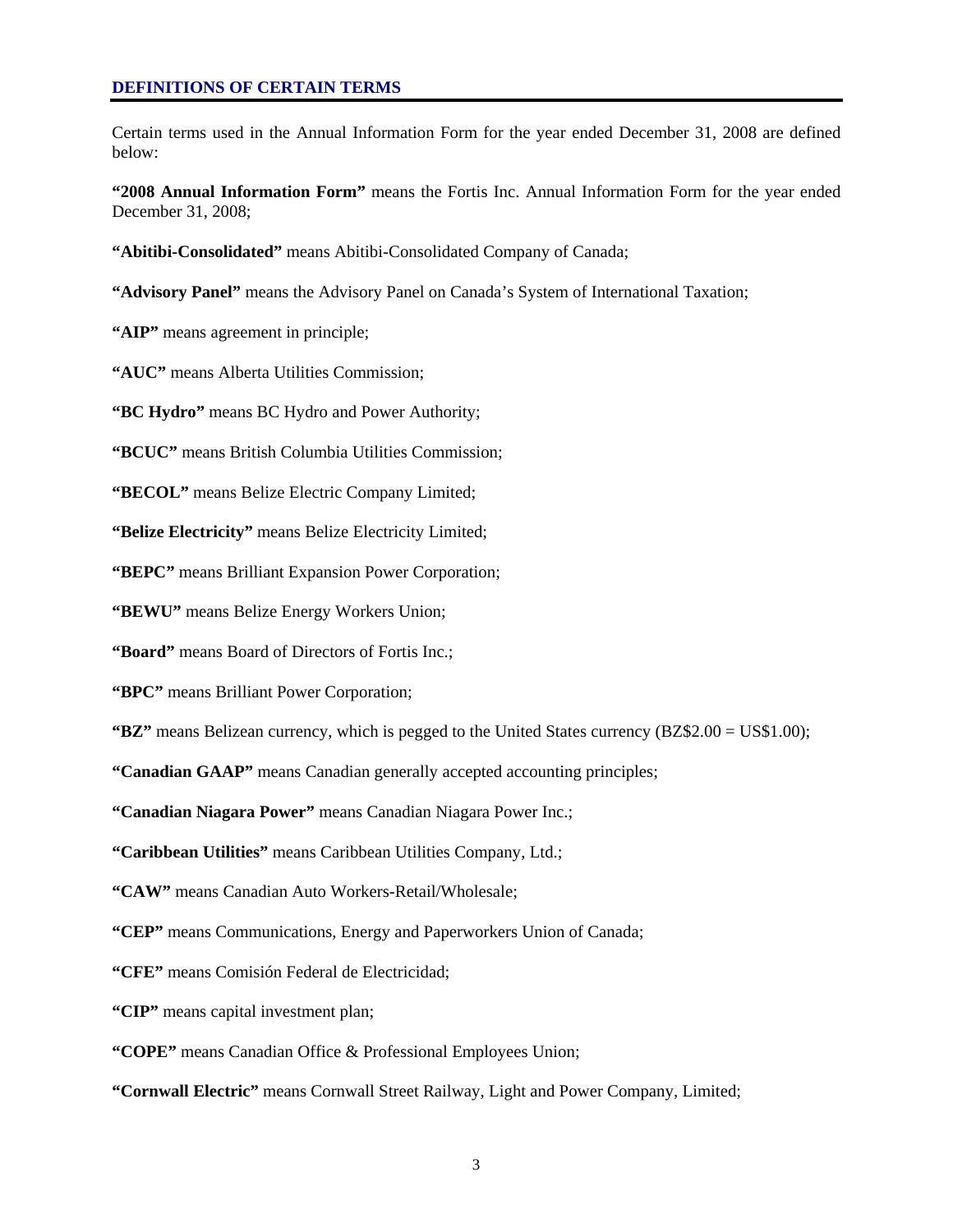## DEFINITIONS OF CERTAIN TERMS

Certain terms used in the Annual Information Form for the year ended December 31, 2008 are defined below:

**"2008 Annual Information Form"** means the Fortis Inc. Annual Information Form for the year ended December 31, 2008;

**"Abitibi-Consolidated"** means Abitibi-Consolidated Company of Canada;

**"Advisory Panel"** means the Advisory Panel on Canada's System of International Taxation;

**"AIP"** means agreement in principle;

**"AUC"** means Alberta Utilities Commission;

**"BC Hydro"** means BC Hydro and Power Authority;

**"BCUC"** means British Columbia Utilities Commission;

**"BECOL"** means Belize Electric Company Limited;

**"Belize Electricity"** means Belize Electricity Limited;

**"BEPC"** means Brilliant Expansion Power Corporation;

**"BEWU"** means Belize Energy Workers Union;

**"Board"** means Board of Directors of Fortis Inc.;

**"BPC"** means Brilliant Power Corporation;

**"BZ"** means Belizean currency, which is pegged to the United States currency (BZ$2.00 = US$1.00);

**"Canadian GAAP"** means Canadian generally accepted accounting principles;

**"Canadian Niagara Power"** means Canadian Niagara Power Inc.;

**"Caribbean Utilities"** means Caribbean Utilities Company, Ltd.;

**"CAW"** means Canadian Auto Workers-Retail/Wholesale;

**"CEP"** means Communications, Energy and Paperworkers Union of Canada;

**"CFE"** means Comisión Federal de Electricidad;

**"CIP"** means capital investment plan;

**"COPE"** means Canadian Office & Professional Employees Union;

**"Cornwall Electric"** means Cornwall Street Railway, Light and Power Company, Limited;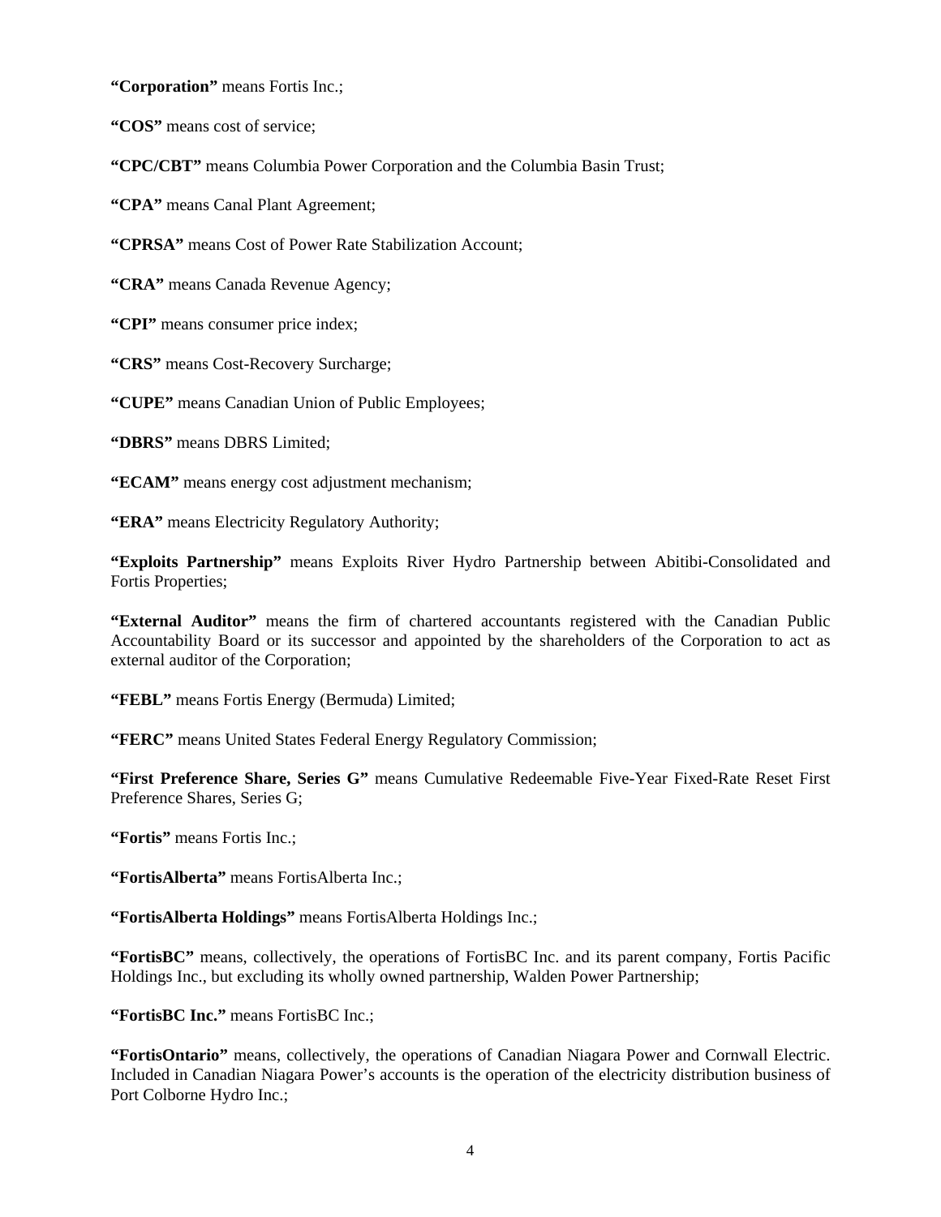**“Corporation”** means Fortis Inc.;

**“COS”** means cost of service;

**“CPC/CBT”** means Columbia Power Corporation and the Columbia Basin Trust;

**“CPA”** means Canal Plant Agreement;

**“CPRSA”** means Cost of Power Rate Stabilization Account;

**“CRA”** means Canada Revenue Agency;

**“CPI”** means consumer price index;

**“CRS”** means Cost-Recovery Surcharge;

**“CUPE”** means Canadian Union of Public Employees;

**“DBRS”** means DBRS Limited;

**“ECAM”** means energy cost adjustment mechanism;

**“ERA”** means Electricity Regulatory Authority;

**“Exploits Partnership”** means Exploits River Hydro Partnership between Abitibi-Consolidated and Fortis Properties;

**“External Auditor”** means the firm of chartered accountants registered with the Canadian Public Accountability Board or its successor and appointed by the shareholders of the Corporation to act as external auditor of the Corporation;

**“FEBL”** means Fortis Energy (Bermuda) Limited;

**“FERC”** means United States Federal Energy Regulatory Commission;

**“First Preference Share, Series G”** means Cumulative Redeemable Five-Year Fixed-Rate Reset First Preference Shares, Series G;

**“Fortis”** means Fortis Inc.;

**“FortisAlberta”** means FortisAlberta Inc.;

**“FortisAlberta Holdings”** means FortisAlberta Holdings Inc.;

**“FortisBC”** means, collectively, the operations of FortisBC Inc. and its parent company, Fortis Pacific Holdings Inc., but excluding its wholly owned partnership, Walden Power Partnership;

**“FortisBC Inc.”** means FortisBC Inc.;

**“FortisOntario”** means, collectively, the operations of Canadian Niagara Power and Cornwall Electric. Included in Canadian Niagara Power’s accounts is the operation of the electricity distribution business of Port Colborne Hydro Inc.;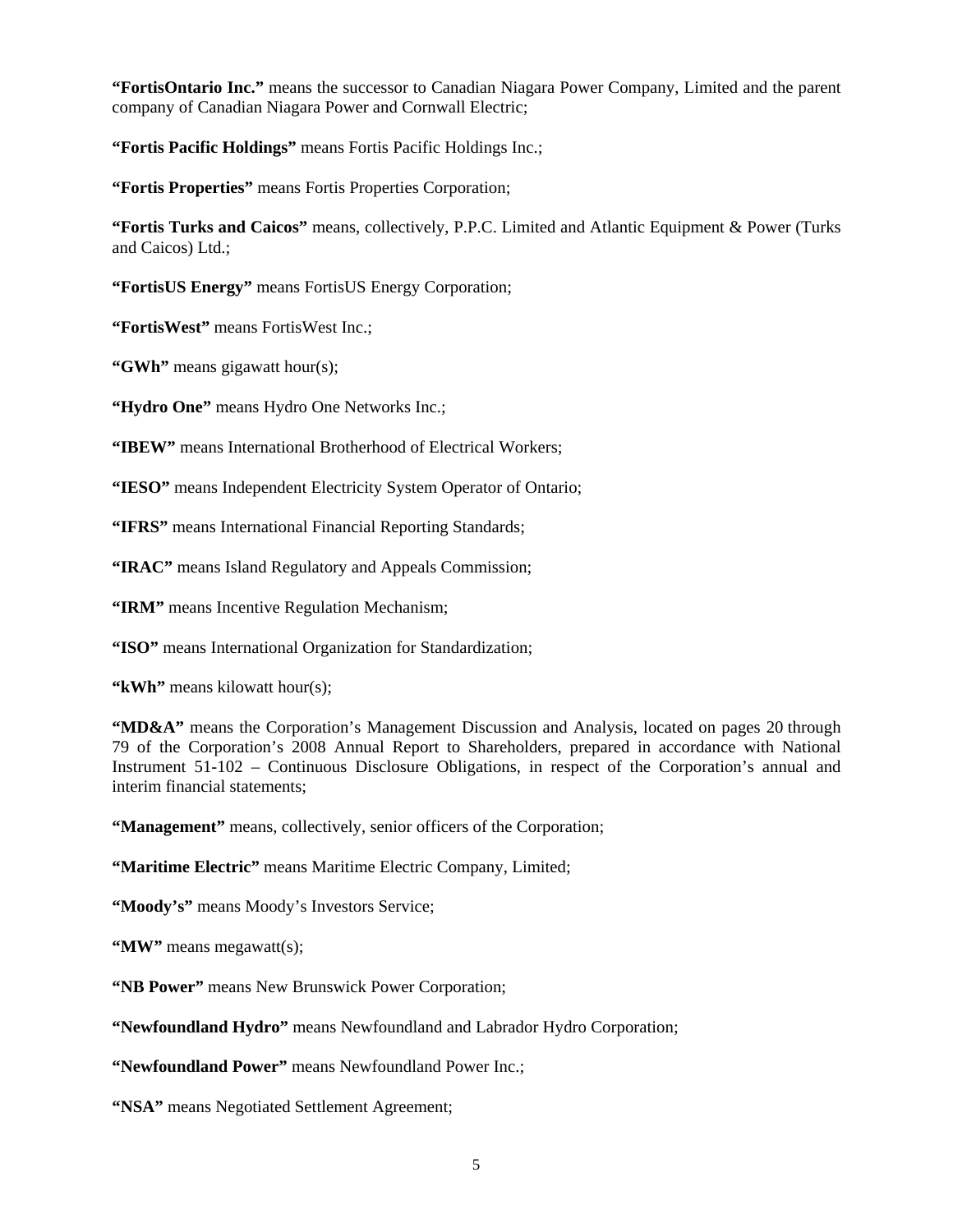**"FortisOntario Inc."** means the successor to Canadian Niagara Power Company, Limited and the parent company of Canadian Niagara Power and Cornwall Electric;

**"Fortis Pacific Holdings"** means Fortis Pacific Holdings Inc.;

**"Fortis Properties"** means Fortis Properties Corporation;

**"Fortis Turks and Caicos"** means, collectively, P.P.C. Limited and Atlantic Equipment & Power (Turks and Caicos) Ltd.;

**"FortisUS Energy"** means FortisUS Energy Corporation;

**"FortisWest"** means FortisWest Inc.;

**"GWh"** means gigawatt hour(s);

**"Hydro One"** means Hydro One Networks Inc.;

**"IBEW"** means International Brotherhood of Electrical Workers;

**"IESO"** means Independent Electricity System Operator of Ontario;

**"IFRS"** means International Financial Reporting Standards;

**"IRAC"** means Island Regulatory and Appeals Commission;

**"IRM"** means Incentive Regulation Mechanism;

**"ISO"** means International Organization for Standardization;

**"kWh"** means kilowatt hour(s);

**"MD&A"** means the Corporation's Management Discussion and Analysis, located on pages 20 through 79 of the Corporation's 2008 Annual Report to Shareholders, prepared in accordance with National Instrument 51-102 – Continuous Disclosure Obligations, in respect of the Corporation's annual and interim financial statements;

**"Management"** means, collectively, senior officers of the Corporation;

**"Maritime Electric"** means Maritime Electric Company, Limited;

**"Moody's"** means Moody's Investors Service;

**"MW"** means megawatt(s);

**"NB Power"** means New Brunswick Power Corporation;

**"Newfoundland Hydro"** means Newfoundland and Labrador Hydro Corporation;

**"Newfoundland Power"** means Newfoundland Power Inc.;

**"NSA"** means Negotiated Settlement Agreement;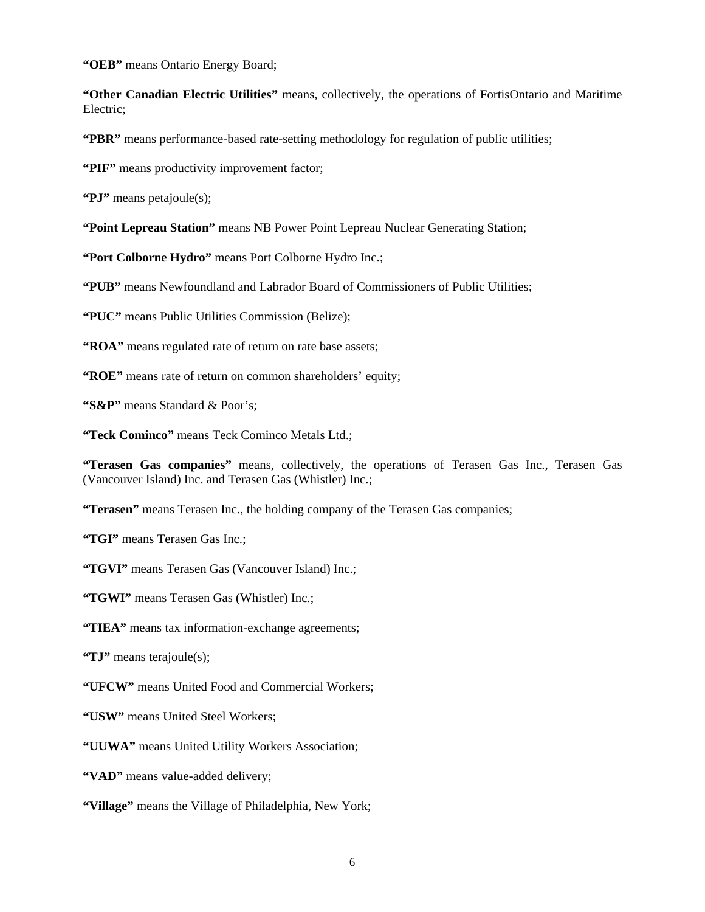**“OEB”** means Ontario Energy Board;

**“Other Canadian Electric Utilities”** means, collectively, the operations of FortisOntario and Maritime Electric;

**“PBR”** means performance-based rate-setting methodology for regulation of public utilities;

**“PIF”** means productivity improvement factor;

**“PJ”** means petajoule(s);

**“Point Lepreau Station”** means NB Power Point Lepreau Nuclear Generating Station;

**“Port Colborne Hydro”** means Port Colborne Hydro Inc.;

**“PUB”** means Newfoundland and Labrador Board of Commissioners of Public Utilities;

**“PUC”** means Public Utilities Commission (Belize);

**“ROA”** means regulated rate of return on rate base assets;

**“ROE”** means rate of return on common shareholders’ equity;

**“S&P”** means Standard & Poor’s;

**“Teck Cominco”** means Teck Cominco Metals Ltd.;

**“Terasen Gas companies”** means, collectively, the operations of Terasen Gas Inc., Terasen Gas (Vancouver Island) Inc. and Terasen Gas (Whistler) Inc.;

**“Terasen”** means Terasen Inc., the holding company of the Terasen Gas companies;

**“TGI”** means Terasen Gas Inc.;

**“TGVI”** means Terasen Gas (Vancouver Island) Inc.;

**“TGWI”** means Terasen Gas (Whistler) Inc.;

**“TIEA”** means tax information-exchange agreements;

**“TJ”** means terajoule(s);

**“UFCW”** means United Food and Commercial Workers;

**“USW”** means United Steel Workers;

**“UUWA”** means United Utility Workers Association;

**“VAD”** means value-added delivery;

**“Village”** means the Village of Philadelphia, New York;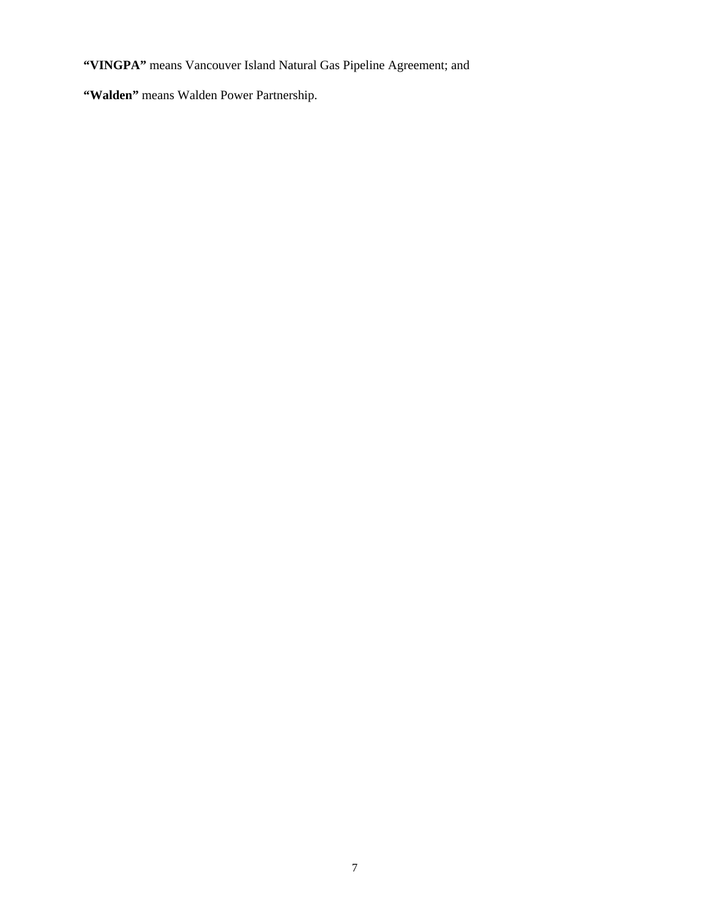**“VINGPA”** means Vancouver Island Natural Gas Pipeline Agreement; and

**“Walden”** means Walden Power Partnership.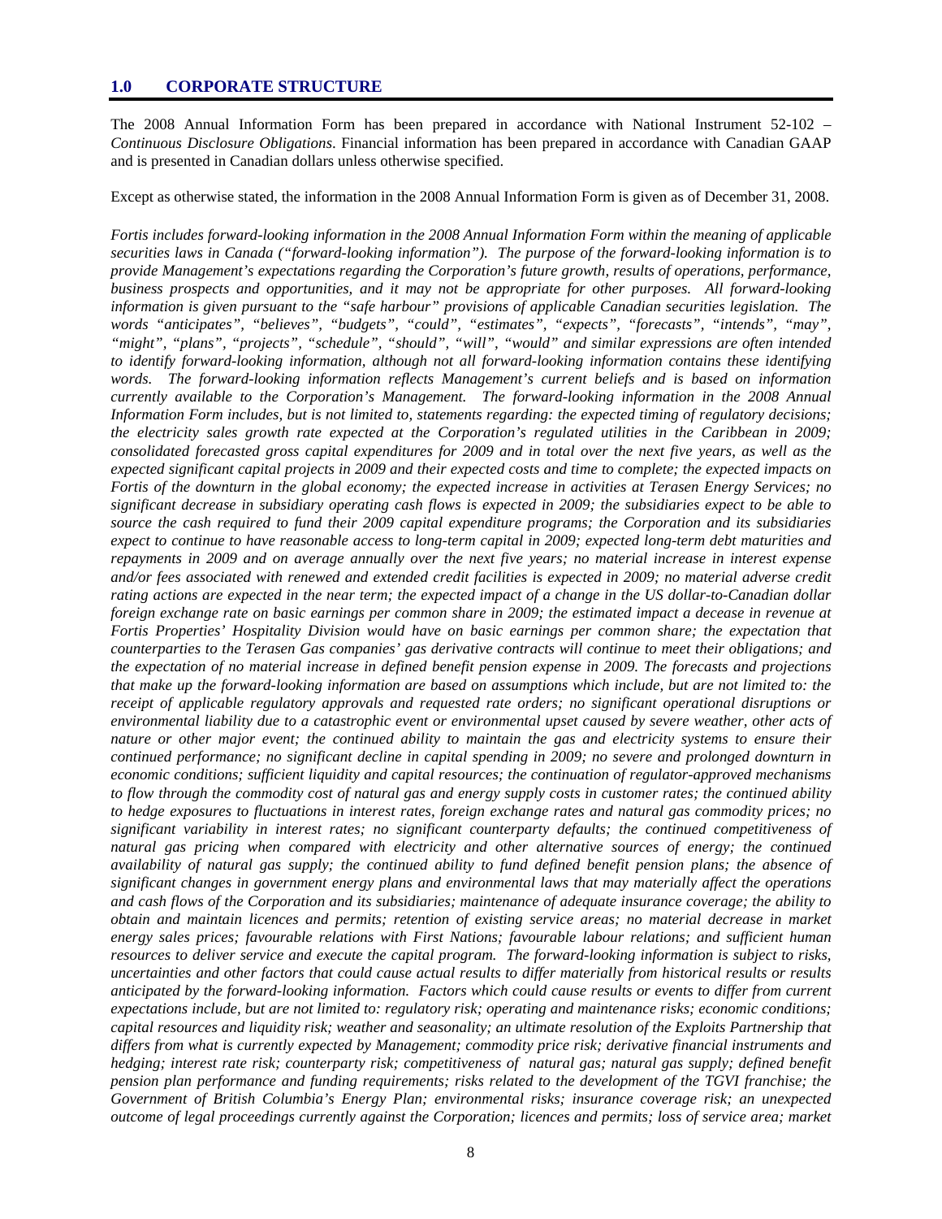## 1.0 CORPORATE STRUCTURE

The 2008 Annual Information Form has been prepared in accordance with National Instrument 52-102 – *Continuous Disclosure Obligations*. Financial information has been prepared in accordance with Canadian GAAP and is presented in Canadian dollars unless otherwise specified.

Except as otherwise stated, the information in the 2008 Annual Information Form is given as of December 31, 2008.

*Fortis includes forward-looking information in the 2008 Annual Information Form within the meaning of applicable securities laws in Canada ("forward-looking information"). The purpose of the forward-looking information is to provide Management's expectations regarding the Corporation's future growth, results of operations, performance, business prospects and opportunities, and it may not be appropriate for other purposes. All forward-looking information is given pursuant to the "safe harbour" provisions of applicable Canadian securities legislation. The words "anticipates", "believes", "budgets", "could", "estimates", "expects", "forecasts", "intends", "may", "might", "plans", "projects", "schedule", "should", "will", "would" and similar expressions are often intended to identify forward-looking information, although not all forward-looking information contains these identifying words. The forward-looking information reflects Management's current beliefs and is based on information currently available to the Corporation's Management. The forward-looking information in the 2008 Annual Information Form includes, but is not limited to, statements regarding: the expected timing of regulatory decisions; the electricity sales growth rate expected at the Corporation's regulated utilities in the Caribbean in 2009; consolidated forecasted gross capital expenditures for 2009 and in total over the next five years, as well as the expected significant capital projects in 2009 and their expected costs and time to complete; the expected impacts on Fortis of the downturn in the global economy; the expected increase in activities at Terasen Energy Services; no significant decrease in subsidiary operating cash flows is expected in 2009; the subsidiaries expect to be able to source the cash required to fund their 2009 capital expenditure programs; the Corporation and its subsidiaries expect to continue to have reasonable access to long-term capital in 2009; expected long-term debt maturities and repayments in 2009 and on average annually over the next five years; no material increase in interest expense and/or fees associated with renewed and extended credit facilities is expected in 2009; no material adverse credit rating actions are expected in the near term; the expected impact of a change in the US dollar-to-Canadian dollar foreign exchange rate on basic earnings per common share in 2009; the estimated impact a decrease in revenue at Fortis Properties' Hospitality Division would have on basic earnings per common share; the expectation that counterparties to the Terasen Gas companies' gas derivative contracts will continue to meet their obligations; and the expectation of no material increase in defined benefit pension expense in 2009. The forecasts and projections that make up the forward-looking information are based on assumptions which include, but are not limited to: the receipt of applicable regulatory approvals and requested rate orders; no significant operational disruptions or environmental liability due to a catastrophic event or environmental upset caused by severe weather, other acts of nature or other major event; the continued ability to maintain the gas and electricity systems to ensure their continued performance; no significant decline in capital spending in 2009; no severe and prolonged downturn in economic conditions; sufficient liquidity and capital resources; the continuation of regulator-approved mechanisms to flow through the commodity cost of natural gas and energy supply costs in customer rates; the continued ability to hedge exposures to fluctuations in interest rates, foreign exchange rates and natural gas commodity prices; no significant variability in interest rates; no significant counterparty defaults; the continued competitiveness of natural gas pricing when compared with electricity and other alternative sources of energy; the continued availability of natural gas supply; the continued ability to fund defined benefit pension plans; the absence of significant changes in government energy plans and environmental laws that may materially affect the operations and cash flows of the Corporation and its subsidiaries; maintenance of adequate insurance coverage; the ability to obtain and maintain licences and permits; retention of existing service areas; no material decrease in market energy sales prices; favourable relations with First Nations; favourable labour relations; and sufficient human resources to deliver service and execute the capital program. The forward-looking information is subject to risks, uncertainties and other factors that could cause actual results to differ materially from historical results or results anticipated by the forward-looking information. Factors which could cause results or events to differ from current expectations include, but are not limited to: regulatory risk; operating and maintenance risks; economic conditions; capital resources and liquidity risk; weather and seasonality; an ultimate resolution of the Exploits Partnership that differs from what is currently expected by Management; commodity price risk; derivative financial instruments and hedging; interest rate risk; counterparty risk; competitiveness of natural gas; natural gas supply; defined benefit pension plan performance and funding requirements; risks related to the development of the TGVI franchise; the Government of British Columbia's Energy Plan; environmental risks; insurance coverage risk; an unexpected outcome of legal proceedings currently against the Corporation; licences and permits; loss of service area; market*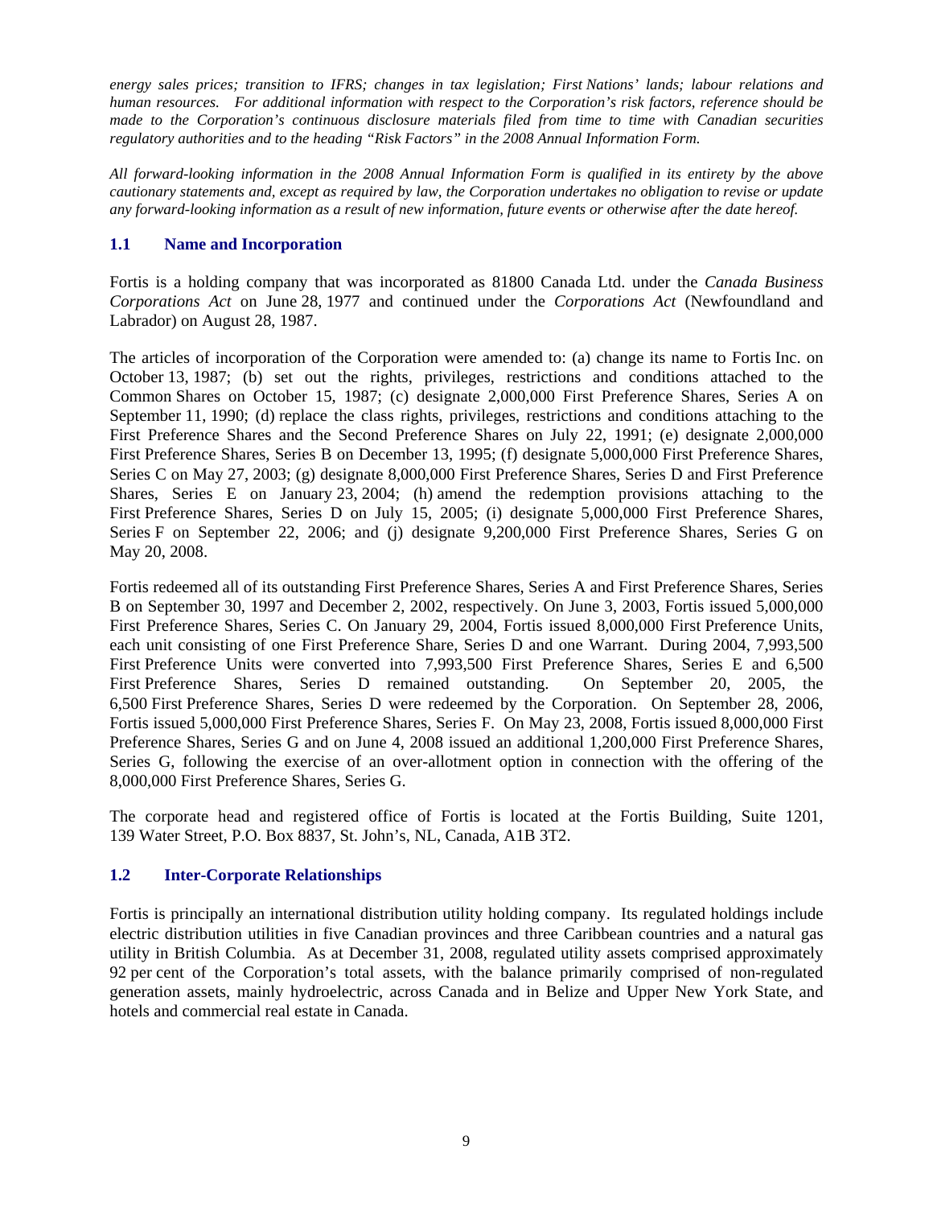*energy sales prices; transition to IFRS; changes in tax legislation; First Nations' lands; labour relations and human resources. For additional information with respect to the Corporation's risk factors, reference should be made to the Corporation's continuous disclosure materials filed from time to time with Canadian securities regulatory authorities and to the heading "Risk Factors" in the 2008 Annual Information Form.*

*All forward-looking information in the 2008 Annual Information Form is qualified in its entirety by the above cautionary statements and, except as required by law, the Corporation undertakes no obligation to revise or update any forward-looking information as a result of new information, future events or otherwise after the date hereof.*

## 1.1 Name and Incorporation

Fortis is a holding company that was incorporated as 81800 Canada Ltd. under the *Canada Business Corporations Act* on June 28, 1977 and continued under the *Corporations Act* (Newfoundland and Labrador) on August 28, 1987.

The articles of incorporation of the Corporation were amended to: (a) change its name to Fortis Inc. on October 13, 1987; (b) set out the rights, privileges, restrictions and conditions attached to the Common Shares on October 15, 1987; (c) designate 2,000,000 First Preference Shares, Series A on September 11, 1990; (d) replace the class rights, privileges, restrictions and conditions attaching to the First Preference Shares and the Second Preference Shares on July 22, 1991; (e) designate 2,000,000 First Preference Shares, Series B on December 13, 1995; (f) designate 5,000,000 First Preference Shares, Series C on May 27, 2003; (g) designate 8,000,000 First Preference Shares, Series D and First Preference Shares, Series E on January 23, 2004; (h) amend the redemption provisions attaching to the First Preference Shares, Series D on July 15, 2005; (i) designate 5,000,000 First Preference Shares, Series F on September 22, 2006; and (j) designate 9,200,000 First Preference Shares, Series G on May 20, 2008.

Fortis redeemed all of its outstanding First Preference Shares, Series A and First Preference Shares, Series B on September 30, 1997 and December 2, 2002, respectively. On June 3, 2003, Fortis issued 5,000,000 First Preference Shares, Series C. On January 29, 2004, Fortis issued 8,000,000 First Preference Units, each unit consisting of one First Preference Share, Series D and one Warrant. During 2004, 7,993,500 First Preference Units were converted into 7,993,500 First Preference Shares, Series E and 6,500 First Preference Shares, Series D remained outstanding. On September 20, 2005, the 6,500 First Preference Shares, Series D were redeemed by the Corporation. On September 28, 2006, Fortis issued 5,000,000 First Preference Shares, Series F. On May 23, 2008, Fortis issued 8,000,000 First Preference Shares, Series G and on June 4, 2008 issued an additional 1,200,000 First Preference Shares, Series G, following the exercise of an over-allotment option in connection with the offering of the 8,000,000 First Preference Shares, Series G.

The corporate head and registered office of Fortis is located at the Fortis Building, Suite 1201, 139 Water Street, P.O. Box 8837, St. John's, NL, Canada, A1B 3T2.

## 1.2 Inter-Corporate Relationships

Fortis is principally an international distribution utility holding company. Its regulated holdings include electric distribution utilities in five Canadian provinces and three Caribbean countries and a natural gas utility in British Columbia. As at December 31, 2008, regulated utility assets comprised approximately 92 per cent of the Corporation's total assets, with the balance primarily comprised of non-regulated generation assets, mainly hydroelectric, across Canada and in Belize and Upper New York State, and hotels and commercial real estate in Canada.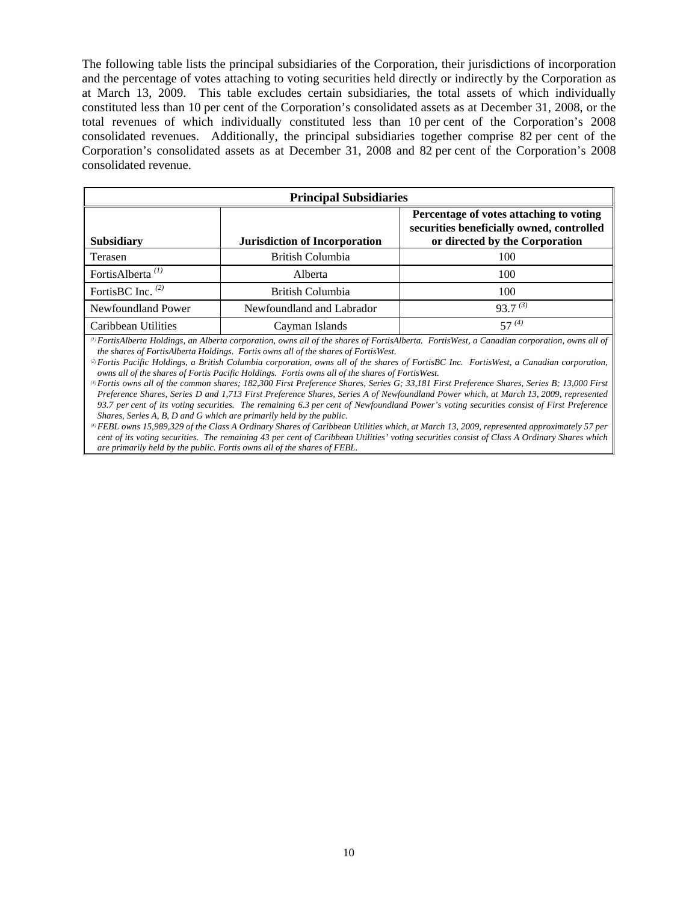The following table lists the principal subsidiaries of the Corporation, their jurisdictions of incorporation and the percentage of votes attaching to voting securities held directly or indirectly by the Corporation as at March 13, 2009. This table excludes certain subsidiaries, the total assets of which individually constituted less than 10 per cent of the Corporation's consolidated assets as at December 31, 2008, or the total revenues of which individually constituted less than 10 per cent of the Corporation's 2008 consolidated revenues. Additionally, the principal subsidiaries together comprise 82 per cent of the Corporation's consolidated assets as at December 31, 2008 and 82 per cent of the Corporation's 2008 consolidated revenue.

**Principal Subsidiaries**

| Subsidiary | Jurisdiction of Incorporation | Percentage of votes attaching to voting securities beneficially owned, controlled or directed by the Corporation |
|---|---|---|
| Terasen | British Columbia | 100 |
| FortisAlberta [(1)] | Alberta | 100 |
| FortisBC Inc. [(2)] | British Columbia | 100 |
| Newfoundland Power | Newfoundland and Labrador | 93.7 [(3)] |
| Caribbean Utilities | Cayman Islands | 57 [(4)] |

*[(1)] FortisAlberta Holdings, an Alberta corporation, owns all of the shares of FortisAlberta. FortisWest, a Canadian corporation, owns all of the shares of FortisAlberta Holdings. Fortis owns all of the shares of FortisWest.*

*[(2)] Fortis Pacific Holdings, a British Columbia corporation, owns all of the shares of FortisBC Inc. FortisWest, a Canadian corporation, owns all of the shares of Fortis Pacific Holdings. Fortis owns all of the shares of FortisWest.*

*[(3)] Fortis owns all of the common shares; 182,300 First Preference Shares, Series G; 33,181 First Preference Shares, Series B; 13,000 First Preference Shares, Series D and 1,713 First Preference Shares, Series A of Newfoundland Power which, at March 13, 2009, represented 93.7 per cent of its voting securities. The remaining 6.3 per cent of Newfoundland Power's voting securities consist of First Preference Shares, Series A, B, D and G which are primarily held by the public.*

*[(4)] FEBL owns 15,989,329 of the Class A Ordinary Shares of Caribbean Utilities which, at March 13, 2009, represented approximately 57 per cent of its voting securities. The remaining 43 per cent of Caribbean Utilities' voting securities consist of Class A Ordinary Shares which are primarily held by the public. Fortis owns all of the shares of FEBL.*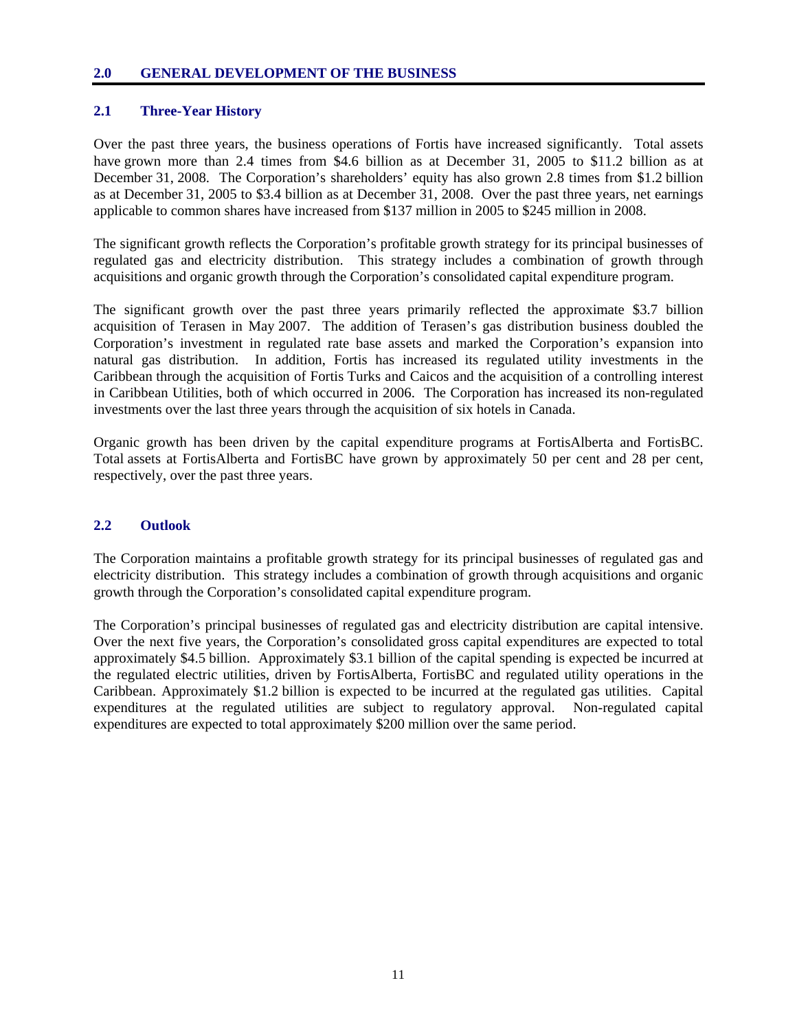## 2.0 GENERAL DEVELOPMENT OF THE BUSINESS

### 2.1 Three-Year History

Over the past three years, the business operations of Fortis have increased significantly. Total assets have grown more than 2.4 times from $4.6 billion as at December 31, 2005 to $11.2 billion as at December 31, 2008. The Corporation's shareholders' equity has also grown 2.8 times from $1.2 billion as at December 31, 2005 to $3.4 billion as at December 31, 2008. Over the past three years, net earnings applicable to common shares have increased from $137 million in 2005 to $245 million in 2008.

The significant growth reflects the Corporation's profitable growth strategy for its principal businesses of regulated gas and electricity distribution. This strategy includes a combination of growth through acquisitions and organic growth through the Corporation's consolidated capital expenditure program.

The significant growth over the past three years primarily reflected the approximate $3.7 billion acquisition of Terasen in May 2007. The addition of Terasen's gas distribution business doubled the Corporation's investment in regulated rate base assets and marked the Corporation's expansion into natural gas distribution. In addition, Fortis has increased its regulated utility investments in the Caribbean through the acquisition of Fortis Turks and Caicos and the acquisition of a controlling interest in Caribbean Utilities, both of which occurred in 2006. The Corporation has increased its non-regulated investments over the last three years through the acquisition of six hotels in Canada.

Organic growth has been driven by the capital expenditure programs at FortisAlberta and FortisBC. Total assets at FortisAlberta and FortisBC have grown by approximately 50 per cent and 28 per cent, respectively, over the past three years.

### 2.2 Outlook

The Corporation maintains a profitable growth strategy for its principal businesses of regulated gas and electricity distribution. This strategy includes a combination of growth through acquisitions and organic growth through the Corporation's consolidated capital expenditure program.

The Corporation's principal businesses of regulated gas and electricity distribution are capital intensive. Over the next five years, the Corporation's consolidated gross capital expenditures are expected to total approximately $4.5 billion. Approximately $3.1 billion of the capital spending is expected be incurred at the regulated electric utilities, driven by FortisAlberta, FortisBC and regulated utility operations in the Caribbean. Approximately $1.2 billion is expected to be incurred at the regulated gas utilities. Capital expenditures at the regulated utilities are subject to regulatory approval. Non-regulated capital expenditures are expected to total approximately $200 million over the same period.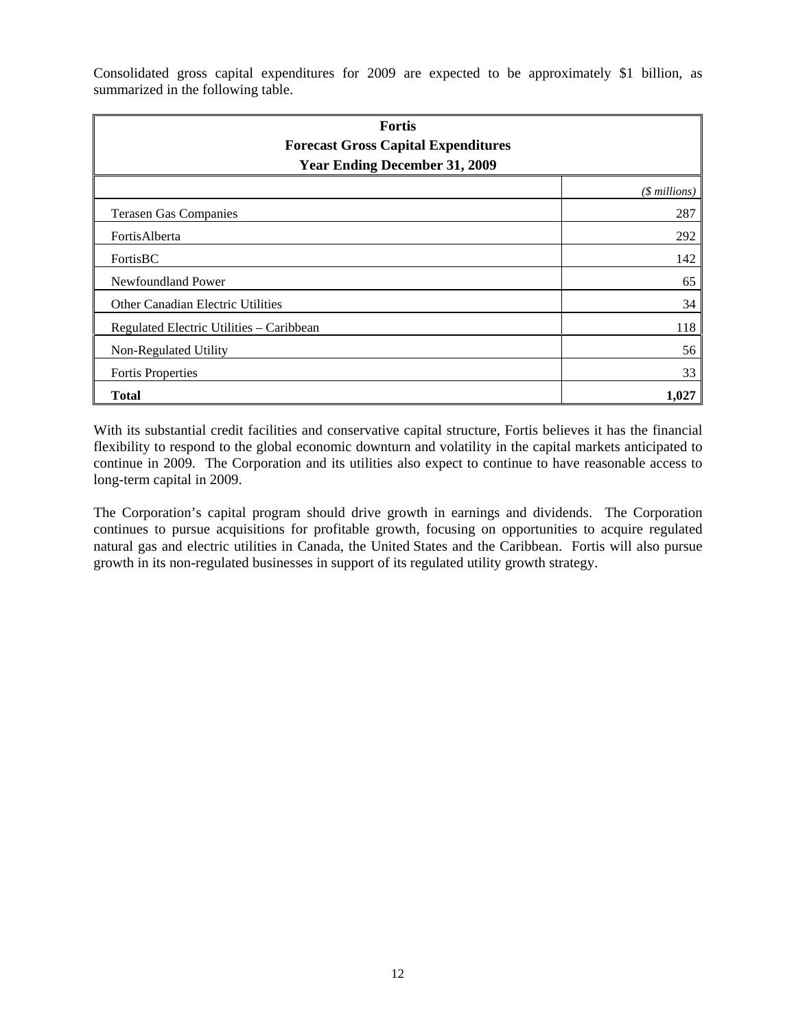Consolidated gross capital expenditures for 2009 are expected to be approximately $1 billion, as summarized in the following table.

| Fortis<br>Forecast Gross Capital Expenditures<br>Year Ending December 31, 2009 | |
|---|---|
| | *($ millions)* |
| Terasen Gas Companies | 287 |
| FortisAlberta | 292 |
| FortisBC | 142 |
| Newfoundland Power | 65 |
| Other Canadian Electric Utilities | 34 |
| Regulated Electric Utilities – Caribbean | 118 |
| Non-Regulated Utility | 56 |
| Fortis Properties | 33 |
| **Total** | **1,027** |

With its substantial credit facilities and conservative capital structure, Fortis believes it has the financial flexibility to respond to the global economic downturn and volatility in the capital markets anticipated to continue in 2009. The Corporation and its utilities also expect to continue to have reasonable access to long-term capital in 2009.

The Corporation's capital program should drive growth in earnings and dividends. The Corporation continues to pursue acquisitions for profitable growth, focusing on opportunities to acquire regulated natural gas and electric utilities in Canada, the United States and the Caribbean. Fortis will also pursue growth in its non-regulated businesses in support of its regulated utility growth strategy.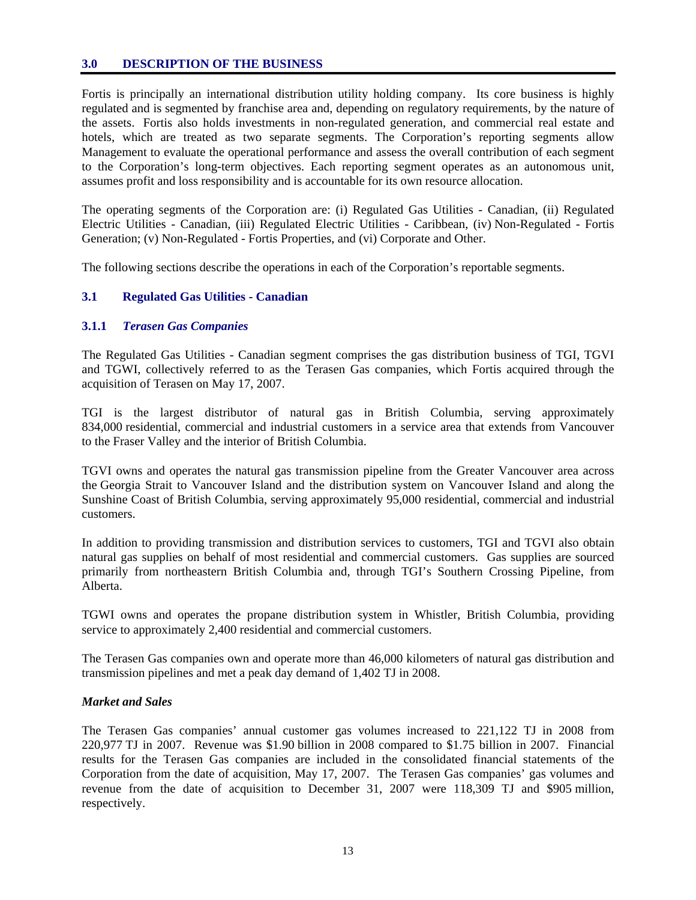## 3.0 DESCRIPTION OF THE BUSINESS

Fortis is principally an international distribution utility holding company. Its core business is highly regulated and is segmented by franchise area and, depending on regulatory requirements, by the nature of the assets. Fortis also holds investments in non-regulated generation, and commercial real estate and hotels, which are treated as two separate segments. The Corporation's reporting segments allow Management to evaluate the operational performance and assess the overall contribution of each segment to the Corporation's long-term objectives. Each reporting segment operates as an autonomous unit, assumes profit and loss responsibility and is accountable for its own resource allocation.

The operating segments of the Corporation are: (i) Regulated Gas Utilities - Canadian, (ii) Regulated Electric Utilities - Canadian, (iii) Regulated Electric Utilities - Caribbean, (iv) Non-Regulated - Fortis Generation; (v) Non-Regulated - Fortis Properties, and (vi) Corporate and Other.

The following sections describe the operations in each of the Corporation's reportable segments.

### 3.1 Regulated Gas Utilities - Canadian

#### 3.1.1 *Terasen Gas Companies*

The Regulated Gas Utilities - Canadian segment comprises the gas distribution business of TGI, TGVI and TGWI, collectively referred to as the Terasen Gas companies, which Fortis acquired through the acquisition of Terasen on May 17, 2007.

TGI is the largest distributor of natural gas in British Columbia, serving approximately 834,000 residential, commercial and industrial customers in a service area that extends from Vancouver to the Fraser Valley and the interior of British Columbia.

TGVI owns and operates the natural gas transmission pipeline from the Greater Vancouver area across the Georgia Strait to Vancouver Island and the distribution system on Vancouver Island and along the Sunshine Coast of British Columbia, serving approximately 95,000 residential, commercial and industrial customers.

In addition to providing transmission and distribution services to customers, TGI and TGVI also obtain natural gas supplies on behalf of most residential and commercial customers. Gas supplies are sourced primarily from northeastern British Columbia and, through TGI's Southern Crossing Pipeline, from Alberta.

TGWI owns and operates the propane distribution system in Whistler, British Columbia, providing service to approximately 2,400 residential and commercial customers.

The Terasen Gas companies own and operate more than 46,000 kilometers of natural gas distribution and transmission pipelines and met a peak day demand of 1,402 TJ in 2008.

***Market and Sales***

The Terasen Gas companies' annual customer gas volumes increased to 221,122 TJ in 2008 from 220,977 TJ in 2007. Revenue was $1.90 billion in 2008 compared to $1.75 billion in 2007. Financial results for the Terasen Gas companies are included in the consolidated financial statements of the Corporation from the date of acquisition, May 17, 2007. The Terasen Gas companies' gas volumes and revenue from the date of acquisition to December 31, 2007 were 118,309 TJ and $905 million, respectively.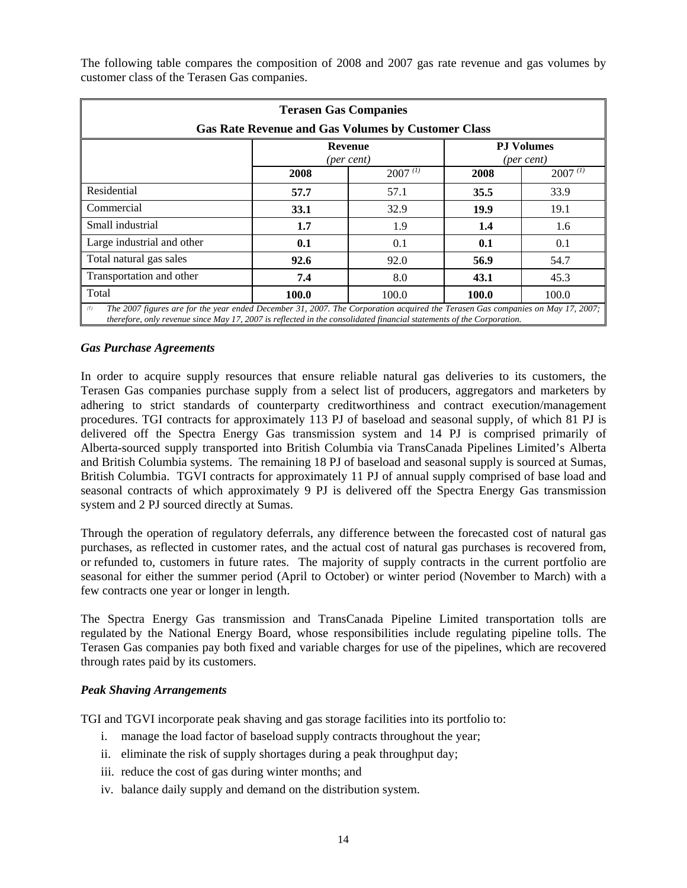The following table compares the composition of 2008 and 2007 gas rate revenue and gas volumes by customer class of the Terasen Gas companies.

| **Terasen Gas Companies**<br>**Gas Rate Revenue and Gas Volumes by Customer Class** | | | | |
|---|---|---|---|---|
| | **Revenue** *(per cent)* | | **PJ Volumes** *(per cent)* | |
| | **2008** | 2007 [(1)] | **2008** | 2007 [(1)] |
| Residential | **57.7** | 57.1 | **35.5** | 33.9 |
| Commercial | **33.1** | 32.9 | **19.9** | 19.1 |
| Small industrial | **1.7** | 1.9 | **1.4** | 1.6 |
| Large industrial and other | **0.1** | 0.1 | **0.1** | 0.1 |
| Total natural gas sales | **92.6** | 92.0 | **56.9** | 54.7 |
| Transportation and other | **7.4** | 8.0 | **43.1** | 45.3 |
| Total | **100.0** | 100.0 | **100.0** | 100.0 |

*(1) The 2007 figures are for the year ended December 31, 2007. The Corporation acquired the Terasen Gas companies on May 17, 2007; therefore, only revenue since May 17, 2007 is reflected in the consolidated financial statements of the Corporation.*

### *Gas Purchase Agreements*

In order to acquire supply resources that ensure reliable natural gas deliveries to its customers, the Terasen Gas companies purchase supply from a select list of producers, aggregators and marketers by adhering to strict standards of counterparty creditworthiness and contract execution/management procedures. TGI contracts for approximately 113 PJ of baseload and seasonal supply, of which 81 PJ is delivered off the Spectra Energy Gas transmission system and 14 PJ is comprised primarily of Alberta-sourced supply transported into British Columbia via TransCanada Pipelines Limited's Alberta and British Columbia systems. The remaining 18 PJ of baseload and seasonal supply is sourced at Sumas, British Columbia. TGVI contracts for approximately 11 PJ of annual supply comprised of base load and seasonal contracts of which approximately 9 PJ is delivered off the Spectra Energy Gas transmission system and 2 PJ sourced directly at Sumas.

Through the operation of regulatory deferrals, any difference between the forecasted cost of natural gas purchases, as reflected in customer rates, and the actual cost of natural gas purchases is recovered from, or refunded to, customers in future rates. The majority of supply contracts in the current portfolio are seasonal for either the summer period (April to October) or winter period (November to March) with a few contracts one year or longer in length.

The Spectra Energy Gas transmission and TransCanada Pipeline Limited transportation tolls are regulated by the National Energy Board, whose responsibilities include regulating pipeline tolls. The Terasen Gas companies pay both fixed and variable charges for use of the pipelines, which are recovered through rates paid by its customers.

### *Peak Shaving Arrangements*

TGI and TGVI incorporate peak shaving and gas storage facilities into its portfolio to:

i. manage the load factor of baseload supply contracts throughout the year;
ii. eliminate the risk of supply shortages during a peak throughput day;
iii. reduce the cost of gas during winter months; and
iv. balance daily supply and demand on the distribution system.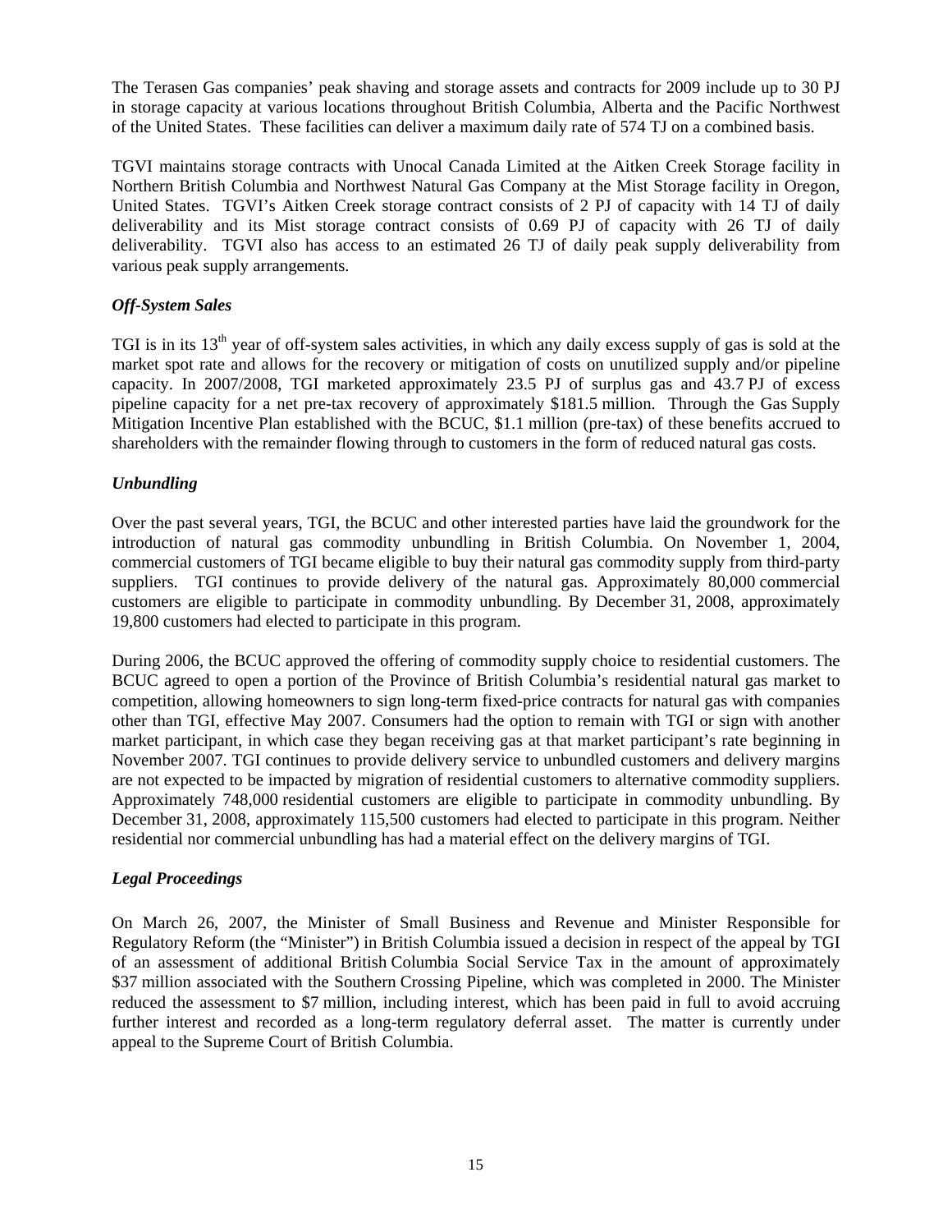The Terasen Gas companies' peak shaving and storage assets and contracts for 2009 include up to 30 PJ in storage capacity at various locations throughout British Columbia, Alberta and the Pacific Northwest of the United States. These facilities can deliver a maximum daily rate of 574 TJ on a combined basis.

TGVI maintains storage contracts with Unocal Canada Limited at the Aitken Creek Storage facility in Northern British Columbia and Northwest Natural Gas Company at the Mist Storage facility in Oregon, United States. TGVI's Aitken Creek storage contract consists of 2 PJ of capacity with 14 TJ of daily deliverability and its Mist storage contract consists of 0.69 PJ of capacity with 26 TJ of daily deliverability. TGVI also has access to an estimated 26 TJ of daily peak supply deliverability from various peak supply arrangements.

***Off-System Sales***

TGI is in its 13th year of off-system sales activities, in which any daily excess supply of gas is sold at the market spot rate and allows for the recovery or mitigation of costs on unutilized supply and/or pipeline capacity. In 2007/2008, TGI marketed approximately 23.5 PJ of surplus gas and 43.7 PJ of excess pipeline capacity for a net pre-tax recovery of approximately $181.5 million. Through the Gas Supply Mitigation Incentive Plan established with the BCUC, $1.1 million (pre-tax) of these benefits accrued to shareholders with the remainder flowing through to customers in the form of reduced natural gas costs.

***Unbundling***

Over the past several years, TGI, the BCUC and other interested parties have laid the groundwork for the introduction of natural gas commodity unbundling in British Columbia. On November 1, 2004, commercial customers of TGI became eligible to buy their natural gas commodity supply from third-party suppliers. TGI continues to provide delivery of the natural gas. Approximately 80,000 commercial customers are eligible to participate in commodity unbundling. By December 31, 2008, approximately 19,800 customers had elected to participate in this program.

During 2006, the BCUC approved the offering of commodity supply choice to residential customers. The BCUC agreed to open a portion of the Province of British Columbia's residential natural gas market to competition, allowing homeowners to sign long-term fixed-price contracts for natural gas with companies other than TGI, effective May 2007. Consumers had the option to remain with TGI or sign with another market participant, in which case they began receiving gas at that market participant's rate beginning in November 2007. TGI continues to provide delivery service to unbundled customers and delivery margins are not expected to be impacted by migration of residential customers to alternative commodity suppliers. Approximately 748,000 residential customers are eligible to participate in commodity unbundling. By December 31, 2008, approximately 115,500 customers had elected to participate in this program. Neither residential nor commercial unbundling has had a material effect on the delivery margins of TGI.

***Legal Proceedings***

On March 26, 2007, the Minister of Small Business and Revenue and Minister Responsible for Regulatory Reform (the "Minister") in British Columbia issued a decision in respect of the appeal by TGI of an assessment of additional British Columbia Social Service Tax in the amount of approximately $37 million associated with the Southern Crossing Pipeline, which was completed in 2000. The Minister reduced the assessment to $7 million, including interest, which has been paid in full to avoid accruing further interest and recorded as a long-term regulatory deferral asset. The matter is currently under appeal to the Supreme Court of British Columbia.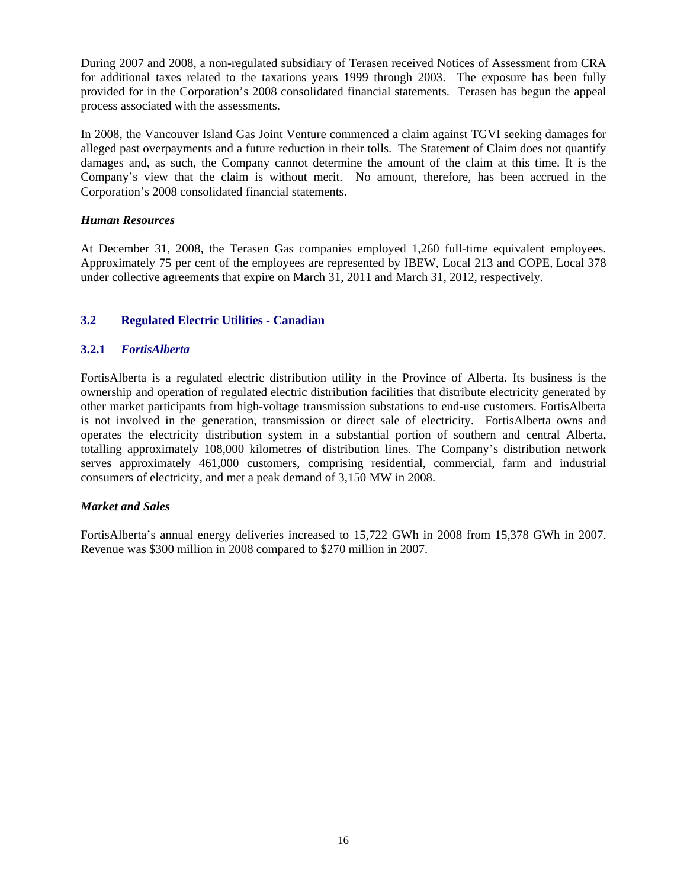During 2007 and 2008, a non-regulated subsidiary of Terasen received Notices of Assessment from CRA for additional taxes related to the taxations years 1999 through 2003. The exposure has been fully provided for in the Corporation's 2008 consolidated financial statements. Terasen has begun the appeal process associated with the assessments.

In 2008, the Vancouver Island Gas Joint Venture commenced a claim against TGVI seeking damages for alleged past overpayments and a future reduction in their tolls. The Statement of Claim does not quantify damages and, as such, the Company cannot determine the amount of the claim at this time. It is the Company's view that the claim is without merit. No amount, therefore, has been accrued in the Corporation's 2008 consolidated financial statements.

***Human Resources***

At December 31, 2008, the Terasen Gas companies employed 1,260 full-time equivalent employees. Approximately 75 per cent of the employees are represented by IBEW, Local 213 and COPE, Local 378 under collective agreements that expire on March 31, 2011 and March 31, 2012, respectively.

## 3.2 Regulated Electric Utilities - Canadian

### 3.2.1 *FortisAlberta*

FortisAlberta is a regulated electric distribution utility in the Province of Alberta. Its business is the ownership and operation of regulated electric distribution facilities that distribute electricity generated by other market participants from high-voltage transmission substations to end-use customers. FortisAlberta is not involved in the generation, transmission or direct sale of electricity. FortisAlberta owns and operates the electricity distribution system in a substantial portion of southern and central Alberta, totalling approximately 108,000 kilometres of distribution lines. The Company's distribution network serves approximately 461,000 customers, comprising residential, commercial, farm and industrial consumers of electricity, and met a peak demand of 3,150 MW in 2008.

***Market and Sales***

FortisAlberta's annual energy deliveries increased to 15,722 GWh in 2008 from 15,378 GWh in 2007. Revenue was $300 million in 2008 compared to $270 million in 2007.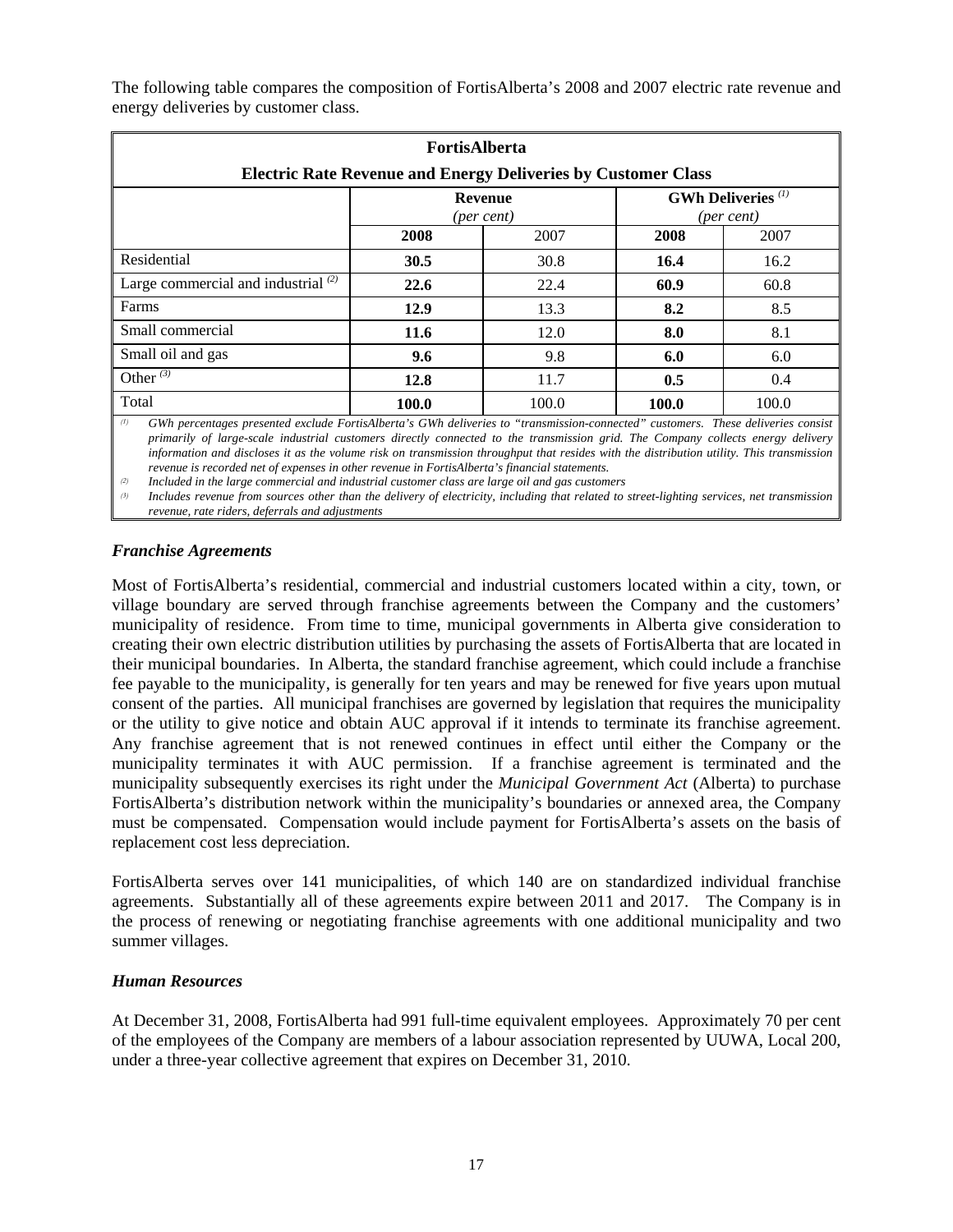The following table compares the composition of FortisAlberta's 2008 and 2007 electric rate revenue and energy deliveries by customer class.

| FortisAlberta Electric Rate Revenue and Energy Deliveries by Customer Class | | | | |
|---|---|---|---|---|
| | Revenue *(per cent)* | | GWh Deliveries [(1)] *(per cent)* | |
| | **2008** | 2007 | **2008** | 2007 |
| Residential | **30.5** | 30.8 | **16.4** | 16.2 |
| Large commercial and industrial [(2)] | **22.6** | 22.4 | **60.9** | 60.8 |
| Farms | **12.9** | 13.3 | **8.2** | 8.5 |
| Small commercial | **11.6** | 12.0 | **8.0** | 8.1 |
| Small oil and gas | **9.6** | 9.8 | **6.0** | 6.0 |
| Other [(3)] | **12.8** | 11.7 | **0.5** | 0.4 |
| Total | **100.0** | 100.0 | **100.0** | 100.0 |

*(1) GWh percentages presented exclude FortisAlberta's GWh deliveries to "transmission-connected" customers. These deliveries consist primarily of large-scale industrial customers directly connected to the transmission grid. The Company collects energy delivery information and discloses it as the volume risk on transmission throughput that resides with the distribution utility. This transmission revenue is recorded net of expenses in other revenue in FortisAlberta's financial statements.*

*(2) Included in the large commercial and industrial customer class are large oil and gas customers*

*(3) Includes revenue from sources other than the delivery of electricity, including that related to street-lighting services, net transmission revenue, rate riders, deferrals and adjustments*

### *Franchise Agreements*

Most of FortisAlberta's residential, commercial and industrial customers located within a city, town, or village boundary are served through franchise agreements between the Company and the customers' municipality of residence. From time to time, municipal governments in Alberta give consideration to creating their own electric distribution utilities by purchasing the assets of FortisAlberta that are located in their municipal boundaries. In Alberta, the standard franchise agreement, which could include a franchise fee payable to the municipality, is generally for ten years and may be renewed for five years upon mutual consent of the parties. All municipal franchises are governed by legislation that requires the municipality or the utility to give notice and obtain AUC approval if it intends to terminate its franchise agreement. Any franchise agreement that is not renewed continues in effect until either the Company or the municipality terminates it with AUC permission. If a franchise agreement is terminated and the municipality subsequently exercises its right under the *Municipal Government Act* (Alberta) to purchase FortisAlberta's distribution network within the municipality's boundaries or annexed area, the Company must be compensated. Compensation would include payment for FortisAlberta's assets on the basis of replacement cost less depreciation.

FortisAlberta serves over 141 municipalities, of which 140 are on standardized individual franchise agreements. Substantially all of these agreements expire between 2011 and 2017. The Company is in the process of renewing or negotiating franchise agreements with one additional municipality and two summer villages.

### *Human Resources*

At December 31, 2008, FortisAlberta had 991 full-time equivalent employees. Approximately 70 per cent of the employees of the Company are members of a labour association represented by UUWA, Local 200, under a three-year collective agreement that expires on December 31, 2010.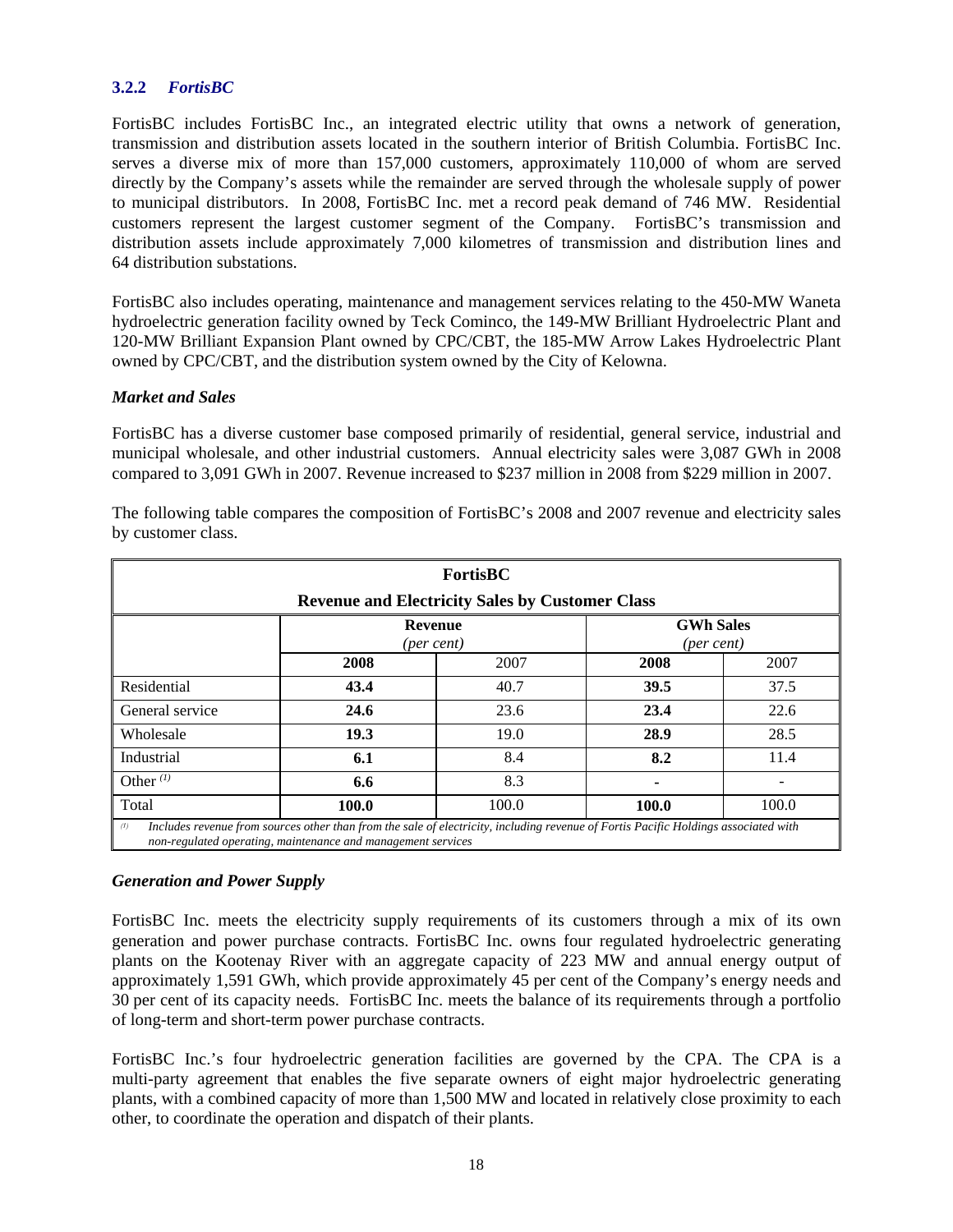### 3.2.2 *FortisBC*

FortisBC includes FortisBC Inc., an integrated electric utility that owns a network of generation, transmission and distribution assets located in the southern interior of British Columbia. FortisBC Inc. serves a diverse mix of more than 157,000 customers, approximately 110,000 of whom are served directly by the Company's assets while the remainder are served through the wholesale supply of power to municipal distributors. In 2008, FortisBC Inc. met a record peak demand of 746 MW. Residential customers represent the largest customer segment of the Company. FortisBC's transmission and distribution assets include approximately 7,000 kilometres of transmission and distribution lines and 64 distribution substations.

FortisBC also includes operating, maintenance and management services relating to the 450-MW Waneta hydroelectric generation facility owned by Teck Cominco, the 149-MW Brilliant Hydroelectric Plant and 120-MW Brilliant Expansion Plant owned by CPC/CBT, the 185-MW Arrow Lakes Hydroelectric Plant owned by CPC/CBT, and the distribution system owned by the City of Kelowna.

*Market and Sales*

FortisBC has a diverse customer base composed primarily of residential, general service, industrial and municipal wholesale, and other industrial customers. Annual electricity sales were 3,087 GWh in 2008 compared to 3,091 GWh in 2007. Revenue increased to $237 million in 2008 from $229 million in 2007.

The following table compares the composition of FortisBC's 2008 and 2007 revenue and electricity sales by customer class.

**FortisBC**
**Revenue and Electricity Sales by Customer Class**

| | Revenue *(per cent)* | | GWh Sales *(per cent)* | |
|---|---|---|---|---|
| | **2008** | 2007 | **2008** | 2007 |
| Residential | **43.4** | 40.7 | **39.5** | 37.5 |
| General service | **24.6** | 23.6 | **23.4** | 22.6 |
| Wholesale | **19.3** | 19.0 | **28.9** | 28.5 |
| Industrial | **6.1** | 8.4 | **8.2** | 11.4 |
| Other [(1)] | **6.6** | 8.3 | **-** | - |
| Total | **100.0** | 100.0 | **100.0** | 100.0 |

[(1)] *Includes revenue from sources other than from the sale of electricity, including revenue of Fortis Pacific Holdings associated with non-regulated operating, maintenance and management services*

*Generation and Power Supply*

FortisBC Inc. meets the electricity supply requirements of its customers through a mix of its own generation and power purchase contracts. FortisBC Inc. owns four regulated hydroelectric generating plants on the Kootenay River with an aggregate capacity of 223 MW and annual energy output of approximately 1,591 GWh, which provide approximately 45 per cent of the Company's energy needs and 30 per cent of its capacity needs. FortisBC Inc. meets the balance of its requirements through a portfolio of long-term and short-term power purchase contracts.

FortisBC Inc.'s four hydroelectric generation facilities are governed by the CPA. The CPA is a multi-party agreement that enables the five separate owners of eight major hydroelectric generating plants, with a combined capacity of more than 1,500 MW and located in relatively close proximity to each other, to coordinate the operation and dispatch of their plants.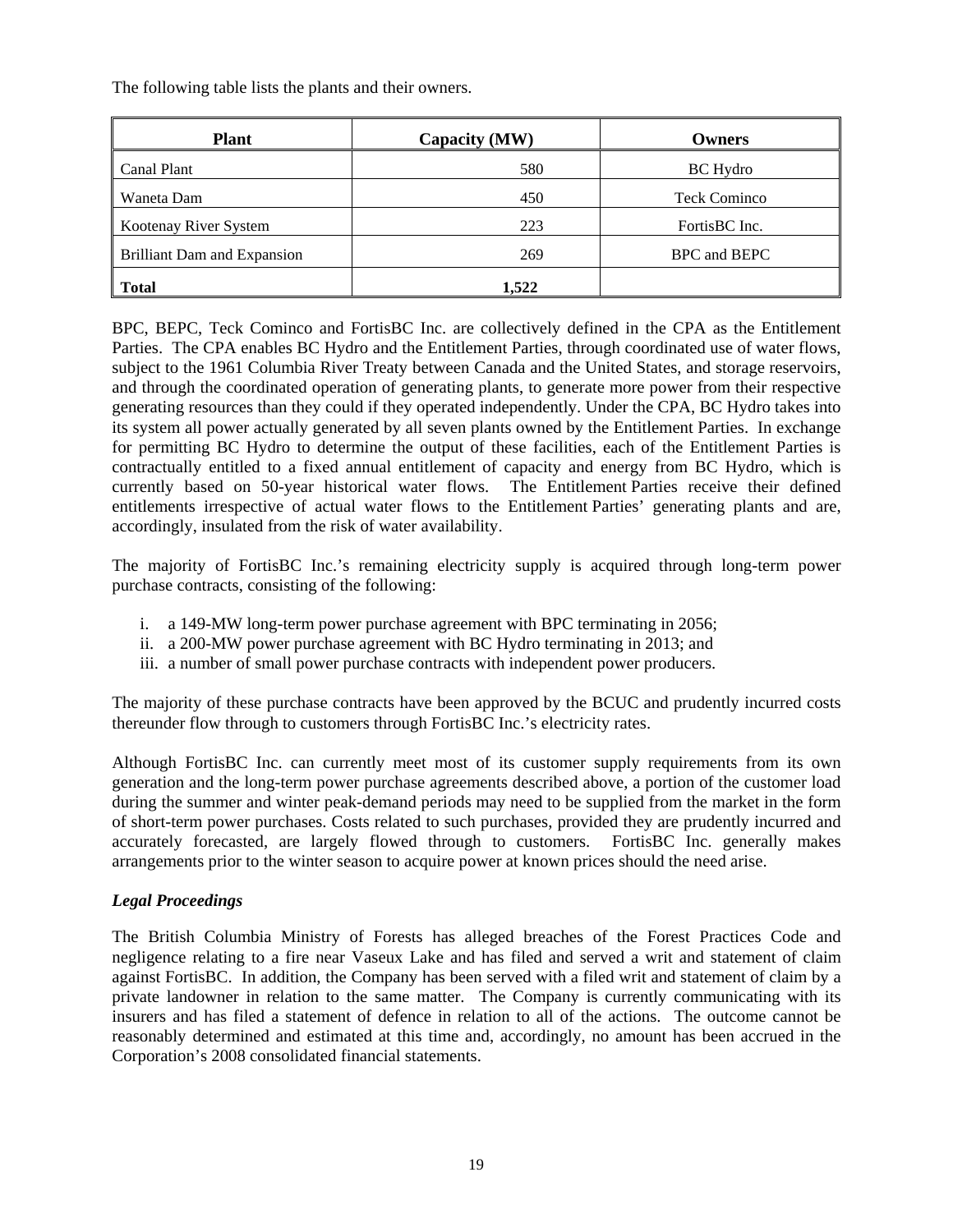The following table lists the plants and their owners.

| Plant | Capacity (MW) | Owners |
| --- | --- | --- |
| Canal Plant | 580 | BC Hydro |
| Waneta Dam | 450 | Teck Cominco |
| Kootenay River System | 223 | FortisBC Inc. |
| Brilliant Dam and Expansion | 269 | BPC and BEPC |
| **Total** | **1,522** | |

BPC, BEPC, Teck Cominco and FortisBC Inc. are collectively defined in the CPA as the Entitlement Parties. The CPA enables BC Hydro and the Entitlement Parties, through coordinated use of water flows, subject to the 1961 Columbia River Treaty between Canada and the United States, and storage reservoirs, and through the coordinated operation of generating plants, to generate more power from their respective generating resources than they could if they operated independently. Under the CPA, BC Hydro takes into its system all power actually generated by all seven plants owned by the Entitlement Parties. In exchange for permitting BC Hydro to determine the output of these facilities, each of the Entitlement Parties is contractually entitled to a fixed annual entitlement of capacity and energy from BC Hydro, which is currently based on 50-year historical water flows. The Entitlement Parties receive their defined entitlements irrespective of actual water flows to the Entitlement Parties' generating plants and are, accordingly, insulated from the risk of water availability.

The majority of FortisBC Inc.'s remaining electricity supply is acquired through long-term power purchase contracts, consisting of the following:

i. a 149-MW long-term power purchase agreement with BPC terminating in 2056;
ii. a 200-MW power purchase agreement with BC Hydro terminating in 2013; and
iii. a number of small power purchase contracts with independent power producers.

The majority of these purchase contracts have been approved by the BCUC and prudently incurred costs thereunder flow through to customers through FortisBC Inc.'s electricity rates.

Although FortisBC Inc. can currently meet most of its customer supply requirements from its own generation and the long-term power purchase agreements described above, a portion of the customer load during the summer and winter peak-demand periods may need to be supplied from the market in the form of short-term power purchases. Costs related to such purchases, provided they are prudently incurred and accurately forecasted, are largely flowed through to customers. FortisBC Inc. generally makes arrangements prior to the winter season to acquire power at known prices should the need arise.

***Legal Proceedings***

The British Columbia Ministry of Forests has alleged breaches of the Forest Practices Code and negligence relating to a fire near Vaseux Lake and has filed and served a writ and statement of claim against FortisBC. In addition, the Company has been served with a filed writ and statement of claim by a private landowner in relation to the same matter. The Company is currently communicating with its insurers and has filed a statement of defence in relation to all of the actions. The outcome cannot be reasonably determined and estimated at this time and, accordingly, no amount has been accrued in the Corporation's 2008 consolidated financial statements.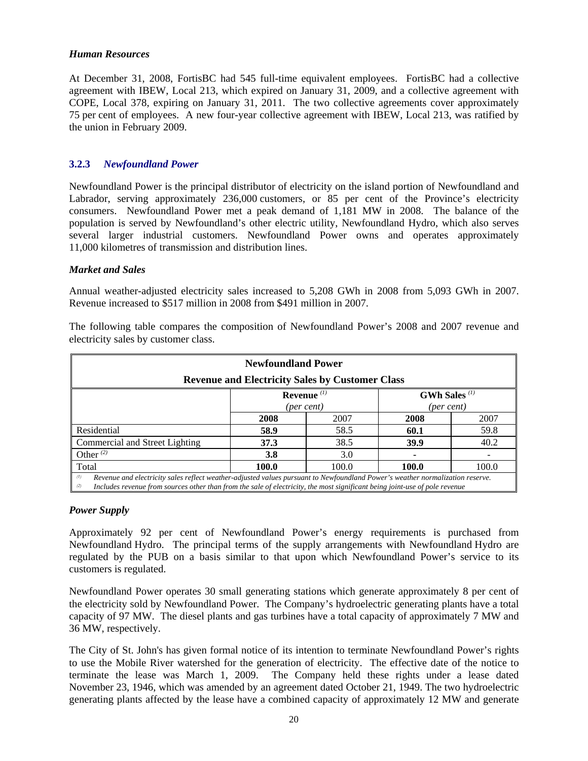### *Human Resources*

At December 31, 2008, FortisBC had 545 full-time equivalent employees. FortisBC had a collective agreement with IBEW, Local 213, which expired on January 31, 2009, and a collective agreement with COPE, Local 378, expiring on January 31, 2011. The two collective agreements cover approximately 75 per cent of employees. A new four-year collective agreement with IBEW, Local 213, was ratified by the union in February 2009.

### 3.2.3 *Newfoundland Power*

Newfoundland Power is the principal distributor of electricity on the island portion of Newfoundland and Labrador, serving approximately 236,000 customers, or 85 per cent of the Province's electricity consumers. Newfoundland Power met a peak demand of 1,181 MW in 2008. The balance of the population is served by Newfoundland's other electric utility, Newfoundland Hydro, which also serves several larger industrial customers. Newfoundland Power owns and operates approximately 11,000 kilometres of transmission and distribution lines.

### *Market and Sales*

Annual weather-adjusted electricity sales increased to 5,208 GWh in 2008 from 5,093 GWh in 2007. Revenue increased to $517 million in 2008 from $491 million in 2007.

The following table compares the composition of Newfoundland Power's 2008 and 2007 revenue and electricity sales by customer class.

**Newfoundland Power**
**Revenue and Electricity Sales by Customer Class**

| | Revenue [(1)] *(per cent)* | | GWh Sales [(1)] *(per cent)* | |
|---|---|---|---|---|
| | **2008** | 2007 | **2008** | 2007 |
| Residential | **58.9** | 58.5 | **60.1** | 59.8 |
| Commercial and Street Lighting | **37.3** | 38.5 | **39.9** | 40.2 |
| Other [(2)] | **3.8** | 3.0 | **-** | - |
| Total | **100.0** | 100.0 | **100.0** | 100.0 |

[(1)] *Revenue and electricity sales reflect weather-adjusted values pursuant to Newfoundland Power's weather normalization reserve.*
[(2)] *Includes revenue from sources other than from the sale of electricity, the most significant being joint-use of pole revenue*

### *Power Supply*

Approximately 92 per cent of Newfoundland Power's energy requirements is purchased from Newfoundland Hydro. The principal terms of the supply arrangements with Newfoundland Hydro are regulated by the PUB on a basis similar to that upon which Newfoundland Power's service to its customers is regulated.

Newfoundland Power operates 30 small generating stations which generate approximately 8 per cent of the electricity sold by Newfoundland Power. The Company's hydroelectric generating plants have a total capacity of 97 MW. The diesel plants and gas turbines have a total capacity of approximately 7 MW and 36 MW, respectively.

The City of St. John's has given formal notice of its intention to terminate Newfoundland Power's rights to use the Mobile River watershed for the generation of electricity. The effective date of the notice to terminate the lease was March 1, 2009. The Company held these rights under a lease dated November 23, 1946, which was amended by an agreement dated October 21, 1949. The two hydroelectric generating plants affected by the lease have a combined capacity of approximately 12 MW and generate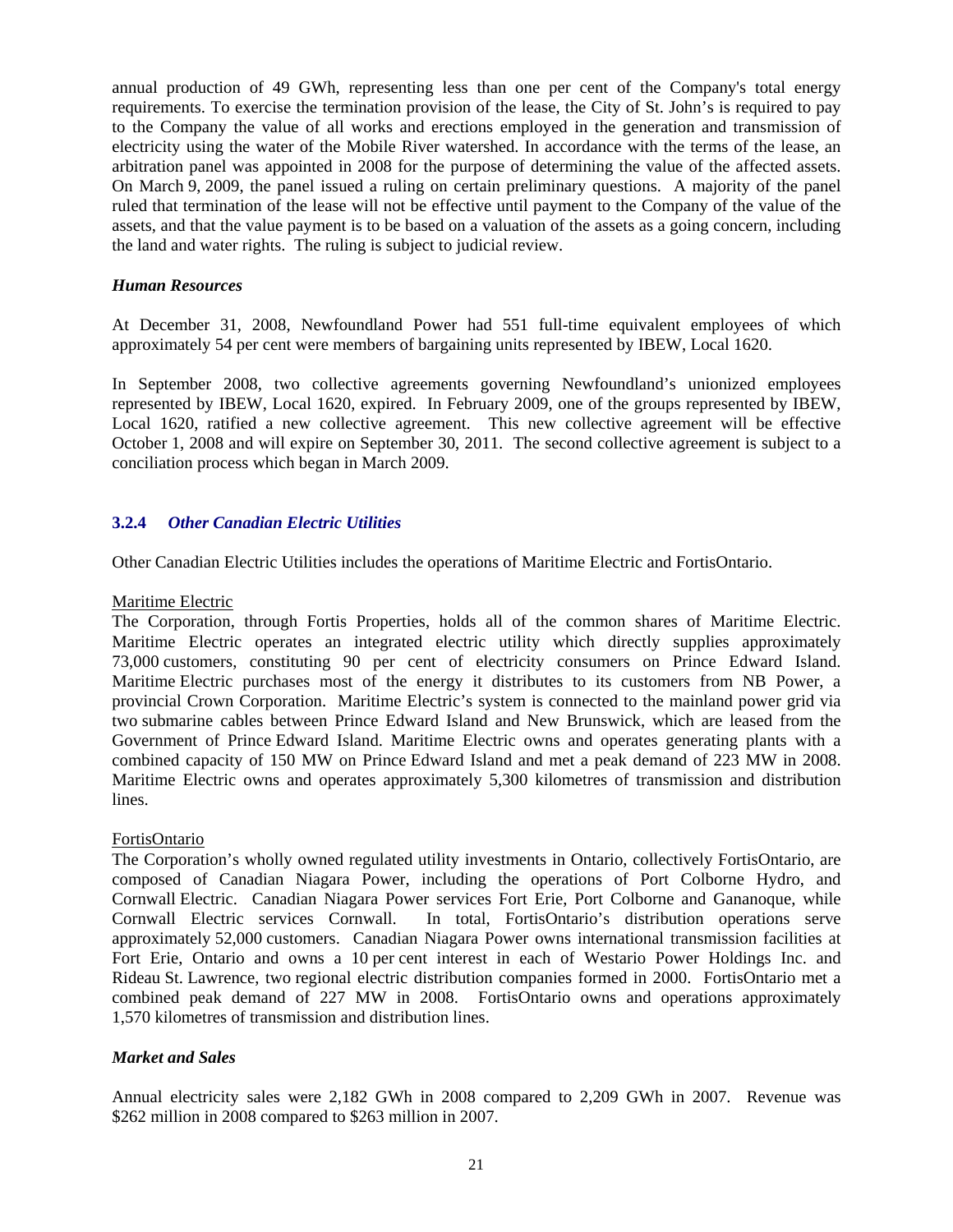annual production of 49 GWh, representing less than one per cent of the Company's total energy requirements. To exercise the termination provision of the lease, the City of St. John's is required to pay to the Company the value of all works and erections employed in the generation and transmission of electricity using the water of the Mobile River watershed. In accordance with the terms of the lease, an arbitration panel was appointed in 2008 for the purpose of determining the value of the affected assets. On March 9, 2009, the panel issued a ruling on certain preliminary questions. A majority of the panel ruled that termination of the lease will not be effective until payment to the Company of the value of the assets, and that the value payment is to be based on a valuation of the assets as a going concern, including the land and water rights. The ruling is subject to judicial review.

***Human Resources***

At December 31, 2008, Newfoundland Power had 551 full-time equivalent employees of which approximately 54 per cent were members of bargaining units represented by IBEW, Local 1620.

In September 2008, two collective agreements governing Newfoundland's unionized employees represented by IBEW, Local 1620, expired. In February 2009, one of the groups represented by IBEW, Local 1620, ratified a new collective agreement. This new collective agreement will be effective October 1, 2008 and will expire on September 30, 2011. The second collective agreement is subject to a conciliation process which began in March 2009.

### 3.2.4 *Other Canadian Electric Utilities*

Other Canadian Electric Utilities includes the operations of Maritime Electric and FortisOntario.

Maritime Electric

The Corporation, through Fortis Properties, holds all of the common shares of Maritime Electric. Maritime Electric operates an integrated electric utility which directly supplies approximately 73,000 customers, constituting 90 per cent of electricity consumers on Prince Edward Island. Maritime Electric purchases most of the energy it distributes to its customers from NB Power, a provincial Crown Corporation. Maritime Electric's system is connected to the mainland power grid via two submarine cables between Prince Edward Island and New Brunswick, which are leased from the Government of Prince Edward Island. Maritime Electric owns and operates generating plants with a combined capacity of 150 MW on Prince Edward Island and met a peak demand of 223 MW in 2008. Maritime Electric owns and operates approximately 5,300 kilometres of transmission and distribution lines.

FortisOntario

The Corporation's wholly owned regulated utility investments in Ontario, collectively FortisOntario, are composed of Canadian Niagara Power, including the operations of Port Colborne Hydro, and Cornwall Electric. Canadian Niagara Power services Fort Erie, Port Colborne and Gananoque, while Cornwall Electric services Cornwall. In total, FortisOntario's distribution operations serve approximately 52,000 customers. Canadian Niagara Power owns international transmission facilities at Fort Erie, Ontario and owns a 10 per cent interest in each of Westario Power Holdings Inc. and Rideau St. Lawrence, two regional electric distribution companies formed in 2000. FortisOntario met a combined peak demand of 227 MW in 2008. FortisOntario owns and operations approximately 1,570 kilometres of transmission and distribution lines.

***Market and Sales***

Annual electricity sales were 2,182 GWh in 2008 compared to 2,209 GWh in 2007. Revenue was $262 million in 2008 compared to $263 million in 2007.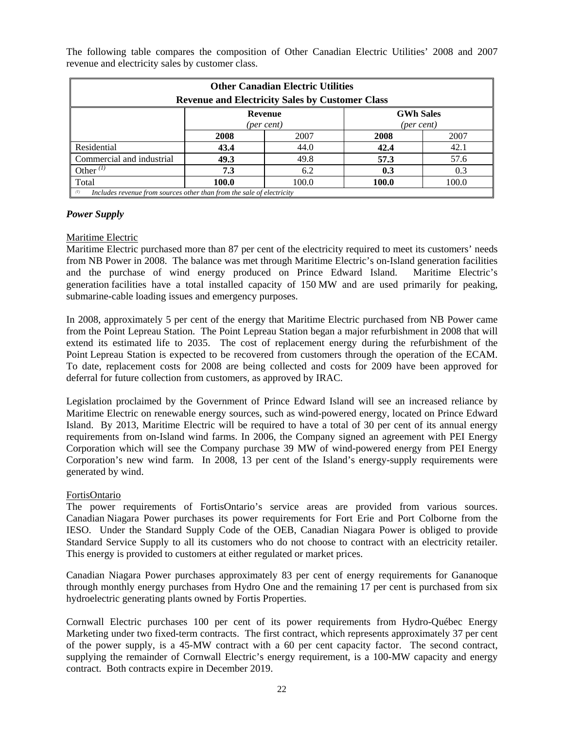The following table compares the composition of Other Canadian Electric Utilities' 2008 and 2007 revenue and electricity sales by customer class.

| Other Canadian Electric Utilities<br>Revenue and Electricity Sales by Customer Class | | | | |
|---|---|---|---|---|
| | Revenue<br>*(per cent)* | | GWh Sales<br>*(per cent)* | |
| | **2008** | 2007 | **2008** | 2007 |
| Residential | **43.4** | 44.0 | **42.4** | 42.1 |
| Commercial and industrial | **49.3** | 49.8 | **57.3** | 57.6 |
| Other [(1)] | **7.3** | 6.2 | **0.3** | 0.3 |
| Total | **100.0** | 100.0 | **100.0** | 100.0 |

[(1)] *Includes revenue from sources other than from the sale of electricity*

### *Power Supply*

Maritime Electric

Maritime Electric purchased more than 87 per cent of the electricity required to meet its customers' needs from NB Power in 2008. The balance was met through Maritime Electric's on-Island generation facilities and the purchase of wind energy produced on Prince Edward Island. Maritime Electric's generation facilities have a total installed capacity of 150 MW and are used primarily for peaking, submarine-cable loading issues and emergency purposes.

In 2008, approximately 5 per cent of the energy that Maritime Electric purchased from NB Power came from the Point Lepreau Station. The Point Lepreau Station began a major refurbishment in 2008 that will extend its estimated life to 2035. The cost of replacement energy during the refurbishment of the Point Lepreau Station is expected to be recovered from customers through the operation of the ECAM. To date, replacement costs for 2008 are being collected and costs for 2009 have been approved for deferral for future collection from customers, as approved by IRAC.

Legislation proclaimed by the Government of Prince Edward Island will see an increased reliance by Maritime Electric on renewable energy sources, such as wind-powered energy, located on Prince Edward Island. By 2013, Maritime Electric will be required to have a total of 30 per cent of its annual energy requirements from on-Island wind farms. In 2006, the Company signed an agreement with PEI Energy Corporation which will see the Company purchase 39 MW of wind-powered energy from PEI Energy Corporation's new wind farm. In 2008, 13 per cent of the Island's energy-supply requirements were generated by wind.

FortisOntario

The power requirements of FortisOntario's service areas are provided from various sources. Canadian Niagara Power purchases its power requirements for Fort Erie and Port Colborne from the IESO. Under the Standard Supply Code of the OEB, Canadian Niagara Power is obliged to provide Standard Service Supply to all its customers who do not choose to contract with an electricity retailer. This energy is provided to customers at either regulated or market prices.

Canadian Niagara Power purchases approximately 83 per cent of energy requirements for Gananoque through monthly energy purchases from Hydro One and the remaining 17 per cent is purchased from six hydroelectric generating plants owned by Fortis Properties.

Cornwall Electric purchases 100 per cent of its power requirements from Hydro-Québec Energy Marketing under two fixed-term contracts. The first contract, which represents approximately 37 per cent of the power supply, is a 45-MW contract with a 60 per cent capacity factor. The second contract, supplying the remainder of Cornwall Electric's energy requirement, is a 100-MW capacity and energy contract. Both contracts expire in December 2019.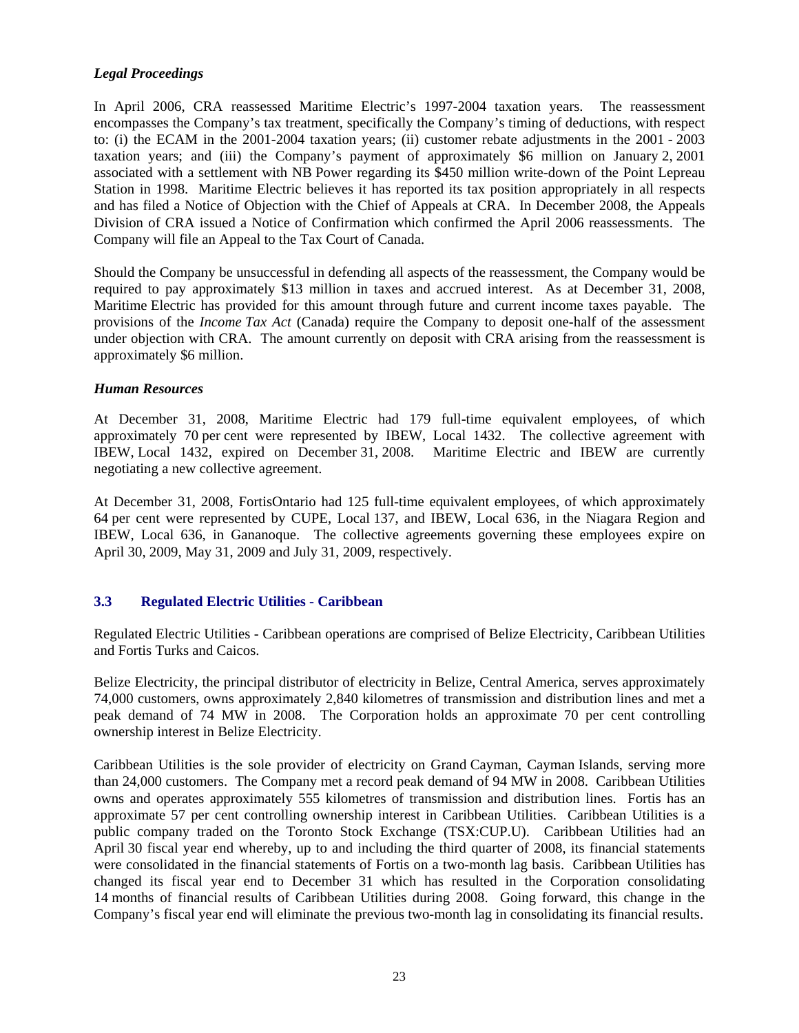### *Legal Proceedings*

In April 2006, CRA reassessed Maritime Electric's 1997-2004 taxation years. The reassessment encompasses the Company's tax treatment, specifically the Company's timing of deductions, with respect to: (i) the ECAM in the 2001-2004 taxation years; (ii) customer rebate adjustments in the 2001 - 2003 taxation years; and (iii) the Company's payment of approximately $6 million on January 2, 2001 associated with a settlement with NB Power regarding its $450 million write-down of the Point Lepreau Station in 1998. Maritime Electric believes it has reported its tax position appropriately in all respects and has filed a Notice of Objection with the Chief of Appeals at CRA. In December 2008, the Appeals Division of CRA issued a Notice of Confirmation which confirmed the April 2006 reassessments. The Company will file an Appeal to the Tax Court of Canada.

Should the Company be unsuccessful in defending all aspects of the reassessment, the Company would be required to pay approximately $13 million in taxes and accrued interest. As at December 31, 2008, Maritime Electric has provided for this amount through future and current income taxes payable. The provisions of the *Income Tax Act* (Canada) require the Company to deposit one-half of the assessment under objection with CRA. The amount currently on deposit with CRA arising from the reassessment is approximately $6 million.

### *Human Resources*

At December 31, 2008, Maritime Electric had 179 full-time equivalent employees, of which approximately 70 per cent were represented by IBEW, Local 1432. The collective agreement with IBEW, Local 1432, expired on December 31, 2008. Maritime Electric and IBEW are currently negotiating a new collective agreement.

At December 31, 2008, FortisOntario had 125 full-time equivalent employees, of which approximately 64 per cent were represented by CUPE, Local 137, and IBEW, Local 636, in the Niagara Region and IBEW, Local 636, in Gananoque. The collective agreements governing these employees expire on April 30, 2009, May 31, 2009 and July 31, 2009, respectively.

## 3.3 Regulated Electric Utilities - Caribbean

Regulated Electric Utilities - Caribbean operations are comprised of Belize Electricity, Caribbean Utilities and Fortis Turks and Caicos.

Belize Electricity, the principal distributor of electricity in Belize, Central America, serves approximately 74,000 customers, owns approximately 2,840 kilometres of transmission and distribution lines and met a peak demand of 74 MW in 2008. The Corporation holds an approximate 70 per cent controlling ownership interest in Belize Electricity.

Caribbean Utilities is the sole provider of electricity on Grand Cayman, Cayman Islands, serving more than 24,000 customers. The Company met a record peak demand of 94 MW in 2008. Caribbean Utilities owns and operates approximately 555 kilometres of transmission and distribution lines. Fortis has an approximate 57 per cent controlling ownership interest in Caribbean Utilities. Caribbean Utilities is a public company traded on the Toronto Stock Exchange (TSX:CUP.U). Caribbean Utilities had an April 30 fiscal year end whereby, up to and including the third quarter of 2008, its financial statements were consolidated in the financial statements of Fortis on a two-month lag basis. Caribbean Utilities has changed its fiscal year end to December 31 which has resulted in the Corporation consolidating 14 months of financial results of Caribbean Utilities during 2008. Going forward, this change in the Company's fiscal year end will eliminate the previous two-month lag in consolidating its financial results.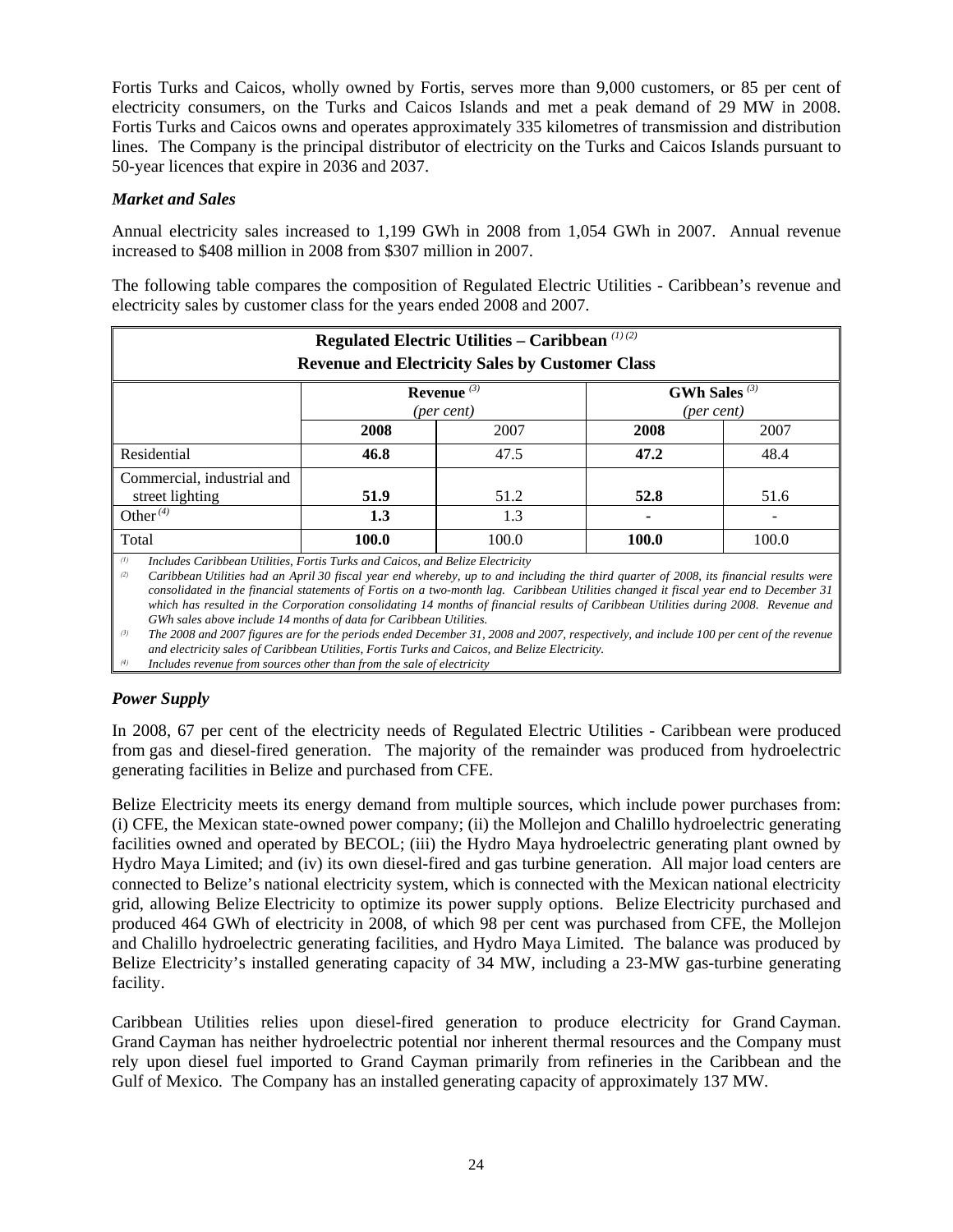Fortis Turks and Caicos, wholly owned by Fortis, serves more than 9,000 customers, or 85 per cent of electricity consumers, on the Turks and Caicos Islands and met a peak demand of 29 MW in 2008. Fortis Turks and Caicos owns and operates approximately 335 kilometres of transmission and distribution lines. The Company is the principal distributor of electricity on the Turks and Caicos Islands pursuant to 50-year licences that expire in 2036 and 2037.

### *Market and Sales*

Annual electricity sales increased to 1,199 GWh in 2008 from 1,054 GWh in 2007. Annual revenue increased to $408 million in 2008 from $307 million in 2007.

The following table compares the composition of Regulated Electric Utilities - Caribbean's revenue and electricity sales by customer class for the years ended 2008 and 2007.

**Regulated Electric Utilities – Caribbean** (1) (2)
**Revenue and Electricity Sales by Customer Class**

| | Revenue (3) *(per cent)* | | GWh Sales (3) *(per cent)* | |
|---|---|---|---|---|
| | **2008** | 2007 | **2008** | 2007 |
| Residential | **46.8** | 47.5 | **47.2** | 48.4 |
| Commercial, industrial and street lighting | **51.9** | 51.2 | **52.8** | 51.6 |
| Other (4) | **1.3** | 1.3 | **-** | - |
| Total | **100.0** | 100.0 | **100.0** | 100.0 |

(1) *Includes Caribbean Utilities, Fortis Turks and Caicos, and Belize Electricity*
(2) *Caribbean Utilities had an April 30 fiscal year end whereby, up to and including the third quarter of 2008, its financial results were consolidated in the financial statements of Fortis on a two-month lag. Caribbean Utilities changed it fiscal year end to December 31 which has resulted in the Corporation consolidating 14 months of financial results of Caribbean Utilities during 2008. Revenue and GWh sales above include 14 months of data for Caribbean Utilities.*
(3) *The 2008 and 2007 figures are for the periods ended December 31, 2008 and 2007, respectively, and include 100 per cent of the revenue and electricity sales of Caribbean Utilities, Fortis Turks and Caicos, and Belize Electricity.*
(4) *Includes revenue from sources other than from the sale of electricity*

### *Power Supply*

In 2008, 67 per cent of the electricity needs of Regulated Electric Utilities - Caribbean were produced from gas and diesel-fired generation. The majority of the remainder was produced from hydroelectric generating facilities in Belize and purchased from CFE.

Belize Electricity meets its energy demand from multiple sources, which include power purchases from: (i) CFE, the Mexican state-owned power company; (ii) the Mollejon and Chalillo hydroelectric generating facilities owned and operated by BECOL; (iii) the Hydro Maya hydroelectric generating plant owned by Hydro Maya Limited; and (iv) its own diesel-fired and gas turbine generation. All major load centers are connected to Belize's national electricity system, which is connected with the Mexican national electricity grid, allowing Belize Electricity to optimize its power supply options. Belize Electricity purchased and produced 464 GWh of electricity in 2008, of which 98 per cent was purchased from CFE, the Mollejon and Chalillo hydroelectric generating facilities, and Hydro Maya Limited. The balance was produced by Belize Electricity's installed generating capacity of 34 MW, including a 23-MW gas-turbine generating facility.

Caribbean Utilities relies upon diesel-fired generation to produce electricity for Grand Cayman. Grand Cayman has neither hydroelectric potential nor inherent thermal resources and the Company must rely upon diesel fuel imported to Grand Cayman primarily from refineries in the Caribbean and the Gulf of Mexico. The Company has an installed generating capacity of approximately 137 MW.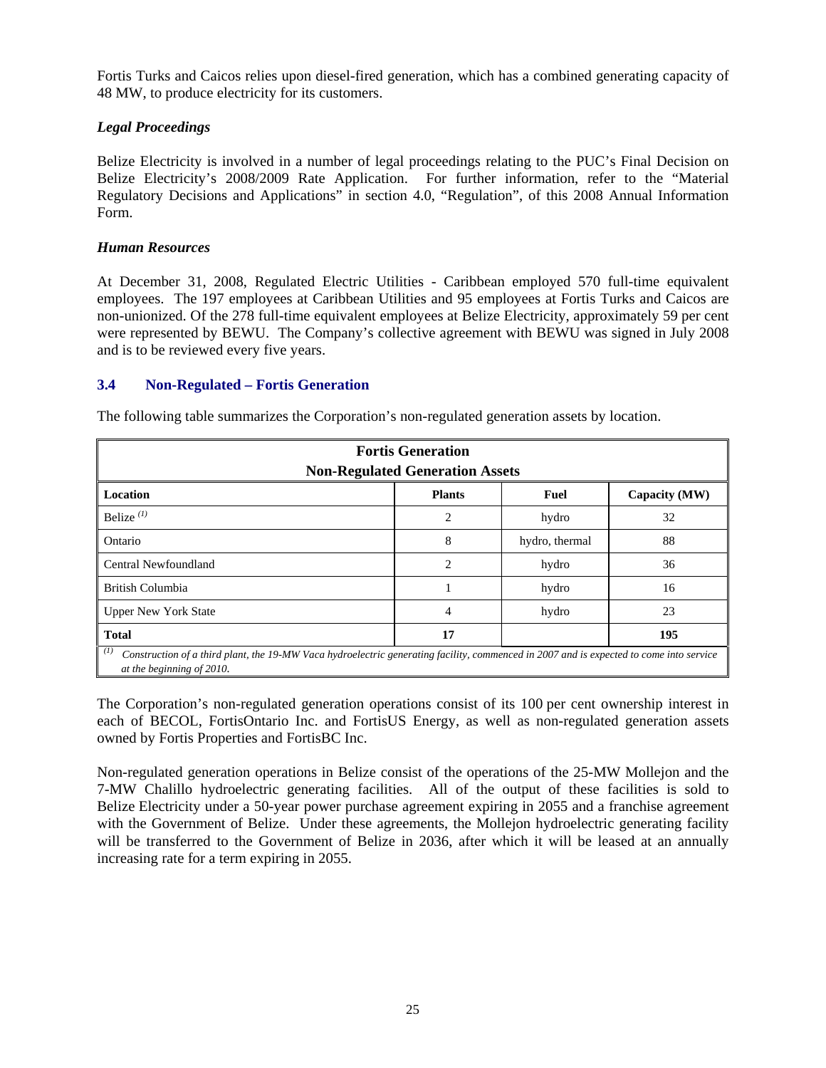Fortis Turks and Caicos relies upon diesel-fired generation, which has a combined generating capacity of 48 MW, to produce electricity for its customers.

***Legal Proceedings***

Belize Electricity is involved in a number of legal proceedings relating to the PUC's Final Decision on Belize Electricity's 2008/2009 Rate Application. For further information, refer to the "Material Regulatory Decisions and Applications" in section 4.0, "Regulation", of this 2008 Annual Information Form.

***Human Resources***

At December 31, 2008, Regulated Electric Utilities - Caribbean employed 570 full-time equivalent employees. The 197 employees at Caribbean Utilities and 95 employees at Fortis Turks and Caicos are non-unionized. Of the 278 full-time equivalent employees at Belize Electricity, approximately 59 per cent were represented by BEWU. The Company's collective agreement with BEWU was signed in July 2008 and is to be reviewed every five years.

## 3.4 Non-Regulated – Fortis Generation

The following table summarizes the Corporation's non-regulated generation assets by location.

| **Fortis Generation Non-Regulated Generation Assets** | | | |
|---|---|---|---|
| **Location** | **Plants** | **Fuel** | **Capacity (MW)** |
| Belize [(1)] | 2 | hydro | 32 |
| Ontario | 8 | hydro, thermal | 88 |
| Central Newfoundland | 2 | hydro | 36 |
| British Columbia | 1 | hydro | 16 |
| Upper New York State | 4 | hydro | 23 |
| **Total** | **17** | | **195** |

[(1)] *Construction of a third plant, the 19-MW Vaca hydroelectric generating facility, commenced in 2007 and is expected to come into service at the beginning of 2010.*

The Corporation's non-regulated generation operations consist of its 100 per cent ownership interest in each of BECOL, FortisOntario Inc. and FortisUS Energy, as well as non-regulated generation assets owned by Fortis Properties and FortisBC Inc.

Non-regulated generation operations in Belize consist of the operations of the 25-MW Mollejon and the 7-MW Chalillo hydroelectric generating facilities. All of the output of these facilities is sold to Belize Electricity under a 50-year power purchase agreement expiring in 2055 and a franchise agreement with the Government of Belize. Under these agreements, the Mollejon hydroelectric generating facility will be transferred to the Government of Belize in 2036, after which it will be leased at an annually increasing rate for a term expiring in 2055.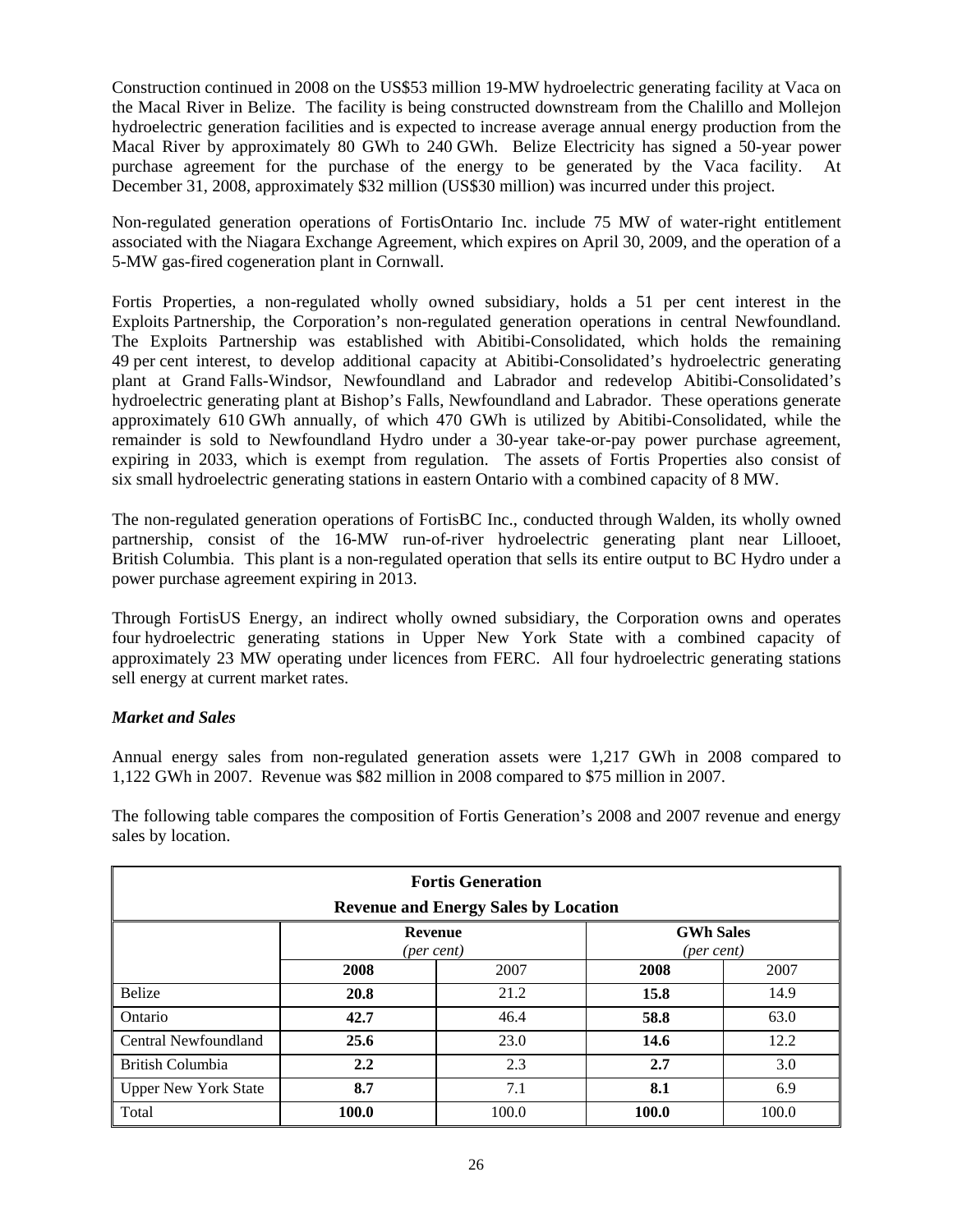Construction continued in 2008 on the US$53 million 19-MW hydroelectric generating facility at Vaca on the Macal River in Belize. The facility is being constructed downstream from the Chalillo and Mollejon hydroelectric generation facilities and is expected to increase average annual energy production from the Macal River by approximately 80 GWh to 240 GWh. Belize Electricity has signed a 50-year power purchase agreement for the purchase of the energy to be generated by the Vaca facility. At December 31, 2008, approximately $32 million (US$30 million) was incurred under this project.

Non-regulated generation operations of FortisOntario Inc. include 75 MW of water-right entitlement associated with the Niagara Exchange Agreement, which expires on April 30, 2009, and the operation of a 5-MW gas-fired cogeneration plant in Cornwall.

Fortis Properties, a non-regulated wholly owned subsidiary, holds a 51 per cent interest in the Exploits Partnership, the Corporation's non-regulated generation operations in central Newfoundland. The Exploits Partnership was established with Abitibi-Consolidated, which holds the remaining 49 per cent interest, to develop additional capacity at Abitibi-Consolidated's hydroelectric generating plant at Grand Falls-Windsor, Newfoundland and Labrador and redevelop Abitibi-Consolidated's hydroelectric generating plant at Bishop's Falls, Newfoundland and Labrador. These operations generate approximately 610 GWh annually, of which 470 GWh is utilized by Abitibi-Consolidated, while the remainder is sold to Newfoundland Hydro under a 30-year take-or-pay power purchase agreement, expiring in 2033, which is exempt from regulation. The assets of Fortis Properties also consist of six small hydroelectric generating stations in eastern Ontario with a combined capacity of 8 MW.

The non-regulated generation operations of FortisBC Inc., conducted through Walden, its wholly owned partnership, consist of the 16-MW run-of-river hydroelectric generating plant near Lillooet, British Columbia. This plant is a non-regulated operation that sells its entire output to BC Hydro under a power purchase agreement expiring in 2013.

Through FortisUS Energy, an indirect wholly owned subsidiary, the Corporation owns and operates four hydroelectric generating stations in Upper New York State with a combined capacity of approximately 23 MW operating under licences from FERC. All four hydroelectric generating stations sell energy at current market rates.

***Market and Sales***

Annual energy sales from non-regulated generation assets were 1,217 GWh in 2008 compared to 1,122 GWh in 2007. Revenue was $82 million in 2008 compared to $75 million in 2007.

The following table compares the composition of Fortis Generation's 2008 and 2007 revenue and energy sales by location.

**Fortis Generation**
**Revenue and Energy Sales by Location**

| | **Revenue** *(per cent)* | | **GWh Sales** *(per cent)* | |
|---|---|---|---|---|
| | **2008** | 2007 | **2008** | 2007 |
| Belize | **20.8** | 21.2 | **15.8** | 14.9 |
| Ontario | **42.7** | 46.4 | **58.8** | 63.0 |
| Central Newfoundland | **25.6** | 23.0 | **14.6** | 12.2 |
| British Columbia | **2.2** | 2.3 | **2.7** | 3.0 |
| Upper New York State | **8.7** | 7.1 | **8.1** | 6.9 |
| Total | **100.0** | 100.0 | **100.0** | 100.0 |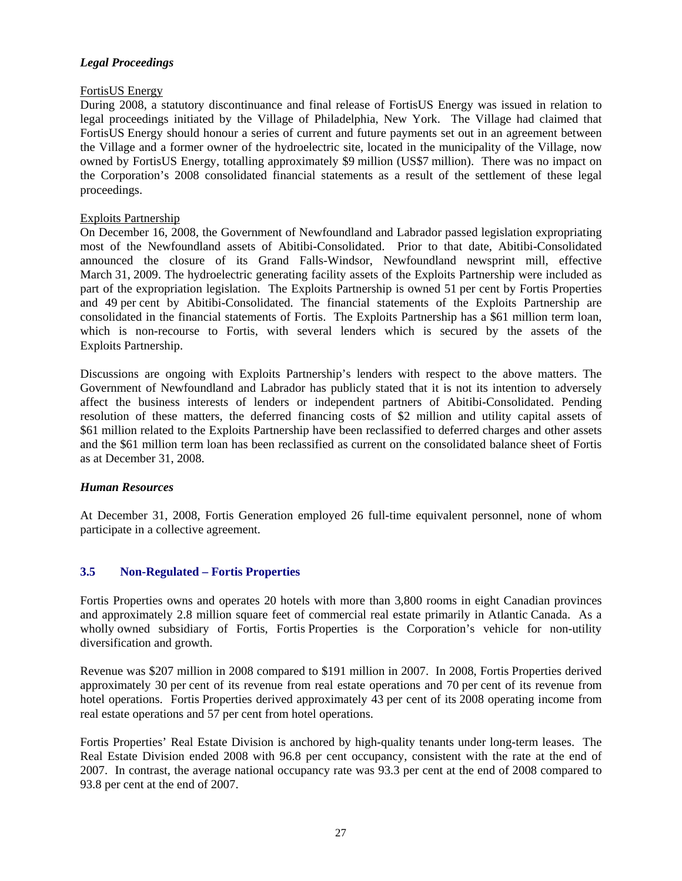### *Legal Proceedings*

FortisUS Energy

During 2008, a statutory discontinuance and final release of FortisUS Energy was issued in relation to legal proceedings initiated by the Village of Philadelphia, New York. The Village had claimed that FortisUS Energy should honour a series of current and future payments set out in an agreement between the Village and a former owner of the hydroelectric site, located in the municipality of the Village, now owned by FortisUS Energy, totalling approximately $9 million (US$7 million). There was no impact on the Corporation's 2008 consolidated financial statements as a result of the settlement of these legal proceedings.

Exploits Partnership

On December 16, 2008, the Government of Newfoundland and Labrador passed legislation expropriating most of the Newfoundland assets of Abitibi-Consolidated. Prior to that date, Abitibi-Consolidated announced the closure of its Grand Falls-Windsor, Newfoundland newsprint mill, effective March 31, 2009. The hydroelectric generating facility assets of the Exploits Partnership were included as part of the expropriation legislation. The Exploits Partnership is owned 51 per cent by Fortis Properties and 49 per cent by Abitibi-Consolidated. The financial statements of the Exploits Partnership are consolidated in the financial statements of Fortis. The Exploits Partnership has a $61 million term loan, which is non-recourse to Fortis, with several lenders which is secured by the assets of the Exploits Partnership.

Discussions are ongoing with Exploits Partnership's lenders with respect to the above matters. The Government of Newfoundland and Labrador has publicly stated that it is not its intention to adversely affect the business interests of lenders or independent partners of Abitibi-Consolidated. Pending resolution of these matters, the deferred financing costs of $2 million and utility capital assets of $61 million related to the Exploits Partnership have been reclassified to deferred charges and other assets and the $61 million term loan has been reclassified as current on the consolidated balance sheet of Fortis as at December 31, 2008.

### *Human Resources*

At December 31, 2008, Fortis Generation employed 26 full-time equivalent personnel, none of whom participate in a collective agreement.

## 3.5 Non-Regulated – Fortis Properties

Fortis Properties owns and operates 20 hotels with more than 3,800 rooms in eight Canadian provinces and approximately 2.8 million square feet of commercial real estate primarily in Atlantic Canada. As a wholly owned subsidiary of Fortis, Fortis Properties is the Corporation's vehicle for non-utility diversification and growth.

Revenue was $207 million in 2008 compared to $191 million in 2007. In 2008, Fortis Properties derived approximately 30 per cent of its revenue from real estate operations and 70 per cent of its revenue from hotel operations. Fortis Properties derived approximately 43 per cent of its 2008 operating income from real estate operations and 57 per cent from hotel operations.

Fortis Properties' Real Estate Division is anchored by high-quality tenants under long-term leases. The Real Estate Division ended 2008 with 96.8 per cent occupancy, consistent with the rate at the end of 2007. In contrast, the average national occupancy rate was 93.3 per cent at the end of 2008 compared to 93.8 per cent at the end of 2007.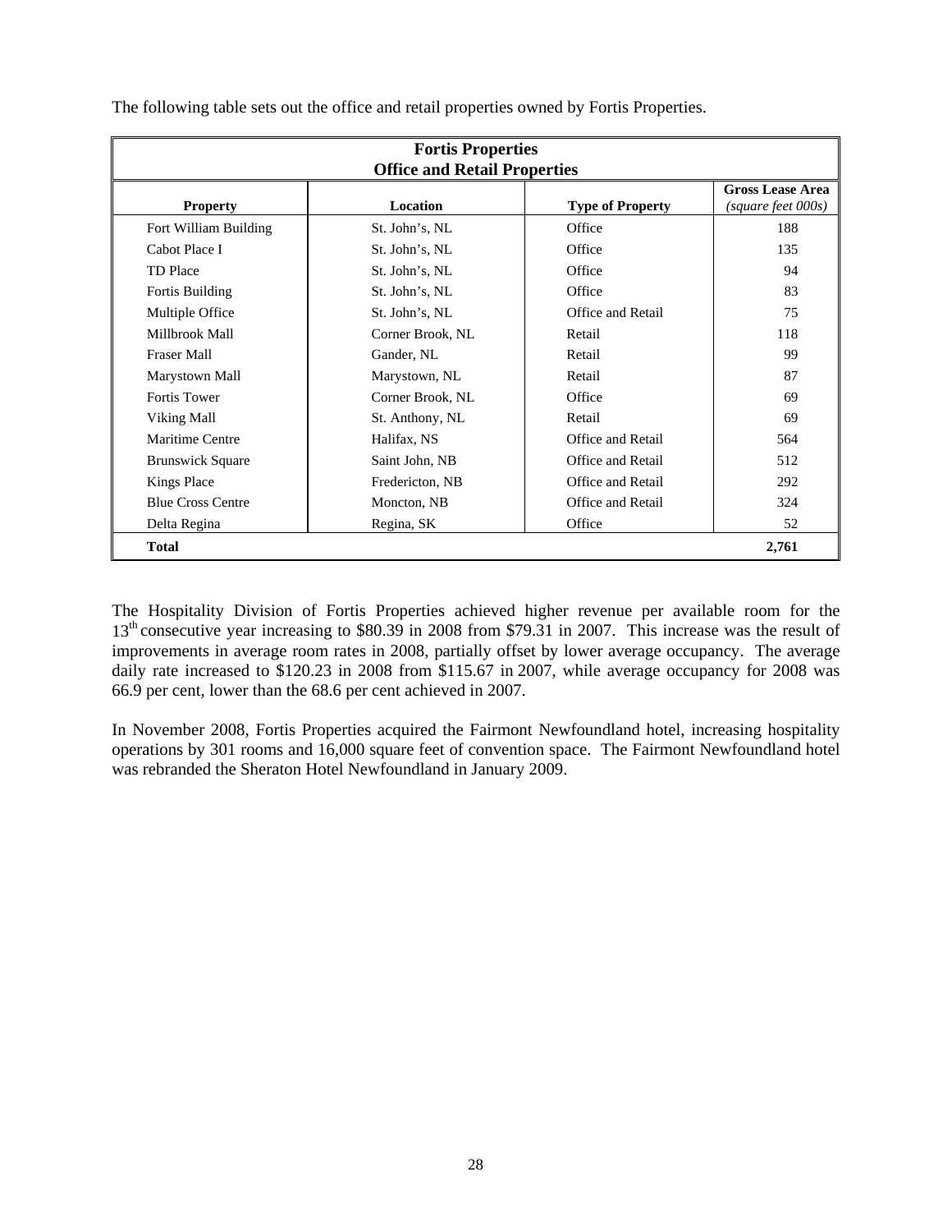The following table sets out the office and retail properties owned by Fortis Properties.

| **Fortis Properties**<br>**Office and Retail Properties** | | | |
|---|---|---|---|
| **Property** | **Location** | **Type of Property** | **Gross Lease Area** *(square feet 000s)* |
| Fort William Building | St. John's, NL | Office | 188 |
| Cabot Place I | St. John's, NL | Office | 135 |
| TD Place | St. John's, NL | Office | 94 |
| Fortis Building | St. John's, NL | Office | 83 |
| Multiple Office | St. John's, NL | Office and Retail | 75 |
| Millbrook Mall | Corner Brook, NL | Retail | 118 |
| Fraser Mall | Gander, NL | Retail | 99 |
| Marystown Mall | Marystown, NL | Retail | 87 |
| Fortis Tower | Corner Brook, NL | Office | 69 |
| Viking Mall | St. Anthony, NL | Retail | 69 |
| Maritime Centre | Halifax, NS | Office and Retail | 564 |
| Brunswick Square | Saint John, NB | Office and Retail | 512 |
| Kings Place | Fredericton, NB | Office and Retail | 292 |
| Blue Cross Centre | Moncton, NB | Office and Retail | 324 |
| Delta Regina | Regina, SK | Office | 52 |
| **Total** | | | **2,761** |

The Hospitality Division of Fortis Properties achieved higher revenue per available room for the 13th consecutive year increasing to \$80.39 in 2008 from \$79.31 in 2007. This increase was the result of improvements in average room rates in 2008, partially offset by lower average occupancy. The average daily rate increased to \$120.23 in 2008 from \$115.67 in 2007, while average occupancy for 2008 was 66.9 per cent, lower than the 68.6 per cent achieved in 2007.

In November 2008, Fortis Properties acquired the Fairmont Newfoundland hotel, increasing hospitality operations by 301 rooms and 16,000 square feet of convention space. The Fairmont Newfoundland hotel was rebranded the Sheraton Hotel Newfoundland in January 2009.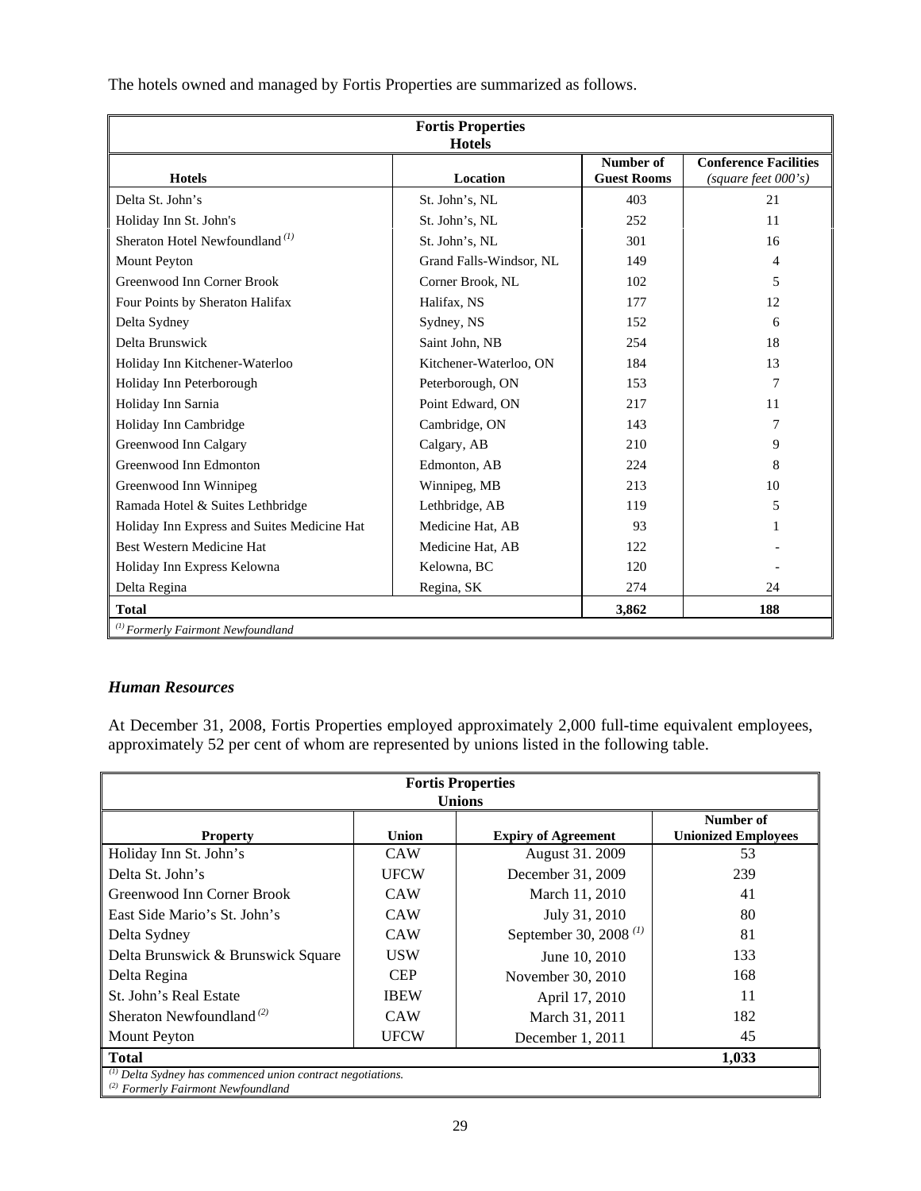The hotels owned and managed by Fortis Properties are summarized as follows.

| **Fortis Properties Hotels** | | | |
|---|---|---|---|
| **Hotels** | **Location** | **Number of Guest Rooms** | **Conference Facilities** *(square feet 000's)* |
| Delta St. John's | St. John's, NL | 403 | 21 |
| Holiday Inn St. John's | St. John's, NL | 252 | 11 |
| Sheraton Hotel Newfoundland [(1)] | St. John's, NL | 301 | 16 |
| Mount Peyton | Grand Falls-Windsor, NL | 149 | 4 |
| Greenwood Inn Corner Brook | Corner Brook, NL | 102 | 5 |
| Four Points by Sheraton Halifax | Halifax, NS | 177 | 12 |
| Delta Sydney | Sydney, NS | 152 | 6 |
| Delta Brunswick | Saint John, NB | 254 | 18 |
| Holiday Inn Kitchener-Waterloo | Kitchener-Waterloo, ON | 184 | 13 |
| Holiday Inn Peterborough | Peterborough, ON | 153 | 7 |
| Holiday Inn Sarnia | Point Edward, ON | 217 | 11 |
| Holiday Inn Cambridge | Cambridge, ON | 143 | 7 |
| Greenwood Inn Calgary | Calgary, AB | 210 | 9 |
| Greenwood Inn Edmonton | Edmonton, AB | 224 | 8 |
| Greenwood Inn Winnipeg | Winnipeg, MB | 213 | 10 |
| Ramada Hotel & Suites Lethbridge | Lethbridge, AB | 119 | 5 |
| Holiday Inn Express and Suites Medicine Hat | Medicine Hat, AB | 93 | 1 |
| Best Western Medicine Hat | Medicine Hat, AB | 122 | - |
| Holiday Inn Express Kelowna | Kelowna, BC | 120 | - |
| Delta Regina | Regina, SK | 274 | 24 |
| **Total** | | **3,862** | **188** |

*(1) Formerly Fairmont Newfoundland*

### *Human Resources*

At December 31, 2008, Fortis Properties employed approximately 2,000 full-time equivalent employees, approximately 52 per cent of whom are represented by unions listed in the following table.

| **Fortis Properties Unions** | | | |
|---|---|---|---|
| **Property** | **Union** | **Expiry of Agreement** | **Number of Unionized Employees** |
| Holiday Inn St. John's | CAW | August 31. 2009 | 53 |
| Delta St. John's | UFCW | December 31, 2009 | 239 |
| Greenwood Inn Corner Brook | CAW | March 11, 2010 | 41 |
| East Side Mario's St. John's | CAW | July 31, 2010 | 80 |
| Delta Sydney | CAW | September 30, 2008 [(1)] | 81 |
| Delta Brunswick & Brunswick Square | USW | June 10, 2010 | 133 |
| Delta Regina | CEP | November 30, 2010 | 168 |
| St. John's Real Estate | IBEW | April 17, 2010 | 11 |
| Sheraton Newfoundland [(2)] | CAW | March 31, 2011 | 182 |
| Mount Peyton | UFCW | December 1, 2011 | 45 |
| **Total** | | | **1,033** |

*(1) Delta Sydney has commenced union contract negotiations.*
*(2) Formerly Fairmont Newfoundland*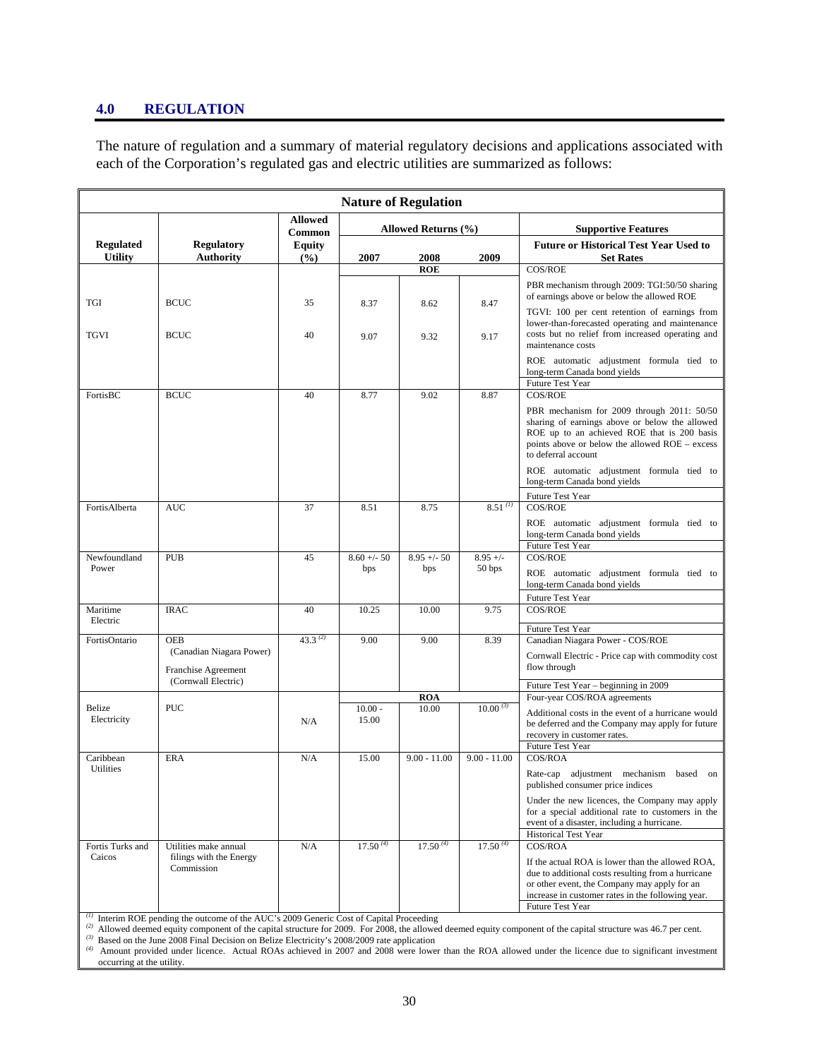## 4.0 REGULATION

The nature of regulation and a summary of material regulatory decisions and applications associated with each of the Corporation's regulated gas and electric utilities are summarized as follows:

| Nature of Regulation | | | | | | |
|---|---|---|---|---|---|---|
| Regulated Utility | Regulatory Authority | Allowed Common Equity (%) | Allowed Returns (%) | | | Supportive Features |
| | | | 2007 | 2008 | 2009 | Future or Historical Test Year Used to Set Rates |
| | | | | ROE | | COS/ROE |
| TGI | BCUC | 35 | 8.37 | 8.62 | 8.47 | PBR mechanism through 2009: TGI:50/50 sharing of earnings above or below the allowed ROE |
| TGVI | BCUC | 40 | 9.07 | 9.32 | 9.17 | TGVI: 100 per cent retention of earnings from lower-than-forecasted operating and maintenance costs but no relief from increased operating and maintenance costs<br>ROE automatic adjustment formula tied to long-term Canada bond yields<br>Future Test Year |
| FortisBC | BCUC | 40 | 8.77 | 9.02 | 8.87 | COS/ROE<br>PBR mechanism for 2009 through 2011: 50/50 sharing of earnings above or below the allowed ROE up to an achieved ROE that is 200 basis points above or below the allowed ROE – excess to deferral account<br>ROE automatic adjustment formula tied to long-term Canada bond yields<br>Future Test Year |
| FortisAlberta | AUC | 37 | 8.51 | 8.75 | 8.51 [(1)] | COS/ROE<br>ROE automatic adjustment formula tied to long-term Canada bond yields<br>Future Test Year |
| Newfoundland Power | PUB | 45 | 8.60 +/- 50 bps | 8.95 +/- 50 bps | 8.95 +/- 50 bps | COS/ROE<br>ROE automatic adjustment formula tied to long-term Canada bond yields<br>Future Test Year |
| Maritime Electric | IRAC | 40 | 10.25 | 10.00 | 9.75 | COS/ROE<br>Future Test Year |
| FortisOntario | OEB (Canadian Niagara Power)<br>Franchise Agreement (Cornwall Electric) | 43.3 [(2)] | 9.00 | 9.00 | 8.39 | Canadian Niagara Power - COS/ROE<br>Cornwall Electric - Price cap with commodity cost flow through<br>Future Test Year – beginning in 2009 |
| | | | | ROA | | Four-year COS/ROA agreements |
| Belize Electricity | PUC | N/A | 10.00 - 15.00 | 10.00 | 10.00 [(3)] | Additional costs in the event of a hurricane would be deferred and the Company may apply for future recovery in customer rates.<br>Future Test Year |
| Caribbean Utilities | ERA | N/A | 15.00 | 9.00 - 11.00 | 9.00 - 11.00 | COS/ROA<br>Rate-cap adjustment mechanism based on published consumer price indices<br>Under the new licences, the Company may apply for a special additional rate to customers in the event of a disaster, including a hurricane.<br>Historical Test Year |
| Fortis Turks and Caicos | Utilities make annual filings with the Energy Commission | N/A | 17.50 [(4)] | 17.50 [(4)] | 17.50 [(4)] | COS/ROA<br>If the actual ROA is lower than the allowed ROA, due to additional costs resulting from a hurricane or other event, the Company may apply for an increase in customer rates in the following year.<br>Future Test Year |

(1) Interim ROE pending the outcome of the AUC's 2009 Generic Cost of Capital Proceeding
(2) Allowed deemed equity component of the capital structure for 2009. For 2008, the allowed deemed equity component of the capital structure was 46.7 per cent.
(3) Based on the June 2008 Final Decision on Belize Electricity's 2008/2009 rate application
(4) Amount provided under licence. Actual ROAs achieved in 2007 and 2008 were lower than the ROA allowed under the licence due to significant investment occurring at the utility.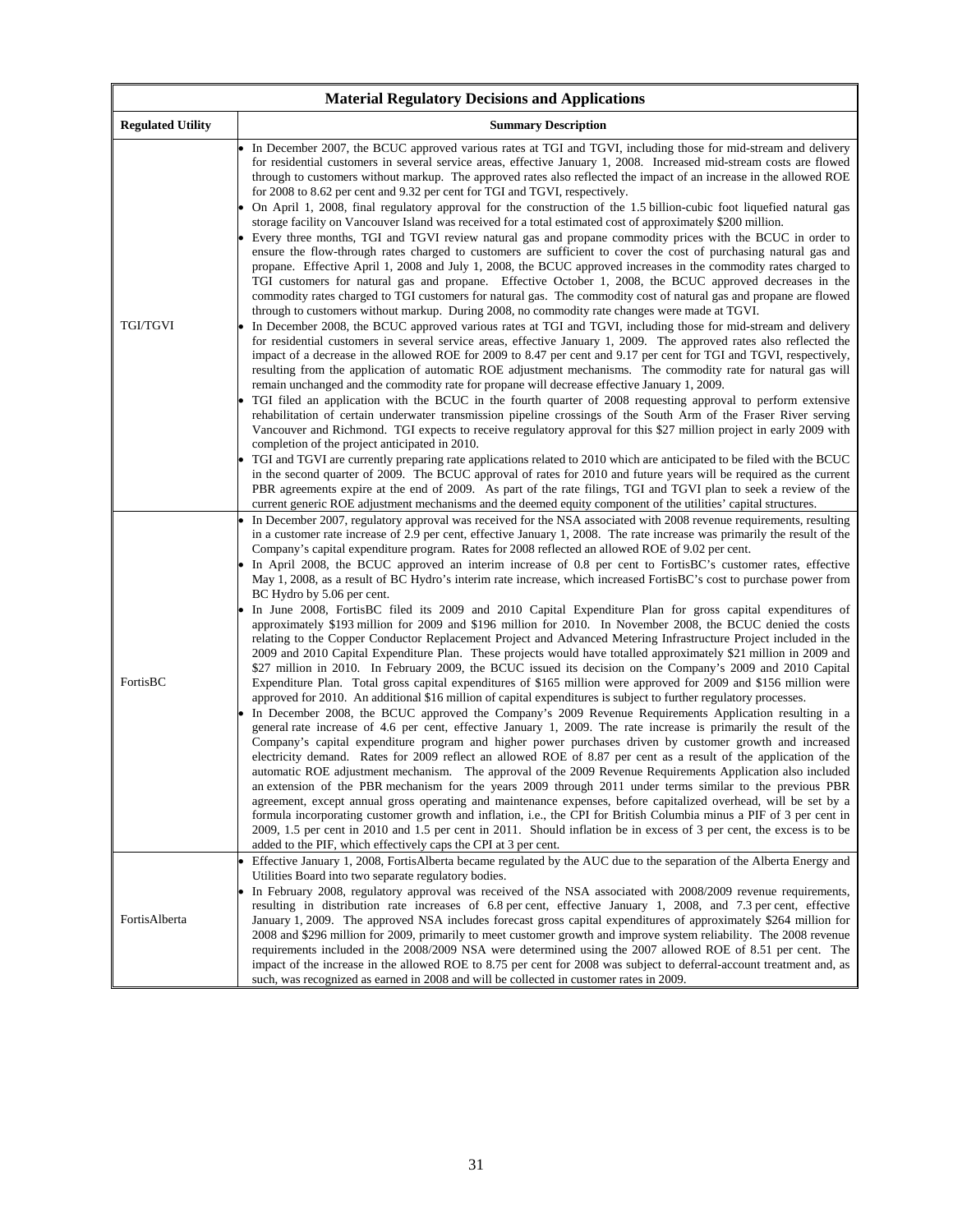| Material Regulatory Decisions and Applications | |
|---|---|
| **Regulated Utility** | **Summary Description** |
| TGI/TGVI | • In December 2007, the BCUC approved various rates at TGI and TGVI, including those for mid-stream and delivery for residential customers in several service areas, effective January 1, 2008. Increased mid-stream costs are flowed through to customers without markup. The approved rates also reflected the impact of an increase in the allowed ROE for 2008 to 8.62 per cent and 9.32 per cent for TGI and TGVI, respectively.<br>• On April 1, 2008, final regulatory approval for the construction of the 1.5 billion-cubic foot liquefied natural gas storage facility on Vancouver Island was received for a total estimated cost of approximately $200 million.<br>• Every three months, TGI and TGVI review natural gas and propane commodity prices with the BCUC in order to ensure the flow-through rates charged to customers are sufficient to cover the cost of purchasing natural gas and propane. Effective April 1, 2008 and July 1, 2008, the BCUC approved increases in the commodity rates charged to TGI customers for natural gas and propane. Effective October 1, 2008, the BCUC approved decreases in the commodity rates charged to TGI customers for natural gas. The commodity cost of natural gas and propane are flowed through to customers without markup. During 2008, no commodity rate changes were made at TGVI.<br>• In December 2008, the BCUC approved various rates at TGI and TGVI, including those for mid-stream and delivery for residential customers in several service areas, effective January 1, 2009. The approved rates also reflected the impact of a decrease in the allowed ROE for 2009 to 8.47 per cent and 9.17 per cent for TGI and TGVI, respectively, resulting from the application of automatic ROE adjustment mechanisms. The commodity rate for natural gas will remain unchanged and the commodity rate for propane will decrease effective January 1, 2009.<br>• TGI filed an application with the BCUC in the fourth quarter of 2008 requesting approval to perform extensive rehabilitation of certain underwater transmission pipeline crossings of the South Arm of the Fraser River serving Vancouver and Richmond. TGI expects to receive regulatory approval for this $27 million project in early 2009 with completion of the project anticipated in 2010.<br>• TGI and TGVI are currently preparing rate applications related to 2010 which are anticipated to be filed with the BCUC in the second quarter of 2009. The BCUC approval of rates for 2010 and future years will be required as the current PBR agreements expire at the end of 2009. As part of the rate filings, TGI and TGVI plan to seek a review of the current generic ROE adjustment mechanisms and the deemed equity component of the utilities' capital structures. |
| FortisBC | • In December 2007, regulatory approval was received for the NSA associated with 2008 revenue requirements, resulting in a customer rate increase of 2.9 per cent, effective January 1, 2008. The rate increase was primarily the result of the Company's capital expenditure program. Rates for 2008 reflected an allowed ROE of 9.02 per cent.<br>• In April 2008, the BCUC approved an interim increase of 0.8 per cent to FortisBC's customer rates, effective May 1, 2008, as a result of BC Hydro's interim rate increase, which increased FortisBC's cost to purchase power from BC Hydro by 5.06 per cent.<br>• In June 2008, FortisBC filed its 2009 and 2010 Capital Expenditure Plan for gross capital expenditures of approximately $193 million for 2009 and $196 million for 2010. In November 2008, the BCUC denied the costs relating to the Copper Conductor Replacement Project and Advanced Metering Infrastructure Project included in the 2009 and 2010 Capital Expenditure Plan. These projects would have totalled approximately $21 million in 2009 and $27 million in 2010. In February 2009, the BCUC issued its decision on the Company's 2009 and 2010 Capital Expenditure Plan. Total gross capital expenditures of $165 million were approved for 2009 and $156 million were approved for 2010. An additional $16 million of capital expenditures is subject to further regulatory processes.<br>• In December 2008, the BCUC approved the Company's 2009 Revenue Requirements Application resulting in a general rate increase of 4.6 per cent, effective January 1, 2009. The rate increase is primarily the result of the Company's capital expenditure program and higher power purchases driven by customer growth and increased electricity demand. Rates for 2009 reflect an allowed ROE of 8.87 per cent as a result of the application of the automatic ROE adjustment mechanism. The approval of the 2009 Revenue Requirements Application also included an extension of the PBR mechanism for the years 2009 through 2011 under terms similar to the previous PBR agreement, except annual gross operating and maintenance expenses, before capitalized overhead, will be set by a formula incorporating customer growth and inflation, i.e., the CPI for British Columbia minus a PIF of 3 per cent in 2009, 1.5 per cent in 2010 and 1.5 per cent in 2011. Should inflation be in excess of 3 per cent, the excess is to be added to the PIF, which effectively caps the CPI at 3 per cent. |
| FortisAlberta | • Effective January 1, 2008, FortisAlberta became regulated by the AUC due to the separation of the Alberta Energy and Utilities Board into two separate regulatory bodies.<br>• In February 2008, regulatory approval was received of the NSA associated with 2008/2009 revenue requirements, resulting in distribution rate increases of 6.8 per cent, effective January 1, 2008, and 7.3 per cent, effective January 1, 2009. The approved NSA includes forecast gross capital expenditures of approximately $264 million for 2008 and $296 million for 2009, primarily to meet customer growth and improve system reliability. The 2008 revenue requirements included in the 2008/2009 NSA were determined using the 2007 allowed ROE of 8.51 per cent. The impact of the increase in the allowed ROE to 8.75 per cent for 2008 was subject to deferral-account treatment and, as such, was recognized as earned in 2008 and will be collected in customer rates in 2009. |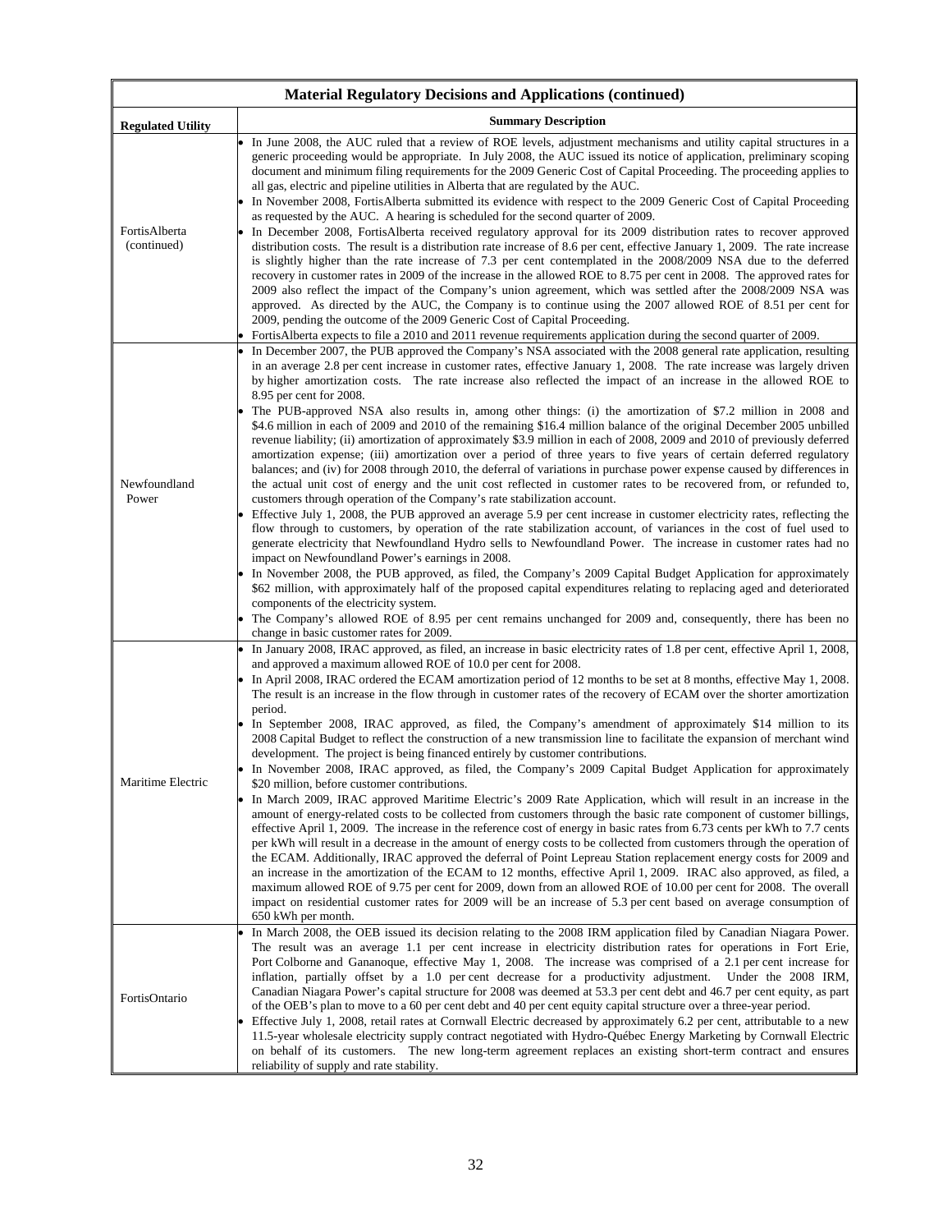| Material Regulatory Decisions and Applications (continued) | |
|---|---|
| **Regulated Utility** | **Summary Description** |
| FortisAlberta (continued) | • In June 2008, the AUC ruled that a review of ROE levels, adjustment mechanisms and utility capital structures in a generic proceeding would be appropriate. In July 2008, the AUC issued its notice of application, preliminary scoping document and minimum filing requirements for the 2009 Generic Cost of Capital Proceeding. The proceeding applies to all gas, electric and pipeline utilities in Alberta that are regulated by the AUC.<br>• In November 2008, FortisAlberta submitted its evidence with respect to the 2009 Generic Cost of Capital Proceeding as requested by the AUC. A hearing is scheduled for the second quarter of 2009.<br>• In December 2008, FortisAlberta received regulatory approval for its 2009 distribution rates to recover approved distribution costs. The result is a distribution rate increase of 8.6 per cent, effective January 1, 2009. The rate increase is slightly higher than the rate increase of 7.3 per cent contemplated in the 2008/2009 NSA due to the deferred recovery in customer rates in 2009 of the increase in the allowed ROE to 8.75 per cent in 2008. The approved rates for 2009 also reflect the impact of the Company's union agreement, which was settled after the 2008/2009 NSA was approved. As directed by the AUC, the Company is to continue using the 2007 allowed ROE of 8.51 per cent for 2009, pending the outcome of the 2009 Generic Cost of Capital Proceeding.<br>• FortisAlberta expects to file a 2010 and 2011 revenue requirements application during the second quarter of 2009. |
| Newfoundland Power | • In December 2007, the PUB approved the Company's NSA associated with the 2008 general rate application, resulting in an average 2.8 per cent increase in customer rates, effective January 1, 2008. The rate increase was largely driven by higher amortization costs. The rate increase also reflected the impact of an increase in the allowed ROE to 8.95 per cent for 2008.<br>• The PUB-approved NSA also results in, among other things: (i) the amortization of $7.2 million in 2008 and $4.6 million in each of 2009 and 2010 of the remaining $16.4 million balance of the original December 2005 unbilled revenue liability; (ii) amortization of approximately $3.9 million in each of 2008, 2009 and 2010 of previously deferred amortization expense; (iii) amortization over a period of three years to five years of certain deferred regulatory balances; and (iv) for 2008 through 2010, the deferral of variations in purchase power expense caused by differences in the actual unit cost of energy and the unit cost reflected in customer rates to be recovered from, or refunded to, customers through operation of the Company's rate stabilization account.<br>• Effective July 1, 2008, the PUB approved an average 5.9 per cent increase in customer electricity rates, reflecting the flow through to customers, by operation of the rate stabilization account, of variances in the cost of fuel used to generate electricity that Newfoundland Hydro sells to Newfoundland Power. The increase in customer rates had no impact on Newfoundland Power's earnings in 2008.<br>• In November 2008, the PUB approved, as filed, the Company's 2009 Capital Budget Application for approximately $62 million, with approximately half of the proposed capital expenditures relating to replacing aged and deteriorated components of the electricity system.<br>• The Company's allowed ROE of 8.95 per cent remains unchanged for 2009 and, consequently, there has been no change in basic customer rates for 2009. |
| Maritime Electric | • In January 2008, IRAC approved, as filed, an increase in basic electricity rates of 1.8 per cent, effective April 1, 2008, and approved a maximum allowed ROE of 10.0 per cent for 2008.<br>• In April 2008, IRAC ordered the ECAM amortization period of 12 months to be set at 8 months, effective May 1, 2008. The result is an increase in the flow through in customer rates of the recovery of ECAM over the shorter amortization period.<br>• In September 2008, IRAC approved, as filed, the Company's amendment of approximately $14 million to its 2008 Capital Budget to reflect the construction of a new transmission line to facilitate the expansion of merchant wind development. The project is being financed entirely by customer contributions.<br>• In November 2008, IRAC approved, as filed, the Company's 2009 Capital Budget Application for approximately $20 million, before customer contributions.<br>• In March 2009, IRAC approved Maritime Electric's 2009 Rate Application, which will result in an increase in the amount of energy-related costs to be collected from customers through the basic rate component of customer billings, effective April 1, 2009. The increase in the reference cost of energy in basic rates from 6.73 cents per kWh to 7.7 cents per kWh will result in a decrease in the amount of energy costs to be collected from customers through the operation of the ECAM. Additionally, IRAC approved the deferral of Point Lepreau Station replacement energy costs for 2009 and an increase in the amortization of the ECAM to 12 months, effective April 1, 2009. IRAC also approved, as filed, a maximum allowed ROE of 9.75 per cent for 2009, down from an allowed ROE of 10.00 per cent for 2008. The overall impact on residential customer rates for 2009 will be an increase of 5.3 per cent based on average consumption of 650 kWh per month. |
| FortisOntario | • In March 2008, the OEB issued its decision relating to the 2008 IRM application filed by Canadian Niagara Power. The result was an average 1.1 per cent increase in electricity distribution rates for operations in Fort Erie, Port Colborne and Gananoque, effective May 1, 2008. The increase was comprised of a 2.1 per cent increase for inflation, partially offset by a 1.0 per cent decrease for a productivity adjustment. Under the 2008 IRM, Canadian Niagara Power's capital structure for 2008 was deemed at 53.3 per cent debt and 46.7 per cent equity, as part of the OEB's plan to move to a 60 per cent debt and 40 per cent equity capital structure over a three-year period.<br>• Effective July 1, 2008, retail rates at Cornwall Electric decreased by approximately 6.2 per cent, attributable to a new 11.5-year wholesale electricity supply contract negotiated with Hydro-Québec Energy Marketing by Cornwall Electric on behalf of its customers. The new long-term agreement replaces an existing short-term contract and ensures reliability of supply and rate stability. |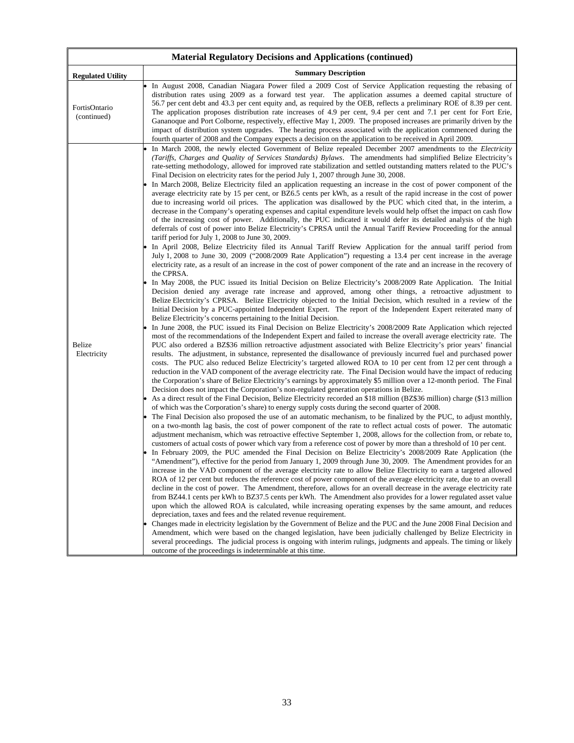| Material Regulatory Decisions and Applications (continued) | |
|---|---|
| **Regulated Utility** | **Summary Description** |
| FortisOntario (continued) | • In August 2008, Canadian Niagara Power filed a 2009 Cost of Service Application requesting the rebasing of distribution rates using 2009 as a forward test year. The application assumes a deemed capital structure of 56.7 per cent debt and 43.3 per cent equity and, as required by the OEB, reflects a preliminary ROE of 8.39 per cent. The application proposes distribution rate increases of 4.9 per cent, 9.4 per cent and 7.1 per cent for Fort Erie, Gananoque and Port Colborne, respectively, effective May 1, 2009. The proposed increases are primarily driven by the impact of distribution system upgrades. The hearing process associated with the application commenced during the fourth quarter of 2008 and the Company expects a decision on the application to be received in April 2009. |
| Belize Electricity | • In March 2008, the newly elected Government of Belize repealed December 2007 amendments to the *Electricity (Tariffs, Charges and Quality of Services Standards) Bylaws*. The amendments had simplified Belize Electricity's rate-setting methodology, allowed for improved rate stabilization and settled outstanding matters related to the PUC's Final Decision on electricity rates for the period July 1, 2007 through June 30, 2008.<br>• In March 2008, Belize Electricity filed an application requesting an increase in the cost of power component of the average electricity rate by 15 per cent, or BZ6.5 cents per kWh, as a result of the rapid increase in the cost of power due to increasing world oil prices. The application was disallowed by the PUC which cited that, in the interim, a decrease in the Company's operating expenses and capital expenditure levels would help offset the impact on cash flow of the increasing cost of power. Additionally, the PUC indicated it would defer its detailed analysis of the high deferrals of cost of power into Belize Electricity's CPRSA until the Annual Tariff Review Proceeding for the annual tariff period for July 1, 2008 to June 30, 2009.<br>• In April 2008, Belize Electricity filed its Annual Tariff Review Application for the annual tariff period from July 1, 2008 to June 30, 2009 ("2008/2009 Rate Application") requesting a 13.4 per cent increase in the average electricity rate, as a result of an increase in the cost of power component of the rate and an increase in the recovery of the CPRSA.<br>• In May 2008, the PUC issued its Initial Decision on Belize Electricity's 2008/2009 Rate Application. The Initial Decision denied any average rate increase and approved, among other things, a retroactive adjustment to Belize Electricity's CPRSA. Belize Electricity objected to the Initial Decision, which resulted in a review of the Initial Decision by a PUC-appointed Independent Expert. The report of the Independent Expert reiterated many of Belize Electricity's concerns pertaining to the Initial Decision.<br>• In June 2008, the PUC issued its Final Decision on Belize Electricity's 2008/2009 Rate Application which rejected most of the recommendations of the Independent Expert and failed to increase the overall average electricity rate. The PUC also ordered a BZ$36 million retroactive adjustment associated with Belize Electricity's prior years' financial results. The adjustment, in substance, represented the disallowance of previously incurred fuel and purchased power costs. The PUC also reduced Belize Electricity's targeted allowed ROA to 10 per cent from 12 per cent through a reduction in the VAD component of the average electricity rate. The Final Decision would have the impact of reducing the Corporation's share of Belize Electricity's earnings by approximately $5 million over a 12-month period. The Final Decision does not impact the Corporation's non-regulated generation operations in Belize.<br>• As a direct result of the Final Decision, Belize Electricity recorded an $18 million (BZ$36 million) charge ($13 million of which was the Corporation's share) to energy supply costs during the second quarter of 2008.<br>• The Final Decision also proposed the use of an automatic mechanism, to be finalized by the PUC, to adjust monthly, on a two-month lag basis, the cost of power component of the rate to reflect actual costs of power. The automatic adjustment mechanism, which was retroactive effective September 1, 2008, allows for the collection from, or rebate to, customers of actual costs of power which vary from a reference cost of power by more than a threshold of 10 per cent.<br>• In February 2009, the PUC amended the Final Decision on Belize Electricity's 2008/2009 Rate Application (the "Amendment"), effective for the period from January 1, 2009 through June 30, 2009. The Amendment provides for an increase in the VAD component of the average electricity rate to allow Belize Electricity to earn a targeted allowed ROA of 12 per cent but reduces the reference cost of power component of the average electricity rate, due to an overall decline in the cost of power. The Amendment, therefore, allows for an overall decrease in the average electricity rate from BZ44.1 cents per kWh to BZ37.5 cents per kWh. The Amendment also provides for a lower regulated asset value upon which the allowed ROA is calculated, while increasing operating expenses by the same amount, and reduces depreciation, taxes and fees and the related revenue requirement.<br>• Changes made in electricity legislation by the Government of Belize and the PUC and the June 2008 Final Decision and Amendment, which were based on the changed legislation, have been judicially challenged by Belize Electricity in several proceedings. The judicial process is ongoing with interim rulings, judgments and appeals. The timing or likely outcome of the proceedings is indeterminable at this time. |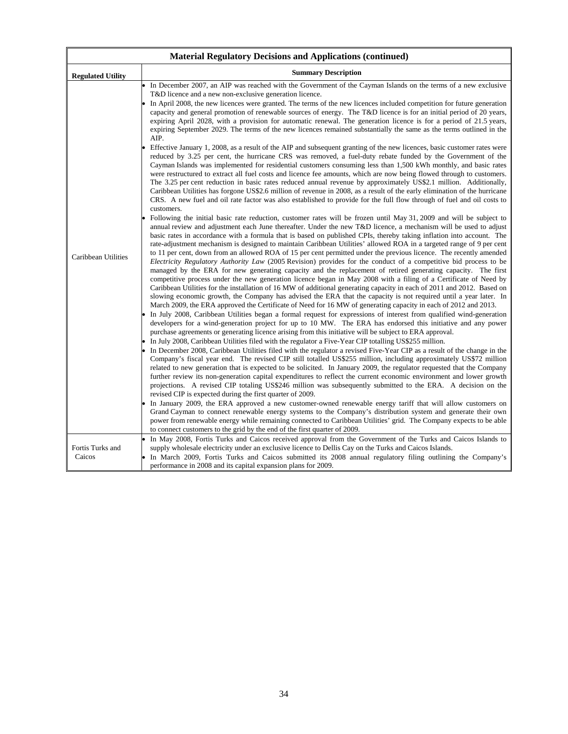| Material Regulatory Decisions and Applications (continued) | |
|---|---|
| **Regulated Utility** | **Summary Description** |
| Caribbean Utilities | • In December 2007, an AIP was reached with the Government of the Cayman Islands on the terms of a new exclusive T&D licence and a new non-exclusive generation licence.<br>• In April 2008, the new licences were granted. The terms of the new licences included competition for future generation capacity and general promotion of renewable sources of energy. The T&D licence is for an initial period of 20 years, expiring April 2028, with a provision for automatic renewal. The generation licence is for a period of 21.5 years, expiring September 2029. The terms of the new licences remained substantially the same as the terms outlined in the AIP.<br>• Effective January 1, 2008, as a result of the AIP and subsequent granting of the new licences, basic customer rates were reduced by 3.25 per cent, the hurricane CRS was removed, a fuel-duty rebate funded by the Government of the Cayman Islands was implemented for residential customers consuming less than 1,500 kWh monthly, and basic rates were restructured to extract all fuel costs and licence fee amounts, which are now being flowed through to customers. The 3.25 per cent reduction in basic rates reduced annual revenue by approximately US$2.1 million. Additionally, Caribbean Utilities has forgone US$2.6 million of revenue in 2008, as a result of the early elimination of the hurricane CRS. A new fuel and oil rate factor was also established to provide for the full flow through of fuel and oil costs to customers.<br>• Following the initial basic rate reduction, customer rates will be frozen until May 31, 2009 and will be subject to annual review and adjustment each June thereafter. Under the new T&D licence, a mechanism will be used to adjust basic rates in accordance with a formula that is based on published CPIs, thereby taking inflation into account. The rate-adjustment mechanism is designed to maintain Caribbean Utilities' allowed ROA in a targeted range of 9 per cent to 11 per cent, down from an allowed ROA of 15 per cent permitted under the previous licence. The recently amended *Electricity Regulatory Authority Law* (2005 Revision) provides for the conduct of a competitive bid process to be managed by the ERA for new generating capacity and the replacement of retired generating capacity. The first competitive process under the new generation licence began in May 2008 with a filing of a Certificate of Need by Caribbean Utilities for the installation of 16 MW of additional generating capacity in each of 2011 and 2012. Based on slowing economic growth, the Company has advised the ERA that the capacity is not required until a year later. In March 2009, the ERA approved the Certificate of Need for 16 MW of generating capacity in each of 2012 and 2013.<br>• In July 2008, Caribbean Utilities began a formal request for expressions of interest from qualified wind-generation developers for a wind-generation project for up to 10 MW. The ERA has endorsed this initiative and any power purchase agreements or generating licence arising from this initiative will be subject to ERA approval.<br>• In July 2008, Caribbean Utilities filed with the regulator a Five-Year CIP totalling US$255 million.<br>• In December 2008, Caribbean Utilities filed with the regulator a revised Five-Year CIP as a result of the change in the Company's fiscal year end. The revised CIP still totalled US$255 million, including approximately US$72 million related to new generation that is expected to be solicited. In January 2009, the regulator requested that the Company further review its non-generation capital expenditures to reflect the current economic environment and lower growth projections. A revised CIP totaling US$246 million was subsequently submitted to the ERA. A decision on the revised CIP is expected during the first quarter of 2009.<br>• In January 2009, the ERA approved a new customer-owned renewable energy tariff that will allow customers on Grand Cayman to connect renewable energy systems to the Company's distribution system and generate their own power from renewable energy while remaining connected to Caribbean Utilities' grid. The Company expects to be able to connect customers to the grid by the end of the first quarter of 2009. |
| Fortis Turks and Caicos | • In May 2008, Fortis Turks and Caicos received approval from the Government of the Turks and Caicos Islands to supply wholesale electricity under an exclusive licence to Dellis Cay on the Turks and Caicos Islands.<br>• In March 2009, Fortis Turks and Caicos submitted its 2008 annual regulatory filing outlining the Company's performance in 2008 and its capital expansion plans for 2009. |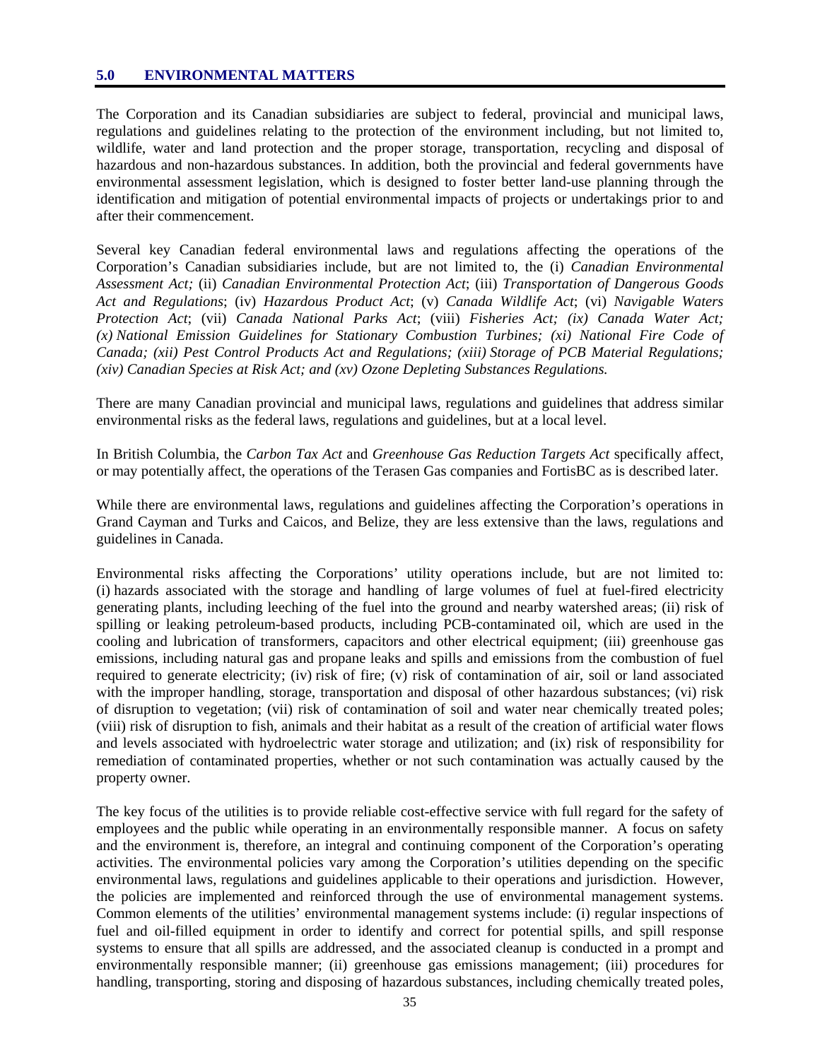## 5.0 ENVIRONMENTAL MATTERS

The Corporation and its Canadian subsidiaries are subject to federal, provincial and municipal laws, regulations and guidelines relating to the protection of the environment including, but not limited to, wildlife, water and land protection and the proper storage, transportation, recycling and disposal of hazardous and non-hazardous substances. In addition, both the provincial and federal governments have environmental assessment legislation, which is designed to foster better land-use planning through the identification and mitigation of potential environmental impacts of projects or undertakings prior to and after their commencement.

Several key Canadian federal environmental laws and regulations affecting the operations of the Corporation's Canadian subsidiaries include, but are not limited to, the (i) *Canadian Environmental Assessment Act;* (ii) *Canadian Environmental Protection Act*; (iii) *Transportation of Dangerous Goods Act and Regulations*; (iv) *Hazardous Product Act*; (v) *Canada Wildlife Act*; (vi) *Navigable Waters Protection Act*; (vii) *Canada National Parks Act*; (viii) *Fisheries Act; (ix) Canada Water Act; (x) National Emission Guidelines for Stationary Combustion Turbines; (xi) National Fire Code of Canada; (xii) Pest Control Products Act and Regulations; (xiii) Storage of PCB Material Regulations; (xiv) Canadian Species at Risk Act; and (xv) Ozone Depleting Substances Regulations.*

There are many Canadian provincial and municipal laws, regulations and guidelines that address similar environmental risks as the federal laws, regulations and guidelines, but at a local level.

In British Columbia, the *Carbon Tax Act* and *Greenhouse Gas Reduction Targets Act* specifically affect, or may potentially affect, the operations of the Terasen Gas companies and FortisBC as is described later.

While there are environmental laws, regulations and guidelines affecting the Corporation's operations in Grand Cayman and Turks and Caicos, and Belize, they are less extensive than the laws, regulations and guidelines in Canada.

Environmental risks affecting the Corporations' utility operations include, but are not limited to: (i) hazards associated with the storage and handling of large volumes of fuel at fuel-fired electricity generating plants, including leeching of the fuel into the ground and nearby watershed areas; (ii) risk of spilling or leaking petroleum-based products, including PCB-contaminated oil, which are used in the cooling and lubrication of transformers, capacitors and other electrical equipment; (iii) greenhouse gas emissions, including natural gas and propane leaks and spills and emissions from the combustion of fuel required to generate electricity; (iv) risk of fire; (v) risk of contamination of air, soil or land associated with the improper handling, storage, transportation and disposal of other hazardous substances; (vi) risk of disruption to vegetation; (vii) risk of contamination of soil and water near chemically treated poles; (viii) risk of disruption to fish, animals and their habitat as a result of the creation of artificial water flows and levels associated with hydroelectric water storage and utilization; and (ix) risk of responsibility for remediation of contaminated properties, whether or not such contamination was actually caused by the property owner.

The key focus of the utilities is to provide reliable cost-effective service with full regard for the safety of employees and the public while operating in an environmentally responsible manner. A focus on safety and the environment is, therefore, an integral and continuing component of the Corporation's operating activities. The environmental policies vary among the Corporation's utilities depending on the specific environmental laws, regulations and guidelines applicable to their operations and jurisdiction. However, the policies are implemented and reinforced through the use of environmental management systems. Common elements of the utilities' environmental management systems include: (i) regular inspections of fuel and oil-filled equipment in order to identify and correct for potential spills, and spill response systems to ensure that all spills are addressed, and the associated cleanup is conducted in a prompt and environmentally responsible manner; (ii) greenhouse gas emissions management; (iii) procedures for handling, transporting, storing and disposing of hazardous substances, including chemically treated poles,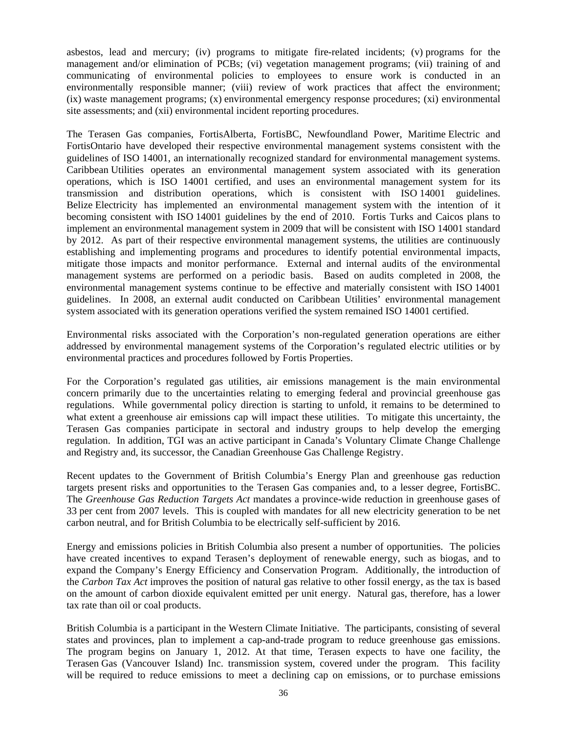asbestos, lead and mercury; (iv) programs to mitigate fire-related incidents; (v) programs for the management and/or elimination of PCBs; (vi) vegetation management programs; (vii) training of and communicating of environmental policies to employees to ensure work is conducted in an environmentally responsible manner; (viii) review of work practices that affect the environment; (ix) waste management programs; (x) environmental emergency response procedures; (xi) environmental site assessments; and (xii) environmental incident reporting procedures.

The Terasen Gas companies, FortisAlberta, FortisBC, Newfoundland Power, Maritime Electric and FortisOntario have developed their respective environmental management systems consistent with the guidelines of ISO 14001, an internationally recognized standard for environmental management systems. Caribbean Utilities operates an environmental management system associated with its generation operations, which is ISO 14001 certified, and uses an environmental management system for its transmission and distribution operations, which is consistent with ISO 14001 guidelines. Belize Electricity has implemented an environmental management system with the intention of it becoming consistent with ISO 14001 guidelines by the end of 2010. Fortis Turks and Caicos plans to implement an environmental management system in 2009 that will be consistent with ISO 14001 standard by 2012. As part of their respective environmental management systems, the utilities are continuously establishing and implementing programs and procedures to identify potential environmental impacts, mitigate those impacts and monitor performance. External and internal audits of the environmental management systems are performed on a periodic basis. Based on audits completed in 2008, the environmental management systems continue to be effective and materially consistent with ISO 14001 guidelines. In 2008, an external audit conducted on Caribbean Utilities' environmental management system associated with its generation operations verified the system remained ISO 14001 certified.

Environmental risks associated with the Corporation's non-regulated generation operations are either addressed by environmental management systems of the Corporation's regulated electric utilities or by environmental practices and procedures followed by Fortis Properties.

For the Corporation's regulated gas utilities, air emissions management is the main environmental concern primarily due to the uncertainties relating to emerging federal and provincial greenhouse gas regulations. While governmental policy direction is starting to unfold, it remains to be determined to what extent a greenhouse air emissions cap will impact these utilities. To mitigate this uncertainty, the Terasen Gas companies participate in sectoral and industry groups to help develop the emerging regulation. In addition, TGI was an active participant in Canada's Voluntary Climate Change Challenge and Registry and, its successor, the Canadian Greenhouse Gas Challenge Registry.

Recent updates to the Government of British Columbia's Energy Plan and greenhouse gas reduction targets present risks and opportunities to the Terasen Gas companies and, to a lesser degree, FortisBC. The *Greenhouse Gas Reduction Targets Act* mandates a province-wide reduction in greenhouse gases of 33 per cent from 2007 levels. This is coupled with mandates for all new electricity generation to be net carbon neutral, and for British Columbia to be electrically self-sufficient by 2016.

Energy and emissions policies in British Columbia also present a number of opportunities. The policies have created incentives to expand Terasen's deployment of renewable energy, such as biogas, and to expand the Company's Energy Efficiency and Conservation Program. Additionally, the introduction of the *Carbon Tax Act* improves the position of natural gas relative to other fossil energy, as the tax is based on the amount of carbon dioxide equivalent emitted per unit energy. Natural gas, therefore, has a lower tax rate than oil or coal products.

British Columbia is a participant in the Western Climate Initiative. The participants, consisting of several states and provinces, plan to implement a cap-and-trade program to reduce greenhouse gas emissions. The program begins on January 1, 2012. At that time, Terasen expects to have one facility, the Terasen Gas (Vancouver Island) Inc. transmission system, covered under the program. This facility will be required to reduce emissions to meet a declining cap on emissions, or to purchase emissions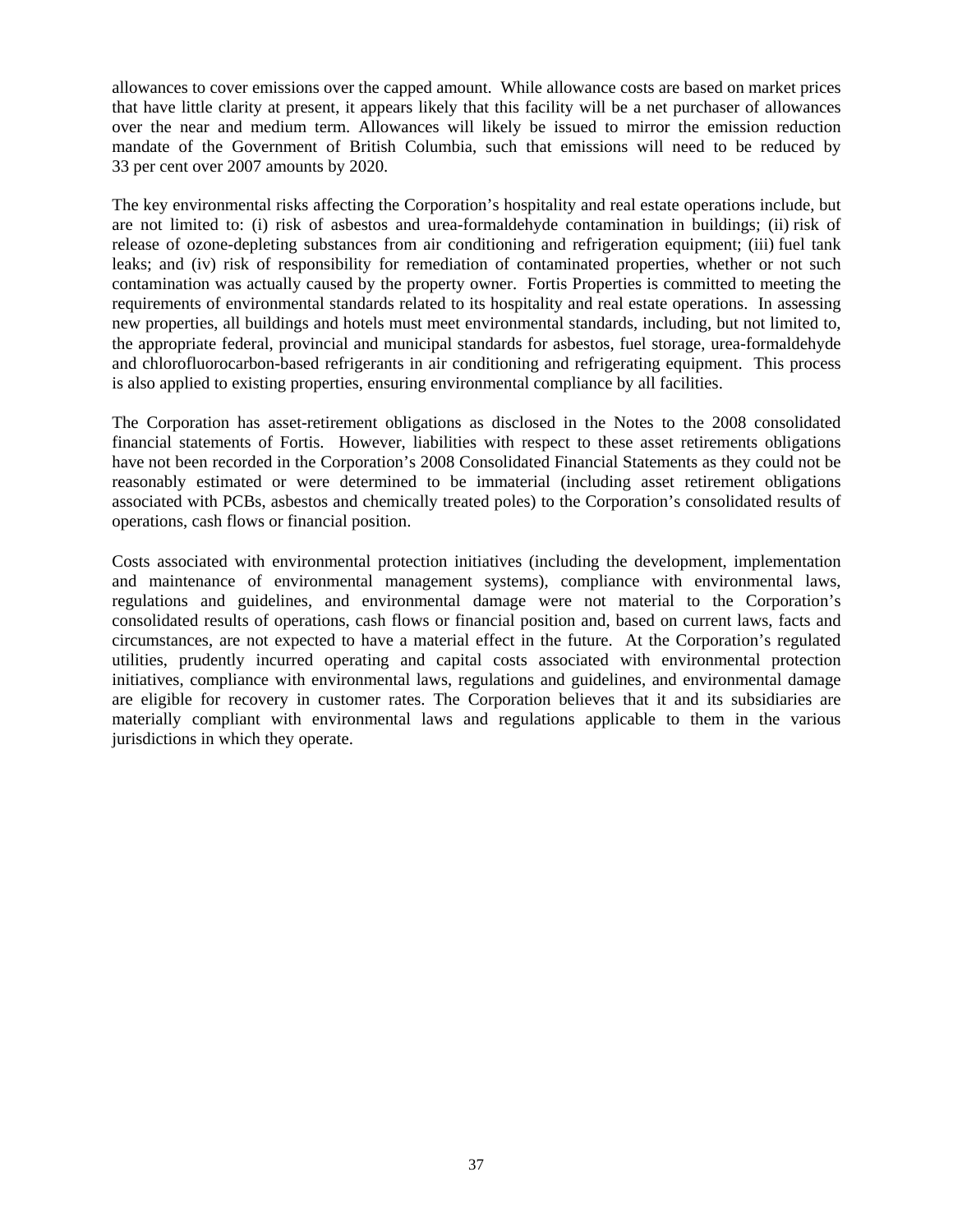allowances to cover emissions over the capped amount. While allowance costs are based on market prices that have little clarity at present, it appears likely that this facility will be a net purchaser of allowances over the near and medium term. Allowances will likely be issued to mirror the emission reduction mandate of the Government of British Columbia, such that emissions will need to be reduced by 33 per cent over 2007 amounts by 2020.

The key environmental risks affecting the Corporation's hospitality and real estate operations include, but are not limited to: (i) risk of asbestos and urea-formaldehyde contamination in buildings; (ii) risk of release of ozone-depleting substances from air conditioning and refrigeration equipment; (iii) fuel tank leaks; and (iv) risk of responsibility for remediation of contaminated properties, whether or not such contamination was actually caused by the property owner. Fortis Properties is committed to meeting the requirements of environmental standards related to its hospitality and real estate operations. In assessing new properties, all buildings and hotels must meet environmental standards, including, but not limited to, the appropriate federal, provincial and municipal standards for asbestos, fuel storage, urea-formaldehyde and chlorofluorocarbon-based refrigerants in air conditioning and refrigerating equipment. This process is also applied to existing properties, ensuring environmental compliance by all facilities.

The Corporation has asset-retirement obligations as disclosed in the Notes to the 2008 consolidated financial statements of Fortis. However, liabilities with respect to these asset retirements obligations have not been recorded in the Corporation's 2008 Consolidated Financial Statements as they could not be reasonably estimated or were determined to be immaterial (including asset retirement obligations associated with PCBs, asbestos and chemically treated poles) to the Corporation's consolidated results of operations, cash flows or financial position.

Costs associated with environmental protection initiatives (including the development, implementation and maintenance of environmental management systems), compliance with environmental laws, regulations and guidelines, and environmental damage were not material to the Corporation's consolidated results of operations, cash flows or financial position and, based on current laws, facts and circumstances, are not expected to have a material effect in the future. At the Corporation's regulated utilities, prudently incurred operating and capital costs associated with environmental protection initiatives, compliance with environmental laws, regulations and guidelines, and environmental damage are eligible for recovery in customer rates. The Corporation believes that it and its subsidiaries are materially compliant with environmental laws and regulations applicable to them in the various jurisdictions in which they operate.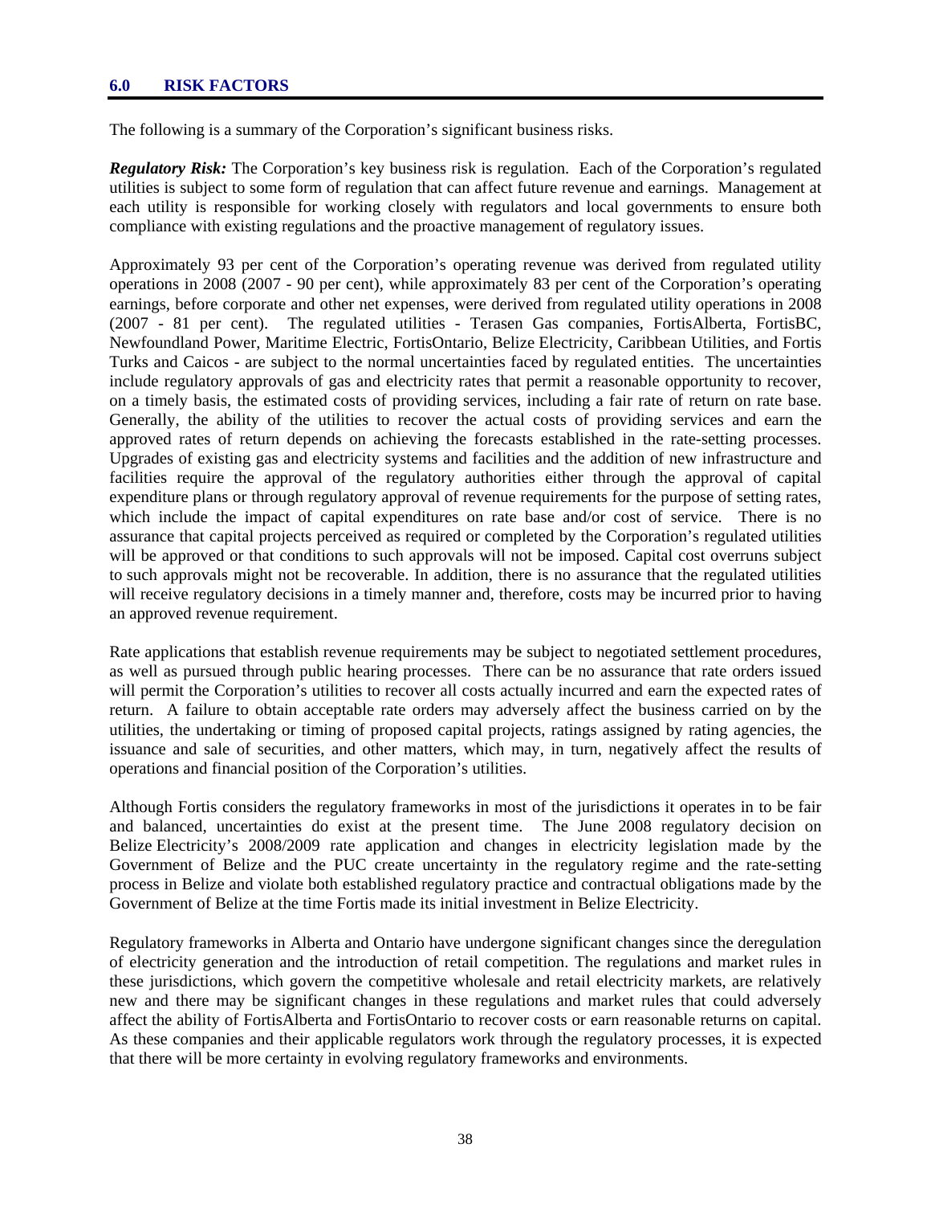## 6.0 RISK FACTORS

The following is a summary of the Corporation's significant business risks.

***Regulatory Risk:*** The Corporation's key business risk is regulation. Each of the Corporation's regulated utilities is subject to some form of regulation that can affect future revenue and earnings. Management at each utility is responsible for working closely with regulators and local governments to ensure both compliance with existing regulations and the proactive management of regulatory issues.

Approximately 93 per cent of the Corporation's operating revenue was derived from regulated utility operations in 2008 (2007 - 90 per cent), while approximately 83 per cent of the Corporation's operating earnings, before corporate and other net expenses, were derived from regulated utility operations in 2008 (2007 - 81 per cent). The regulated utilities - Terasen Gas companies, FortisAlberta, FortisBC, Newfoundland Power, Maritime Electric, FortisOntario, Belize Electricity, Caribbean Utilities, and Fortis Turks and Caicos - are subject to the normal uncertainties faced by regulated entities. The uncertainties include regulatory approvals of gas and electricity rates that permit a reasonable opportunity to recover, on a timely basis, the estimated costs of providing services, including a fair rate of return on rate base. Generally, the ability of the utilities to recover the actual costs of providing services and earn the approved rates of return depends on achieving the forecasts established in the rate-setting processes. Upgrades of existing gas and electricity systems and facilities and the addition of new infrastructure and facilities require the approval of the regulatory authorities either through the approval of capital expenditure plans or through regulatory approval of revenue requirements for the purpose of setting rates, which include the impact of capital expenditures on rate base and/or cost of service. There is no assurance that capital projects perceived as required or completed by the Corporation's regulated utilities will be approved or that conditions to such approvals will not be imposed. Capital cost overruns subject to such approvals might not be recoverable. In addition, there is no assurance that the regulated utilities will receive regulatory decisions in a timely manner and, therefore, costs may be incurred prior to having an approved revenue requirement.

Rate applications that establish revenue requirements may be subject to negotiated settlement procedures, as well as pursued through public hearing processes. There can be no assurance that rate orders issued will permit the Corporation's utilities to recover all costs actually incurred and earn the expected rates of return. A failure to obtain acceptable rate orders may adversely affect the business carried on by the utilities, the undertaking or timing of proposed capital projects, ratings assigned by rating agencies, the issuance and sale of securities, and other matters, which may, in turn, negatively affect the results of operations and financial position of the Corporation's utilities.

Although Fortis considers the regulatory frameworks in most of the jurisdictions it operates in to be fair and balanced, uncertainties do exist at the present time. The June 2008 regulatory decision on Belize Electricity's 2008/2009 rate application and changes in electricity legislation made by the Government of Belize and the PUC create uncertainty in the regulatory regime and the rate-setting process in Belize and violate both established regulatory practice and contractual obligations made by the Government of Belize at the time Fortis made its initial investment in Belize Electricity.

Regulatory frameworks in Alberta and Ontario have undergone significant changes since the deregulation of electricity generation and the introduction of retail competition. The regulations and market rules in these jurisdictions, which govern the competitive wholesale and retail electricity markets, are relatively new and there may be significant changes in these regulations and market rules that could adversely affect the ability of FortisAlberta and FortisOntario to recover costs or earn reasonable returns on capital. As these companies and their applicable regulators work through the regulatory processes, it is expected that there will be more certainty in evolving regulatory frameworks and environments.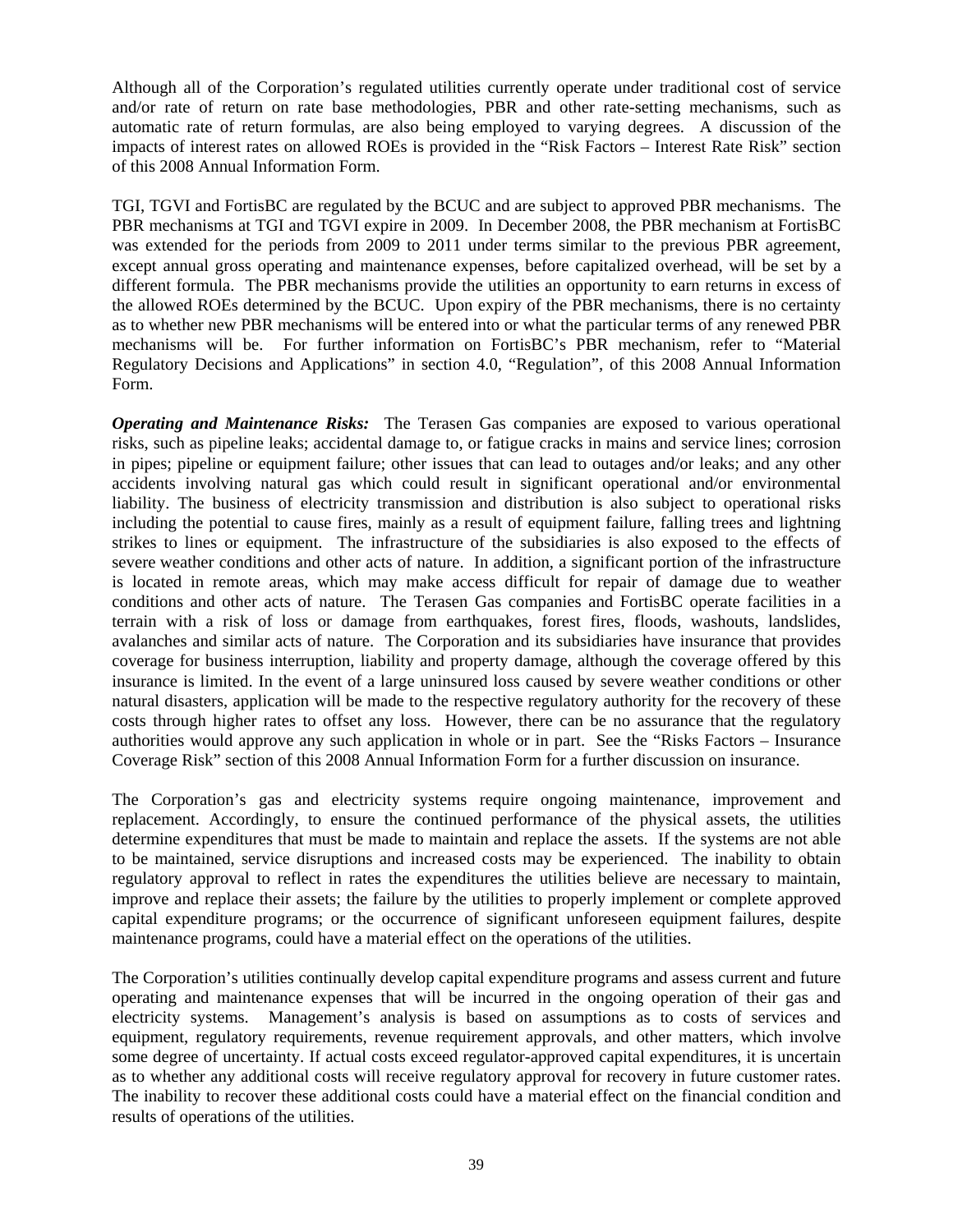Although all of the Corporation's regulated utilities currently operate under traditional cost of service and/or rate of return on rate base methodologies, PBR and other rate-setting mechanisms, such as automatic rate of return formulas, are also being employed to varying degrees. A discussion of the impacts of interest rates on allowed ROEs is provided in the "Risk Factors – Interest Rate Risk" section of this 2008 Annual Information Form.

TGI, TGVI and FortisBC are regulated by the BCUC and are subject to approved PBR mechanisms. The PBR mechanisms at TGI and TGVI expire in 2009. In December 2008, the PBR mechanism at FortisBC was extended for the periods from 2009 to 2011 under terms similar to the previous PBR agreement, except annual gross operating and maintenance expenses, before capitalized overhead, will be set by a different formula. The PBR mechanisms provide the utilities an opportunity to earn returns in excess of the allowed ROEs determined by the BCUC. Upon expiry of the PBR mechanisms, there is no certainty as to whether new PBR mechanisms will be entered into or what the particular terms of any renewed PBR mechanisms will be. For further information on FortisBC's PBR mechanism, refer to "Material Regulatory Decisions and Applications" in section 4.0, "Regulation", of this 2008 Annual Information Form.

***Operating and Maintenance Risks:*** The Terasen Gas companies are exposed to various operational risks, such as pipeline leaks; accidental damage to, or fatigue cracks in mains and service lines; corrosion in pipes; pipeline or equipment failure; other issues that can lead to outages and/or leaks; and any other accidents involving natural gas which could result in significant operational and/or environmental liability. The business of electricity transmission and distribution is also subject to operational risks including the potential to cause fires, mainly as a result of equipment failure, falling trees and lightning strikes to lines or equipment. The infrastructure of the subsidiaries is also exposed to the effects of severe weather conditions and other acts of nature. In addition, a significant portion of the infrastructure is located in remote areas, which may make access difficult for repair of damage due to weather conditions and other acts of nature. The Terasen Gas companies and FortisBC operate facilities in a terrain with a risk of loss or damage from earthquakes, forest fires, floods, washouts, landslides, avalanches and similar acts of nature. The Corporation and its subsidiaries have insurance that provides coverage for business interruption, liability and property damage, although the coverage offered by this insurance is limited. In the event of a large uninsured loss caused by severe weather conditions or other natural disasters, application will be made to the respective regulatory authority for the recovery of these costs through higher rates to offset any loss. However, there can be no assurance that the regulatory authorities would approve any such application in whole or in part. See the "Risks Factors – Insurance Coverage Risk" section of this 2008 Annual Information Form for a further discussion on insurance.

The Corporation's gas and electricity systems require ongoing maintenance, improvement and replacement. Accordingly, to ensure the continued performance of the physical assets, the utilities determine expenditures that must be made to maintain and replace the assets. If the systems are not able to be maintained, service disruptions and increased costs may be experienced. The inability to obtain regulatory approval to reflect in rates the expenditures the utilities believe are necessary to maintain, improve and replace their assets; the failure by the utilities to properly implement or complete approved capital expenditure programs; or the occurrence of significant unforeseen equipment failures, despite maintenance programs, could have a material effect on the operations of the utilities.

The Corporation's utilities continually develop capital expenditure programs and assess current and future operating and maintenance expenses that will be incurred in the ongoing operation of their gas and electricity systems. Management's analysis is based on assumptions as to costs of services and equipment, regulatory requirements, revenue requirement approvals, and other matters, which involve some degree of uncertainty. If actual costs exceed regulator-approved capital expenditures, it is uncertain as to whether any additional costs will receive regulatory approval for recovery in future customer rates. The inability to recover these additional costs could have a material effect on the financial condition and results of operations of the utilities.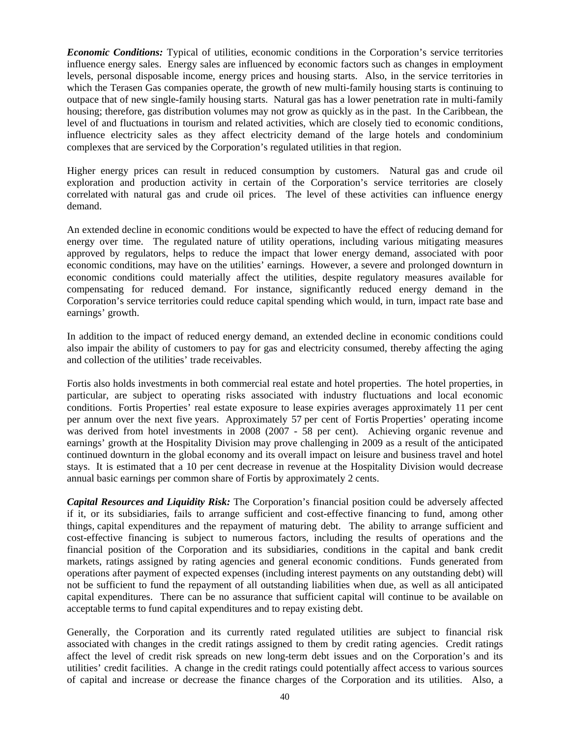***Economic Conditions:*** Typical of utilities, economic conditions in the Corporation's service territories influence energy sales. Energy sales are influenced by economic factors such as changes in employment levels, personal disposable income, energy prices and housing starts. Also, in the service territories in which the Terasen Gas companies operate, the growth of new multi-family housing starts is continuing to outpace that of new single-family housing starts. Natural gas has a lower penetration rate in multi-family housing; therefore, gas distribution volumes may not grow as quickly as in the past. In the Caribbean, the level of and fluctuations in tourism and related activities, which are closely tied to economic conditions, influence electricity sales as they affect electricity demand of the large hotels and condominium complexes that are serviced by the Corporation's regulated utilities in that region.

Higher energy prices can result in reduced consumption by customers. Natural gas and crude oil exploration and production activity in certain of the Corporation's service territories are closely correlated with natural gas and crude oil prices. The level of these activities can influence energy demand.

An extended decline in economic conditions would be expected to have the effect of reducing demand for energy over time. The regulated nature of utility operations, including various mitigating measures approved by regulators, helps to reduce the impact that lower energy demand, associated with poor economic conditions, may have on the utilities' earnings. However, a severe and prolonged downturn in economic conditions could materially affect the utilities, despite regulatory measures available for compensating for reduced demand. For instance, significantly reduced energy demand in the Corporation's service territories could reduce capital spending which would, in turn, impact rate base and earnings' growth.

In addition to the impact of reduced energy demand, an extended decline in economic conditions could also impair the ability of customers to pay for gas and electricity consumed, thereby affecting the aging and collection of the utilities' trade receivables.

Fortis also holds investments in both commercial real estate and hotel properties. The hotel properties, in particular, are subject to operating risks associated with industry fluctuations and local economic conditions. Fortis Properties' real estate exposure to lease expiries averages approximately 11 per cent per annum over the next five years. Approximately 57 per cent of Fortis Properties' operating income was derived from hotel investments in 2008 (2007 - 58 per cent). Achieving organic revenue and earnings' growth at the Hospitality Division may prove challenging in 2009 as a result of the anticipated continued downturn in the global economy and its overall impact on leisure and business travel and hotel stays. It is estimated that a 10 per cent decrease in revenue at the Hospitality Division would decrease annual basic earnings per common share of Fortis by approximately 2 cents.

***Capital Resources and Liquidity Risk:*** The Corporation's financial position could be adversely affected if it, or its subsidiaries, fails to arrange sufficient and cost-effective financing to fund, among other things, capital expenditures and the repayment of maturing debt. The ability to arrange sufficient and cost-effective financing is subject to numerous factors, including the results of operations and the financial position of the Corporation and its subsidiaries, conditions in the capital and bank credit markets, ratings assigned by rating agencies and general economic conditions. Funds generated from operations after payment of expected expenses (including interest payments on any outstanding debt) will not be sufficient to fund the repayment of all outstanding liabilities when due, as well as all anticipated capital expenditures. There can be no assurance that sufficient capital will continue to be available on acceptable terms to fund capital expenditures and to repay existing debt.

Generally, the Corporation and its currently rated regulated utilities are subject to financial risk associated with changes in the credit ratings assigned to them by credit rating agencies. Credit ratings affect the level of credit risk spreads on new long-term debt issues and on the Corporation's and its utilities' credit facilities. A change in the credit ratings could potentially affect access to various sources of capital and increase or decrease the finance charges of the Corporation and its utilities. Also, a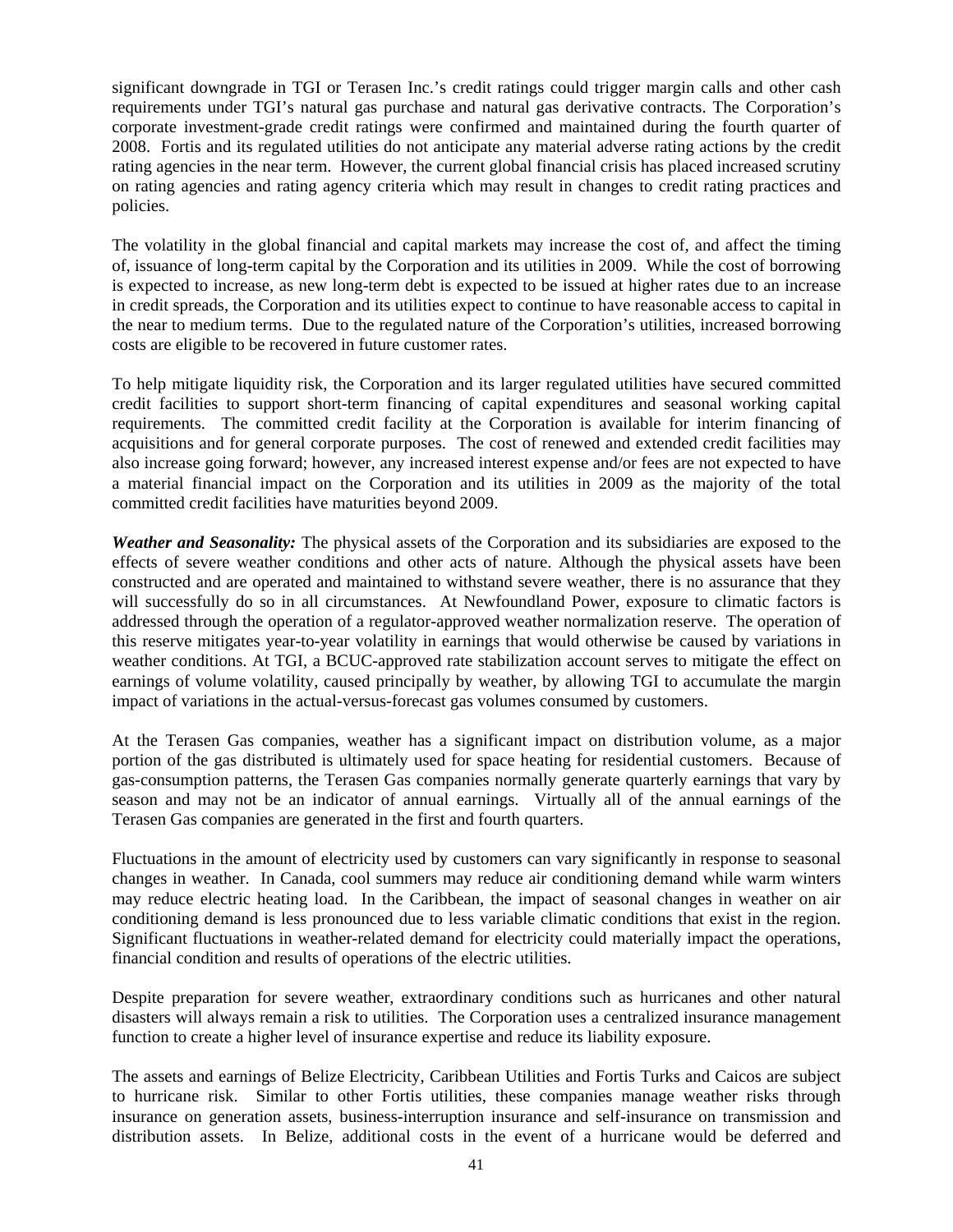significant downgrade in TGI or Terasen Inc.'s credit ratings could trigger margin calls and other cash requirements under TGI's natural gas purchase and natural gas derivative contracts. The Corporation's corporate investment-grade credit ratings were confirmed and maintained during the fourth quarter of 2008. Fortis and its regulated utilities do not anticipate any material adverse rating actions by the credit rating agencies in the near term. However, the current global financial crisis has placed increased scrutiny on rating agencies and rating agency criteria which may result in changes to credit rating practices and policies.

The volatility in the global financial and capital markets may increase the cost of, and affect the timing of, issuance of long-term capital by the Corporation and its utilities in 2009. While the cost of borrowing is expected to increase, as new long-term debt is expected to be issued at higher rates due to an increase in credit spreads, the Corporation and its utilities expect to continue to have reasonable access to capital in the near to medium terms. Due to the regulated nature of the Corporation's utilities, increased borrowing costs are eligible to be recovered in future customer rates.

To help mitigate liquidity risk, the Corporation and its larger regulated utilities have secured committed credit facilities to support short-term financing of capital expenditures and seasonal working capital requirements. The committed credit facility at the Corporation is available for interim financing of acquisitions and for general corporate purposes. The cost of renewed and extended credit facilities may also increase going forward; however, any increased interest expense and/or fees are not expected to have a material financial impact on the Corporation and its utilities in 2009 as the majority of the total committed credit facilities have maturities beyond 2009.

***Weather and Seasonality:*** The physical assets of the Corporation and its subsidiaries are exposed to the effects of severe weather conditions and other acts of nature. Although the physical assets have been constructed and are operated and maintained to withstand severe weather, there is no assurance that they will successfully do so in all circumstances. At Newfoundland Power, exposure to climatic factors is addressed through the operation of a regulator-approved weather normalization reserve. The operation of this reserve mitigates year-to-year volatility in earnings that would otherwise be caused by variations in weather conditions. At TGI, a BCUC-approved rate stabilization account serves to mitigate the effect on earnings of volume volatility, caused principally by weather, by allowing TGI to accumulate the margin impact of variations in the actual-versus-forecast gas volumes consumed by customers.

At the Terasen Gas companies, weather has a significant impact on distribution volume, as a major portion of the gas distributed is ultimately used for space heating for residential customers. Because of gas-consumption patterns, the Terasen Gas companies normally generate quarterly earnings that vary by season and may not be an indicator of annual earnings. Virtually all of the annual earnings of the Terasen Gas companies are generated in the first and fourth quarters.

Fluctuations in the amount of electricity used by customers can vary significantly in response to seasonal changes in weather. In Canada, cool summers may reduce air conditioning demand while warm winters may reduce electric heating load. In the Caribbean, the impact of seasonal changes in weather on air conditioning demand is less pronounced due to less variable climatic conditions that exist in the region. Significant fluctuations in weather-related demand for electricity could materially impact the operations, financial condition and results of operations of the electric utilities.

Despite preparation for severe weather, extraordinary conditions such as hurricanes and other natural disasters will always remain a risk to utilities. The Corporation uses a centralized insurance management function to create a higher level of insurance expertise and reduce its liability exposure.

The assets and earnings of Belize Electricity, Caribbean Utilities and Fortis Turks and Caicos are subject to hurricane risk. Similar to other Fortis utilities, these companies manage weather risks through insurance on generation assets, business-interruption insurance and self-insurance on transmission and distribution assets. In Belize, additional costs in the event of a hurricane would be deferred and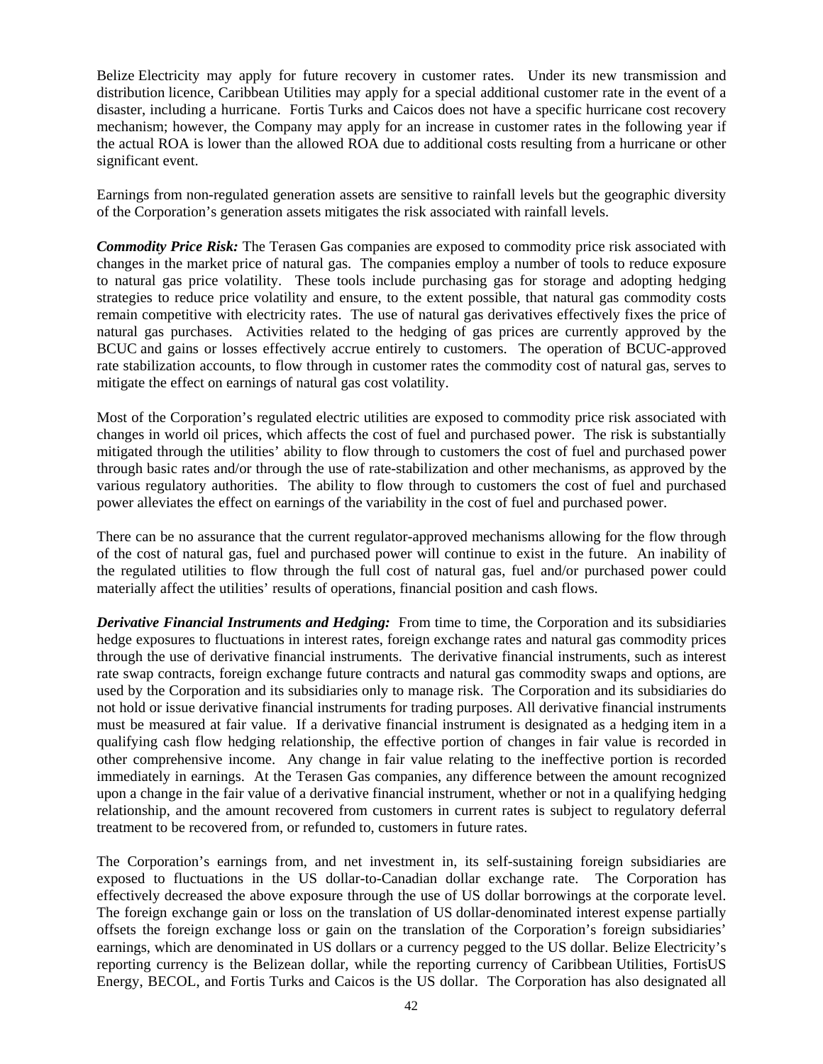Belize Electricity may apply for future recovery in customer rates. Under its new transmission and distribution licence, Caribbean Utilities may apply for a special additional customer rate in the event of a disaster, including a hurricane. Fortis Turks and Caicos does not have a specific hurricane cost recovery mechanism; however, the Company may apply for an increase in customer rates in the following year if the actual ROA is lower than the allowed ROA due to additional costs resulting from a hurricane or other significant event.

Earnings from non-regulated generation assets are sensitive to rainfall levels but the geographic diversity of the Corporation's generation assets mitigates the risk associated with rainfall levels.

***Commodity Price Risk:*** The Terasen Gas companies are exposed to commodity price risk associated with changes in the market price of natural gas. The companies employ a number of tools to reduce exposure to natural gas price volatility. These tools include purchasing gas for storage and adopting hedging strategies to reduce price volatility and ensure, to the extent possible, that natural gas commodity costs remain competitive with electricity rates. The use of natural gas derivatives effectively fixes the price of natural gas purchases. Activities related to the hedging of gas prices are currently approved by the BCUC and gains or losses effectively accrue entirely to customers. The operation of BCUC-approved rate stabilization accounts, to flow through in customer rates the commodity cost of natural gas, serves to mitigate the effect on earnings of natural gas cost volatility.

Most of the Corporation's regulated electric utilities are exposed to commodity price risk associated with changes in world oil prices, which affects the cost of fuel and purchased power. The risk is substantially mitigated through the utilities' ability to flow through to customers the cost of fuel and purchased power through basic rates and/or through the use of rate-stabilization and other mechanisms, as approved by the various regulatory authorities. The ability to flow through to customers the cost of fuel and purchased power alleviates the effect on earnings of the variability in the cost of fuel and purchased power.

There can be no assurance that the current regulator-approved mechanisms allowing for the flow through of the cost of natural gas, fuel and purchased power will continue to exist in the future. An inability of the regulated utilities to flow through the full cost of natural gas, fuel and/or purchased power could materially affect the utilities' results of operations, financial position and cash flows.

***Derivative Financial Instruments and Hedging:*** From time to time, the Corporation and its subsidiaries hedge exposures to fluctuations in interest rates, foreign exchange rates and natural gas commodity prices through the use of derivative financial instruments. The derivative financial instruments, such as interest rate swap contracts, foreign exchange future contracts and natural gas commodity swaps and options, are used by the Corporation and its subsidiaries only to manage risk. The Corporation and its subsidiaries do not hold or issue derivative financial instruments for trading purposes. All derivative financial instruments must be measured at fair value. If a derivative financial instrument is designated as a hedging item in a qualifying cash flow hedging relationship, the effective portion of changes in fair value is recorded in other comprehensive income. Any change in fair value relating to the ineffective portion is recorded immediately in earnings. At the Terasen Gas companies, any difference between the amount recognized upon a change in the fair value of a derivative financial instrument, whether or not in a qualifying hedging relationship, and the amount recovered from customers in current rates is subject to regulatory deferral treatment to be recovered from, or refunded to, customers in future rates.

The Corporation's earnings from, and net investment in, its self-sustaining foreign subsidiaries are exposed to fluctuations in the US dollar-to-Canadian dollar exchange rate. The Corporation has effectively decreased the above exposure through the use of US dollar borrowings at the corporate level. The foreign exchange gain or loss on the translation of US dollar-denominated interest expense partially offsets the foreign exchange loss or gain on the translation of the Corporation's foreign subsidiaries' earnings, which are denominated in US dollars or a currency pegged to the US dollar. Belize Electricity's reporting currency is the Belizean dollar, while the reporting currency of Caribbean Utilities, FortisUS Energy, BECOL, and Fortis Turks and Caicos is the US dollar. The Corporation has also designated all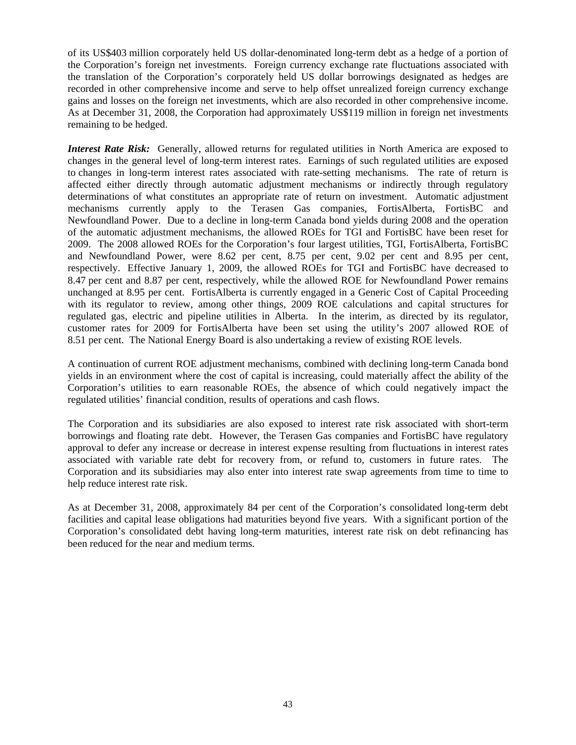of its US$403 million corporately held US dollar-denominated long-term debt as a hedge of a portion of the Corporation's foreign net investments. Foreign currency exchange rate fluctuations associated with the translation of the Corporation's corporately held US dollar borrowings designated as hedges are recorded in other comprehensive income and serve to help offset unrealized foreign currency exchange gains and losses on the foreign net investments, which are also recorded in other comprehensive income. As at December 31, 2008, the Corporation had approximately US$119 million in foreign net investments remaining to be hedged.

***Interest Rate Risk:*** Generally, allowed returns for regulated utilities in North America are exposed to changes in the general level of long-term interest rates. Earnings of such regulated utilities are exposed to changes in long-term interest rates associated with rate-setting mechanisms. The rate of return is affected either directly through automatic adjustment mechanisms or indirectly through regulatory determinations of what constitutes an appropriate rate of return on investment. Automatic adjustment mechanisms currently apply to the Terasen Gas companies, FortisAlberta, FortisBC and Newfoundland Power. Due to a decline in long-term Canada bond yields during 2008 and the operation of the automatic adjustment mechanisms, the allowed ROEs for TGI and FortisBC have been reset for 2009. The 2008 allowed ROEs for the Corporation's four largest utilities, TGI, FortisAlberta, FortisBC and Newfoundland Power, were 8.62 per cent, 8.75 per cent, 9.02 per cent and 8.95 per cent, respectively. Effective January 1, 2009, the allowed ROEs for TGI and FortisBC have decreased to 8.47 per cent and 8.87 per cent, respectively, while the allowed ROE for Newfoundland Power remains unchanged at 8.95 per cent. FortisAlberta is currently engaged in a Generic Cost of Capital Proceeding with its regulator to review, among other things, 2009 ROE calculations and capital structures for regulated gas, electric and pipeline utilities in Alberta. In the interim, as directed by its regulator, customer rates for 2009 for FortisAlberta have been set using the utility's 2007 allowed ROE of 8.51 per cent. The National Energy Board is also undertaking a review of existing ROE levels.

A continuation of current ROE adjustment mechanisms, combined with declining long-term Canada bond yields in an environment where the cost of capital is increasing, could materially affect the ability of the Corporation's utilities to earn reasonable ROEs, the absence of which could negatively impact the regulated utilities' financial condition, results of operations and cash flows.

The Corporation and its subsidiaries are also exposed to interest rate risk associated with short-term borrowings and floating rate debt. However, the Terasen Gas companies and FortisBC have regulatory approval to defer any increase or decrease in interest expense resulting from fluctuations in interest rates associated with variable rate debt for recovery from, or refund to, customers in future rates. The Corporation and its subsidiaries may also enter into interest rate swap agreements from time to time to help reduce interest rate risk.

As at December 31, 2008, approximately 84 per cent of the Corporation's consolidated long-term debt facilities and capital lease obligations had maturities beyond five years. With a significant portion of the Corporation's consolidated debt having long-term maturities, interest rate risk on debt refinancing has been reduced for the near and medium terms.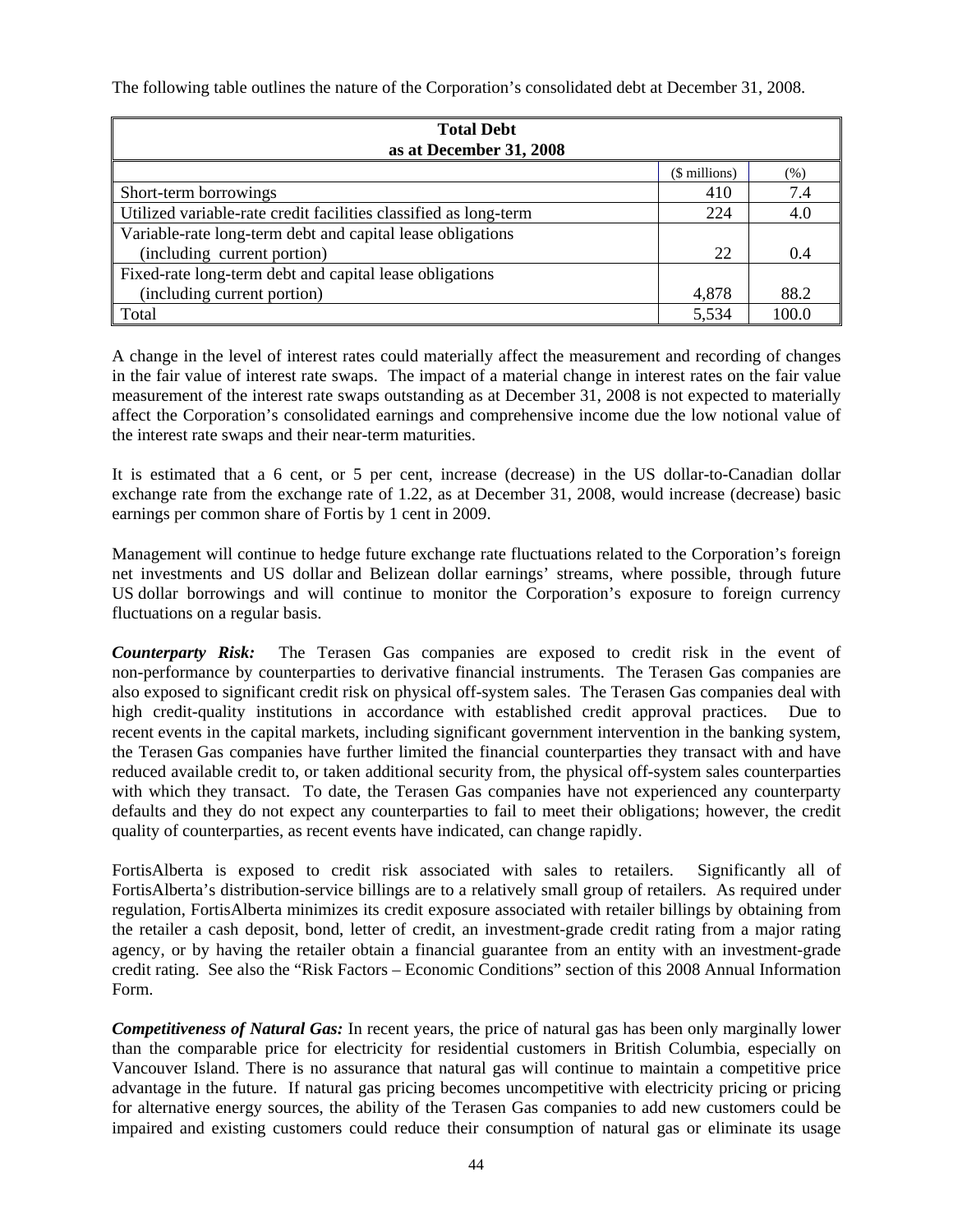The following table outlines the nature of the Corporation's consolidated debt at December 31, 2008.

| Total Debt as at December 31, 2008 | | |
|---|---|---|
| | ($ millions) | (%) |
| Short-term borrowings | 410 | 7.4 |
| Utilized variable-rate credit facilities classified as long-term | 224 | 4.0 |
| Variable-rate long-term debt and capital lease obligations (including current portion) | 22 | 0.4 |
| Fixed-rate long-term debt and capital lease obligations (including current portion) | 4,878 | 88.2 |
| Total | 5,534 | 100.0 |

A change in the level of interest rates could materially affect the measurement and recording of changes in the fair value of interest rate swaps. The impact of a material change in interest rates on the fair value measurement of the interest rate swaps outstanding as at December 31, 2008 is not expected to materially affect the Corporation's consolidated earnings and comprehensive income due the low notional value of the interest rate swaps and their near-term maturities.

It is estimated that a 6 cent, or 5 per cent, increase (decrease) in the US dollar-to-Canadian dollar exchange rate from the exchange rate of 1.22, as at December 31, 2008, would increase (decrease) basic earnings per common share of Fortis by 1 cent in 2009.

Management will continue to hedge future exchange rate fluctuations related to the Corporation's foreign net investments and US dollar and Belizean dollar earnings' streams, where possible, through future US dollar borrowings and will continue to monitor the Corporation's exposure to foreign currency fluctuations on a regular basis.

***Counterparty Risk:*** The Terasen Gas companies are exposed to credit risk in the event of non-performance by counterparties to derivative financial instruments. The Terasen Gas companies are also exposed to significant credit risk on physical off-system sales. The Terasen Gas companies deal with high credit-quality institutions in accordance with established credit approval practices. Due to recent events in the capital markets, including significant government intervention in the banking system, the Terasen Gas companies have further limited the financial counterparties they transact with and have reduced available credit to, or taken additional security from, the physical off-system sales counterparties with which they transact. To date, the Terasen Gas companies have not experienced any counterparty defaults and they do not expect any counterparties to fail to meet their obligations; however, the credit quality of counterparties, as recent events have indicated, can change rapidly.

FortisAlberta is exposed to credit risk associated with sales to retailers. Significantly all of FortisAlberta's distribution-service billings are to a relatively small group of retailers. As required under regulation, FortisAlberta minimizes its credit exposure associated with retailer billings by obtaining from the retailer a cash deposit, bond, letter of credit, an investment-grade credit rating from a major rating agency, or by having the retailer obtain a financial guarantee from an entity with an investment-grade credit rating. See also the "Risk Factors – Economic Conditions" section of this 2008 Annual Information Form.

***Competitiveness of Natural Gas:*** In recent years, the price of natural gas has been only marginally lower than the comparable price for electricity for residential customers in British Columbia, especially on Vancouver Island. There is no assurance that natural gas will continue to maintain a competitive price advantage in the future. If natural gas pricing becomes uncompetitive with electricity pricing or pricing for alternative energy sources, the ability of the Terasen Gas companies to add new customers could be impaired and existing customers could reduce their consumption of natural gas or eliminate its usage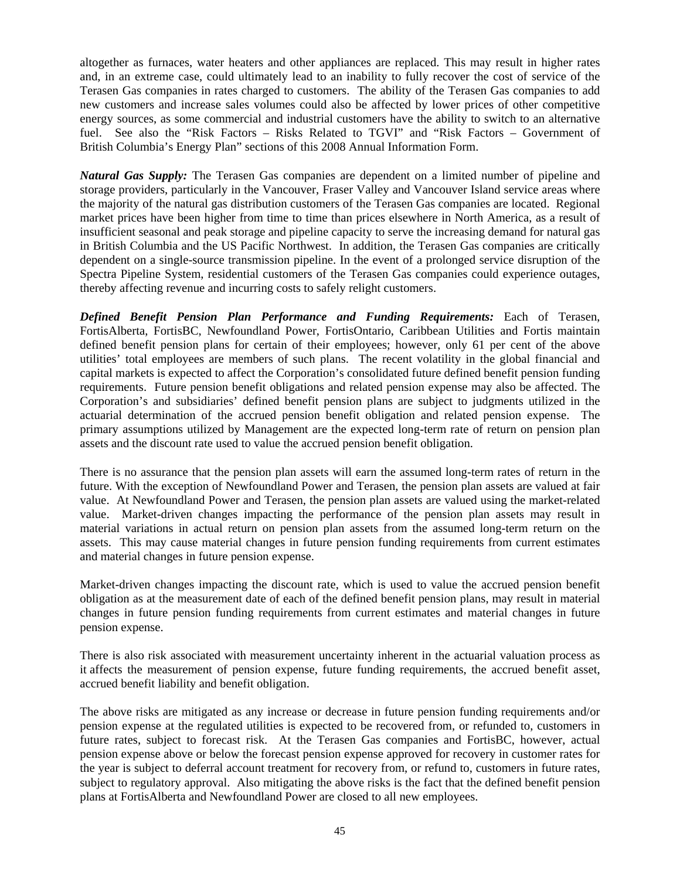altogether as furnaces, water heaters and other appliances are replaced. This may result in higher rates and, in an extreme case, could ultimately lead to an inability to fully recover the cost of service of the Terasen Gas companies in rates charged to customers. The ability of the Terasen Gas companies to add new customers and increase sales volumes could also be affected by lower prices of other competitive energy sources, as some commercial and industrial customers have the ability to switch to an alternative fuel. See also the "Risk Factors – Risks Related to TGVI" and "Risk Factors – Government of British Columbia's Energy Plan" sections of this 2008 Annual Information Form.

***Natural Gas Supply:*** The Terasen Gas companies are dependent on a limited number of pipeline and storage providers, particularly in the Vancouver, Fraser Valley and Vancouver Island service areas where the majority of the natural gas distribution customers of the Terasen Gas companies are located. Regional market prices have been higher from time to time than prices elsewhere in North America, as a result of insufficient seasonal and peak storage and pipeline capacity to serve the increasing demand for natural gas in British Columbia and the US Pacific Northwest. In addition, the Terasen Gas companies are critically dependent on a single-source transmission pipeline. In the event of a prolonged service disruption of the Spectra Pipeline System, residential customers of the Terasen Gas companies could experience outages, thereby affecting revenue and incurring costs to safely relight customers.

***Defined Benefit Pension Plan Performance and Funding Requirements:*** Each of Terasen, FortisAlberta, FortisBC, Newfoundland Power, FortisOntario, Caribbean Utilities and Fortis maintain defined benefit pension plans for certain of their employees; however, only 61 per cent of the above utilities' total employees are members of such plans. The recent volatility in the global financial and capital markets is expected to affect the Corporation's consolidated future defined benefit pension funding requirements. Future pension benefit obligations and related pension expense may also be affected. The Corporation's and subsidiaries' defined benefit pension plans are subject to judgments utilized in the actuarial determination of the accrued pension benefit obligation and related pension expense. The primary assumptions utilized by Management are the expected long-term rate of return on pension plan assets and the discount rate used to value the accrued pension benefit obligation.

There is no assurance that the pension plan assets will earn the assumed long-term rates of return in the future. With the exception of Newfoundland Power and Terasen, the pension plan assets are valued at fair value. At Newfoundland Power and Terasen, the pension plan assets are valued using the market-related value. Market-driven changes impacting the performance of the pension plan assets may result in material variations in actual return on pension plan assets from the assumed long-term return on the assets. This may cause material changes in future pension funding requirements from current estimates and material changes in future pension expense.

Market-driven changes impacting the discount rate, which is used to value the accrued pension benefit obligation as at the measurement date of each of the defined benefit pension plans, may result in material changes in future pension funding requirements from current estimates and material changes in future pension expense.

There is also risk associated with measurement uncertainty inherent in the actuarial valuation process as it affects the measurement of pension expense, future funding requirements, the accrued benefit asset, accrued benefit liability and benefit obligation.

The above risks are mitigated as any increase or decrease in future pension funding requirements and/or pension expense at the regulated utilities is expected to be recovered from, or refunded to, customers in future rates, subject to forecast risk. At the Terasen Gas companies and FortisBC, however, actual pension expense above or below the forecast pension expense approved for recovery in customer rates for the year is subject to deferral account treatment for recovery from, or refund to, customers in future rates, subject to regulatory approval. Also mitigating the above risks is the fact that the defined benefit pension plans at FortisAlberta and Newfoundland Power are closed to all new employees.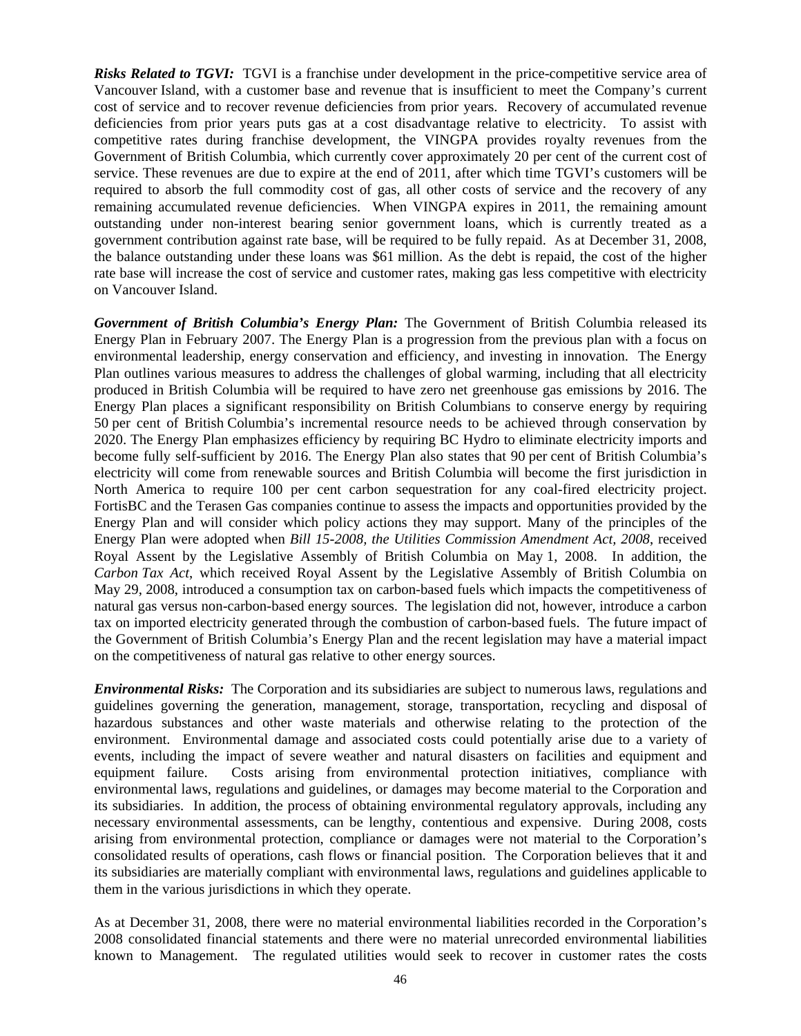***Risks Related to TGVI:*** TGVI is a franchise under development in the price-competitive service area of Vancouver Island, with a customer base and revenue that is insufficient to meet the Company's current cost of service and to recover revenue deficiencies from prior years. Recovery of accumulated revenue deficiencies from prior years puts gas at a cost disadvantage relative to electricity. To assist with competitive rates during franchise development, the VINGPA provides royalty revenues from the Government of British Columbia, which currently cover approximately 20 per cent of the current cost of service. These revenues are due to expire at the end of 2011, after which time TGVI's customers will be required to absorb the full commodity cost of gas, all other costs of service and the recovery of any remaining accumulated revenue deficiencies. When VINGPA expires in 2011, the remaining amount outstanding under non-interest bearing senior government loans, which is currently treated as a government contribution against rate base, will be required to be fully repaid. As at December 31, 2008, the balance outstanding under these loans was $61 million. As the debt is repaid, the cost of the higher rate base will increase the cost of service and customer rates, making gas less competitive with electricity on Vancouver Island.

***Government of British Columbia's Energy Plan:*** The Government of British Columbia released its Energy Plan in February 2007. The Energy Plan is a progression from the previous plan with a focus on environmental leadership, energy conservation and efficiency, and investing in innovation. The Energy Plan outlines various measures to address the challenges of global warming, including that all electricity produced in British Columbia will be required to have zero net greenhouse gas emissions by 2016. The Energy Plan places a significant responsibility on British Columbians to conserve energy by requiring 50 per cent of British Columbia's incremental resource needs to be achieved through conservation by 2020. The Energy Plan emphasizes efficiency by requiring BC Hydro to eliminate electricity imports and become fully self-sufficient by 2016. The Energy Plan also states that 90 per cent of British Columbia's electricity will come from renewable sources and British Columbia will become the first jurisdiction in North America to require 100 per cent carbon sequestration for any coal-fired electricity project. FortisBC and the Terasen Gas companies continue to assess the impacts and opportunities provided by the Energy Plan and will consider which policy actions they may support. Many of the principles of the Energy Plan were adopted when *Bill 15-2008, the Utilities Commission Amendment Act, 2008*, received Royal Assent by the Legislative Assembly of British Columbia on May 1, 2008. In addition, the *Carbon Tax Act*, which received Royal Assent by the Legislative Assembly of British Columbia on May 29, 2008, introduced a consumption tax on carbon-based fuels which impacts the competitiveness of natural gas versus non-carbon-based energy sources. The legislation did not, however, introduce a carbon tax on imported electricity generated through the combustion of carbon-based fuels. The future impact of the Government of British Columbia's Energy Plan and the recent legislation may have a material impact on the competitiveness of natural gas relative to other energy sources.

***Environmental Risks:*** The Corporation and its subsidiaries are subject to numerous laws, regulations and guidelines governing the generation, management, storage, transportation, recycling and disposal of hazardous substances and other waste materials and otherwise relating to the protection of the environment. Environmental damage and associated costs could potentially arise due to a variety of events, including the impact of severe weather and natural disasters on facilities and equipment and equipment failure. Costs arising from environmental protection initiatives, compliance with environmental laws, regulations and guidelines, or damages may become material to the Corporation and its subsidiaries. In addition, the process of obtaining environmental regulatory approvals, including any necessary environmental assessments, can be lengthy, contentious and expensive. During 2008, costs arising from environmental protection, compliance or damages were not material to the Corporation's consolidated results of operations, cash flows or financial position. The Corporation believes that it and its subsidiaries are materially compliant with environmental laws, regulations and guidelines applicable to them in the various jurisdictions in which they operate.

As at December 31, 2008, there were no material environmental liabilities recorded in the Corporation's 2008 consolidated financial statements and there were no material unrecorded environmental liabilities known to Management. The regulated utilities would seek to recover in customer rates the costs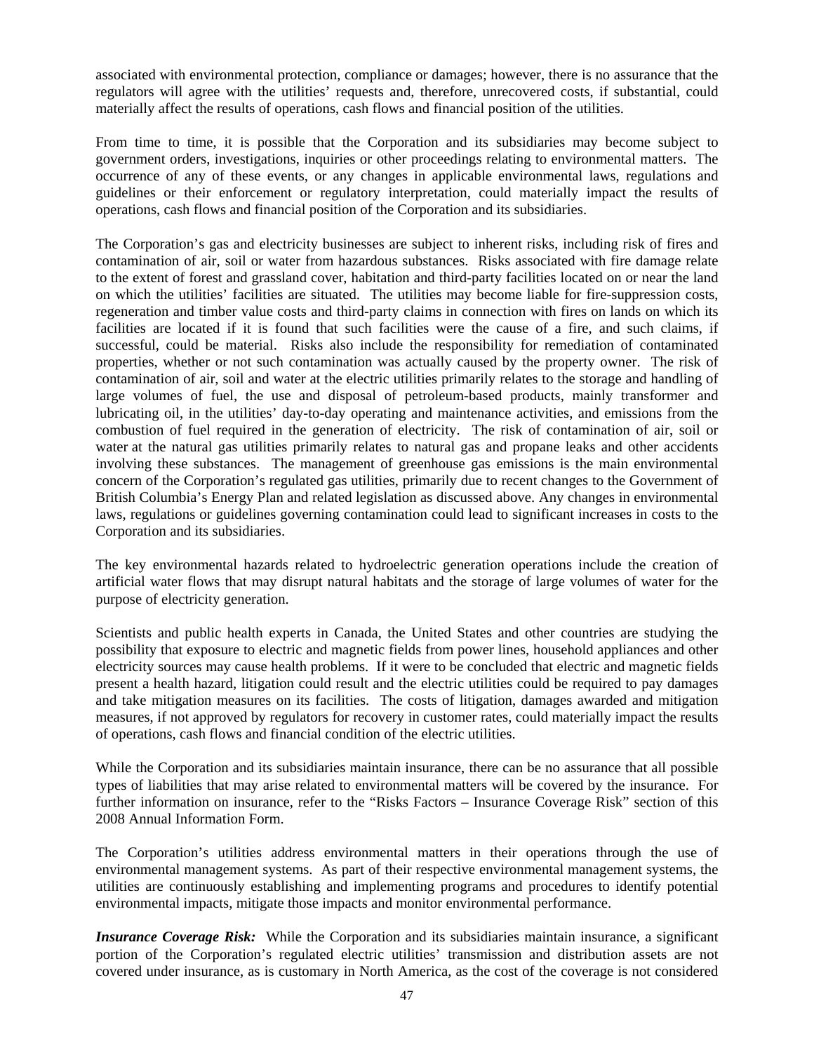associated with environmental protection, compliance or damages; however, there is no assurance that the regulators will agree with the utilities' requests and, therefore, unrecovered costs, if substantial, could materially affect the results of operations, cash flows and financial position of the utilities.

From time to time, it is possible that the Corporation and its subsidiaries may become subject to government orders, investigations, inquiries or other proceedings relating to environmental matters. The occurrence of any of these events, or any changes in applicable environmental laws, regulations and guidelines or their enforcement or regulatory interpretation, could materially impact the results of operations, cash flows and financial position of the Corporation and its subsidiaries.

The Corporation's gas and electricity businesses are subject to inherent risks, including risk of fires and contamination of air, soil or water from hazardous substances. Risks associated with fire damage relate to the extent of forest and grassland cover, habitation and third-party facilities located on or near the land on which the utilities' facilities are situated. The utilities may become liable for fire-suppression costs, regeneration and timber value costs and third-party claims in connection with fires on lands on which its facilities are located if it is found that such facilities were the cause of a fire, and such claims, if successful, could be material. Risks also include the responsibility for remediation of contaminated properties, whether or not such contamination was actually caused by the property owner. The risk of contamination of air, soil and water at the electric utilities primarily relates to the storage and handling of large volumes of fuel, the use and disposal of petroleum-based products, mainly transformer and lubricating oil, in the utilities' day-to-day operating and maintenance activities, and emissions from the combustion of fuel required in the generation of electricity. The risk of contamination of air, soil or water at the natural gas utilities primarily relates to natural gas and propane leaks and other accidents involving these substances. The management of greenhouse gas emissions is the main environmental concern of the Corporation's regulated gas utilities, primarily due to recent changes to the Government of British Columbia's Energy Plan and related legislation as discussed above. Any changes in environmental laws, regulations or guidelines governing contamination could lead to significant increases in costs to the Corporation and its subsidiaries.

The key environmental hazards related to hydroelectric generation operations include the creation of artificial water flows that may disrupt natural habitats and the storage of large volumes of water for the purpose of electricity generation.

Scientists and public health experts in Canada, the United States and other countries are studying the possibility that exposure to electric and magnetic fields from power lines, household appliances and other electricity sources may cause health problems. If it were to be concluded that electric and magnetic fields present a health hazard, litigation could result and the electric utilities could be required to pay damages and take mitigation measures on its facilities. The costs of litigation, damages awarded and mitigation measures, if not approved by regulators for recovery in customer rates, could materially impact the results of operations, cash flows and financial condition of the electric utilities.

While the Corporation and its subsidiaries maintain insurance, there can be no assurance that all possible types of liabilities that may arise related to environmental matters will be covered by the insurance. For further information on insurance, refer to the "Risks Factors – Insurance Coverage Risk" section of this 2008 Annual Information Form.

The Corporation's utilities address environmental matters in their operations through the use of environmental management systems. As part of their respective environmental management systems, the utilities are continuously establishing and implementing programs and procedures to identify potential environmental impacts, mitigate those impacts and monitor environmental performance.

***Insurance Coverage Risk:*** While the Corporation and its subsidiaries maintain insurance, a significant portion of the Corporation's regulated electric utilities' transmission and distribution assets are not covered under insurance, as is customary in North America, as the cost of the coverage is not considered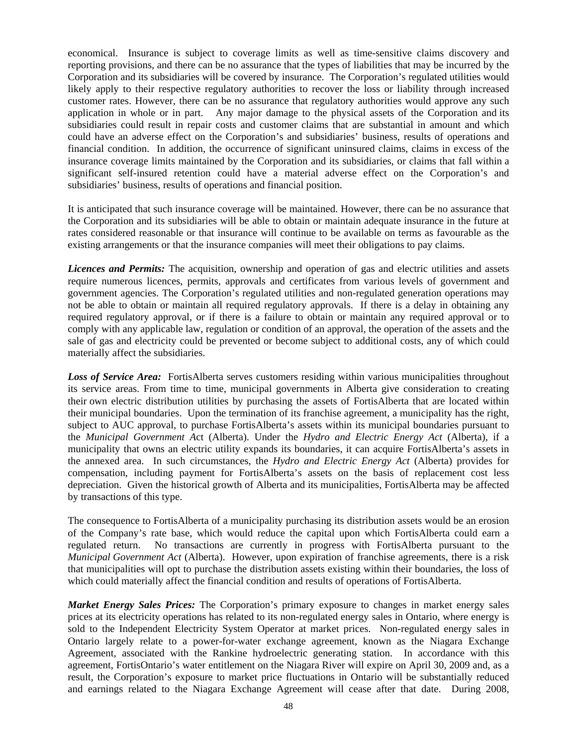economical. Insurance is subject to coverage limits as well as time-sensitive claims discovery and reporting provisions, and there can be no assurance that the types of liabilities that may be incurred by the Corporation and its subsidiaries will be covered by insurance. The Corporation's regulated utilities would likely apply to their respective regulatory authorities to recover the loss or liability through increased customer rates. However, there can be no assurance that regulatory authorities would approve any such application in whole or in part. Any major damage to the physical assets of the Corporation and its subsidiaries could result in repair costs and customer claims that are substantial in amount and which could have an adverse effect on the Corporation's and subsidiaries' business, results of operations and financial condition. In addition, the occurrence of significant uninsured claims, claims in excess of the insurance coverage limits maintained by the Corporation and its subsidiaries, or claims that fall within a significant self-insured retention could have a material adverse effect on the Corporation's and subsidiaries' business, results of operations and financial position.

It is anticipated that such insurance coverage will be maintained. However, there can be no assurance that the Corporation and its subsidiaries will be able to obtain or maintain adequate insurance in the future at rates considered reasonable or that insurance will continue to be available on terms as favourable as the existing arrangements or that the insurance companies will meet their obligations to pay claims.

***Licences and Permits:*** The acquisition, ownership and operation of gas and electric utilities and assets require numerous licences, permits, approvals and certificates from various levels of government and government agencies. The Corporation's regulated utilities and non-regulated generation operations may not be able to obtain or maintain all required regulatory approvals. If there is a delay in obtaining any required regulatory approval, or if there is a failure to obtain or maintain any required approval or to comply with any applicable law, regulation or condition of an approval, the operation of the assets and the sale of gas and electricity could be prevented or become subject to additional costs, any of which could materially affect the subsidiaries.

***Loss of Service Area:*** FortisAlberta serves customers residing within various municipalities throughout its service areas. From time to time, municipal governments in Alberta give consideration to creating their own electric distribution utilities by purchasing the assets of FortisAlberta that are located within their municipal boundaries. Upon the termination of its franchise agreement, a municipality has the right, subject to AUC approval, to purchase FortisAlberta's assets within its municipal boundaries pursuant to the *Municipal Government Act* (Alberta). Under the *Hydro and Electric Energy Act* (Alberta), if a municipality that owns an electric utility expands its boundaries, it can acquire FortisAlberta's assets in the annexed area. In such circumstances, the *Hydro and Electric Energy Act* (Alberta) provides for compensation, including payment for FortisAlberta's assets on the basis of replacement cost less depreciation. Given the historical growth of Alberta and its municipalities, FortisAlberta may be affected by transactions of this type.

The consequence to FortisAlberta of a municipality purchasing its distribution assets would be an erosion of the Company's rate base, which would reduce the capital upon which FortisAlberta could earn a regulated return. No transactions are currently in progress with FortisAlberta pursuant to the *Municipal Government Act* (Alberta). However, upon expiration of franchise agreements, there is a risk that municipalities will opt to purchase the distribution assets existing within their boundaries, the loss of which could materially affect the financial condition and results of operations of FortisAlberta.

***Market Energy Sales Prices:*** The Corporation's primary exposure to changes in market energy sales prices at its electricity operations has related to its non-regulated energy sales in Ontario, where energy is sold to the Independent Electricity System Operator at market prices. Non-regulated energy sales in Ontario largely relate to a power-for-water exchange agreement, known as the Niagara Exchange Agreement, associated with the Rankine hydroelectric generating station. In accordance with this agreement, FortisOntario's water entitlement on the Niagara River will expire on April 30, 2009 and, as a result, the Corporation's exposure to market price fluctuations in Ontario will be substantially reduced and earnings related to the Niagara Exchange Agreement will cease after that date. During 2008,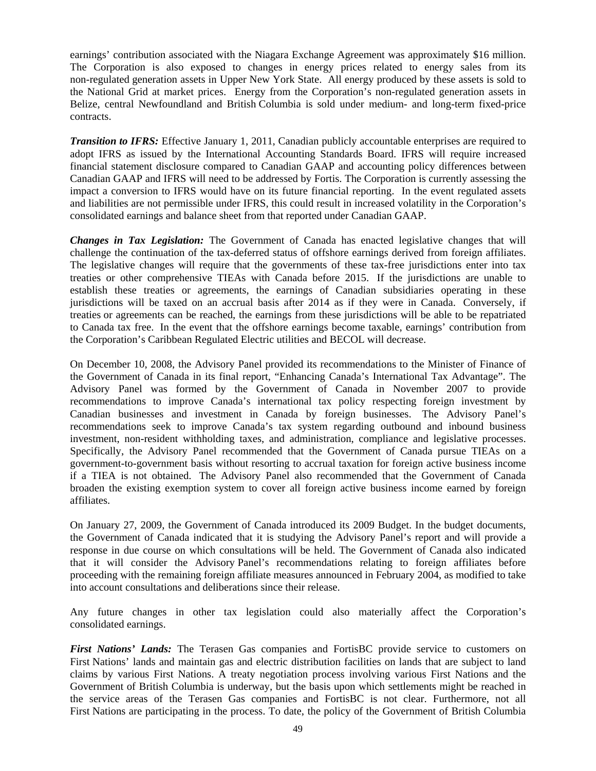earnings' contribution associated with the Niagara Exchange Agreement was approximately $16 million. The Corporation is also exposed to changes in energy prices related to energy sales from its non-regulated generation assets in Upper New York State. All energy produced by these assets is sold to the National Grid at market prices. Energy from the Corporation's non-regulated generation assets in Belize, central Newfoundland and British Columbia is sold under medium- and long-term fixed-price contracts.

***Transition to IFRS:*** Effective January 1, 2011, Canadian publicly accountable enterprises are required to adopt IFRS as issued by the International Accounting Standards Board. IFRS will require increased financial statement disclosure compared to Canadian GAAP and accounting policy differences between Canadian GAAP and IFRS will need to be addressed by Fortis. The Corporation is currently assessing the impact a conversion to IFRS would have on its future financial reporting. In the event regulated assets and liabilities are not permissible under IFRS, this could result in increased volatility in the Corporation's consolidated earnings and balance sheet from that reported under Canadian GAAP.

***Changes in Tax Legislation:*** The Government of Canada has enacted legislative changes that will challenge the continuation of the tax-deferred status of offshore earnings derived from foreign affiliates. The legislative changes will require that the governments of these tax-free jurisdictions enter into tax treaties or other comprehensive TIEAs with Canada before 2015. If the jurisdictions are unable to establish these treaties or agreements, the earnings of Canadian subsidiaries operating in these jurisdictions will be taxed on an accrual basis after 2014 as if they were in Canada. Conversely, if treaties or agreements can be reached, the earnings from these jurisdictions will be able to be repatriated to Canada tax free. In the event that the offshore earnings become taxable, earnings' contribution from the Corporation's Caribbean Regulated Electric utilities and BECOL will decrease.

On December 10, 2008, the Advisory Panel provided its recommendations to the Minister of Finance of the Government of Canada in its final report, "Enhancing Canada's International Tax Advantage". The Advisory Panel was formed by the Government of Canada in November 2007 to provide recommendations to improve Canada's international tax policy respecting foreign investment by Canadian businesses and investment in Canada by foreign businesses. The Advisory Panel's recommendations seek to improve Canada's tax system regarding outbound and inbound business investment, non-resident withholding taxes, and administration, compliance and legislative processes. Specifically, the Advisory Panel recommended that the Government of Canada pursue TIEAs on a government-to-government basis without resorting to accrual taxation for foreign active business income if a TIEA is not obtained. The Advisory Panel also recommended that the Government of Canada broaden the existing exemption system to cover all foreign active business income earned by foreign affiliates.

On January 27, 2009, the Government of Canada introduced its 2009 Budget. In the budget documents, the Government of Canada indicated that it is studying the Advisory Panel's report and will provide a response in due course on which consultations will be held. The Government of Canada also indicated that it will consider the Advisory Panel's recommendations relating to foreign affiliates before proceeding with the remaining foreign affiliate measures announced in February 2004, as modified to take into account consultations and deliberations since their release.

Any future changes in other tax legislation could also materially affect the Corporation's consolidated earnings.

***First Nations' Lands:*** The Terasen Gas companies and FortisBC provide service to customers on First Nations' lands and maintain gas and electric distribution facilities on lands that are subject to land claims by various First Nations. A treaty negotiation process involving various First Nations and the Government of British Columbia is underway, but the basis upon which settlements might be reached in the service areas of the Terasen Gas companies and FortisBC is not clear. Furthermore, not all First Nations are participating in the process. To date, the policy of the Government of British Columbia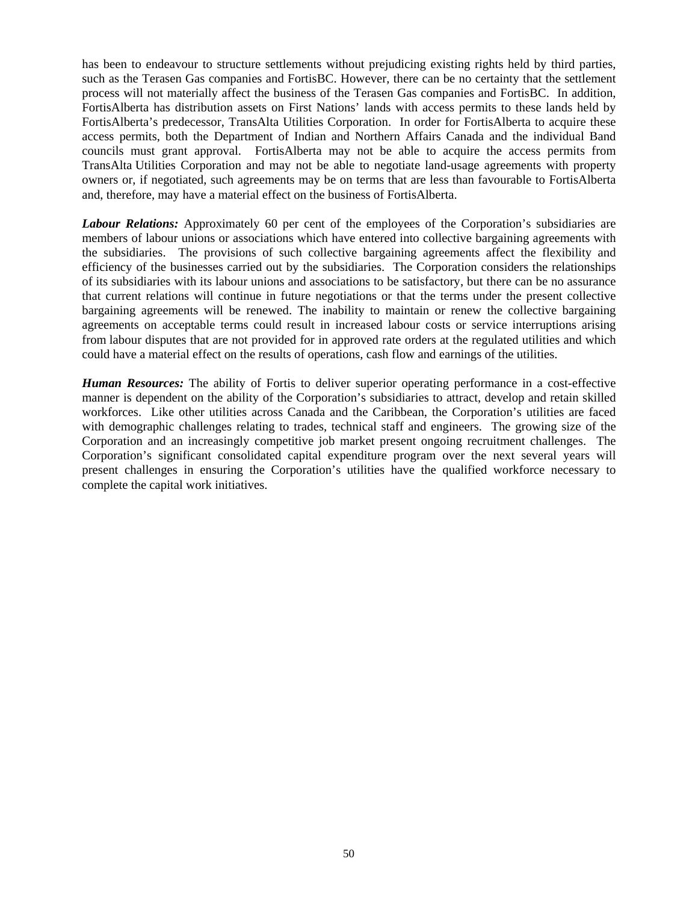has been to endeavour to structure settlements without prejudicing existing rights held by third parties, such as the Terasen Gas companies and FortisBC. However, there can be no certainty that the settlement process will not materially affect the business of the Terasen Gas companies and FortisBC. In addition, FortisAlberta has distribution assets on First Nations' lands with access permits to these lands held by FortisAlberta's predecessor, TransAlta Utilities Corporation. In order for FortisAlberta to acquire these access permits, both the Department of Indian and Northern Affairs Canada and the individual Band councils must grant approval. FortisAlberta may not be able to acquire the access permits from TransAlta Utilities Corporation and may not be able to negotiate land-usage agreements with property owners or, if negotiated, such agreements may be on terms that are less than favourable to FortisAlberta and, therefore, may have a material effect on the business of FortisAlberta.

***Labour Relations:*** Approximately 60 per cent of the employees of the Corporation's subsidiaries are members of labour unions or associations which have entered into collective bargaining agreements with the subsidiaries. The provisions of such collective bargaining agreements affect the flexibility and efficiency of the businesses carried out by the subsidiaries. The Corporation considers the relationships of its subsidiaries with its labour unions and associations to be satisfactory, but there can be no assurance that current relations will continue in future negotiations or that the terms under the present collective bargaining agreements will be renewed. The inability to maintain or renew the collective bargaining agreements on acceptable terms could result in increased labour costs or service interruptions arising from labour disputes that are not provided for in approved rate orders at the regulated utilities and which could have a material effect on the results of operations, cash flow and earnings of the utilities.

***Human Resources:*** The ability of Fortis to deliver superior operating performance in a cost-effective manner is dependent on the ability of the Corporation's subsidiaries to attract, develop and retain skilled workforces. Like other utilities across Canada and the Caribbean, the Corporation's utilities are faced with demographic challenges relating to trades, technical staff and engineers. The growing size of the Corporation and an increasingly competitive job market present ongoing recruitment challenges. The Corporation's significant consolidated capital expenditure program over the next several years will present challenges in ensuring the Corporation's utilities have the qualified workforce necessary to complete the capital work initiatives.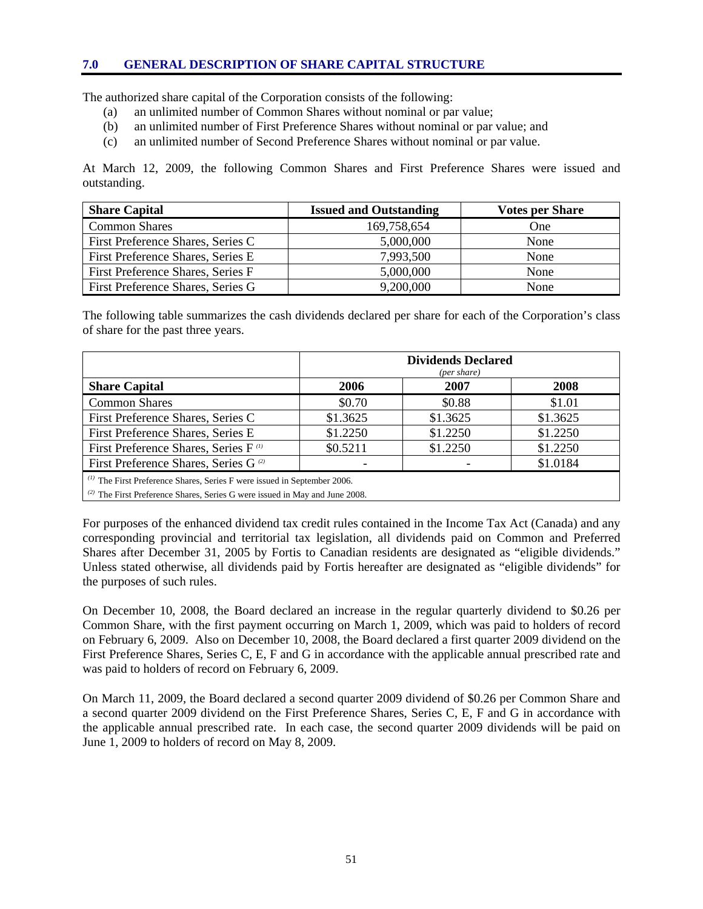## 7.0 GENERAL DESCRIPTION OF SHARE CAPITAL STRUCTURE

The authorized share capital of the Corporation consists of the following:

(a) an unlimited number of Common Shares without nominal or par value;
(b) an unlimited number of First Preference Shares without nominal or par value; and
(c) an unlimited number of Second Preference Shares without nominal or par value.

At March 12, 2009, the following Common Shares and First Preference Shares were issued and outstanding.

| Share Capital | Issued and Outstanding | Votes per Share |
|---|---|---|
| Common Shares | 169,758,654 | One |
| First Preference Shares, Series C | 5,000,000 | None |
| First Preference Shares, Series E | 7,993,500 | None |
| First Preference Shares, Series F | 5,000,000 | None |
| First Preference Shares, Series G | 9,200,000 | None |

The following table summarizes the cash dividends declared per share for each of the Corporation's class of share for the past three years.

| | Dividends Declared *(per share)* | | |
|---|---|---|---|
| **Share Capital** | **2006** | **2007** | **2008** |
| Common Shares | $0.70 | $0.88 | $1.01 |
| First Preference Shares, Series C | $1.3625 | $1.3625 | $1.3625 |
| First Preference Shares, Series E | $1.2250 | $1.2250 | $1.2250 |
| First Preference Shares, Series F [(1)] | $0.5211 | $1.2250 | $1.2250 |
| First Preference Shares, Series G [(2)] | - | - | $1.0184 |

[(1)] The First Preference Shares, Series F were issued in September 2006.
[(2)] The First Preference Shares, Series G were issued in May and June 2008.

For purposes of the enhanced dividend tax credit rules contained in the Income Tax Act (Canada) and any corresponding provincial and territorial tax legislation, all dividends paid on Common and Preferred Shares after December 31, 2005 by Fortis to Canadian residents are designated as "eligible dividends." Unless stated otherwise, all dividends paid by Fortis hereafter are designated as "eligible dividends" for the purposes of such rules.

On December 10, 2008, the Board declared an increase in the regular quarterly dividend to $0.26 per Common Share, with the first payment occurring on March 1, 2009, which was paid to holders of record on February 6, 2009. Also on December 10, 2008, the Board declared a first quarter 2009 dividend on the First Preference Shares, Series C, E, F and G in accordance with the applicable annual prescribed rate and was paid to holders of record on February 6, 2009.

On March 11, 2009, the Board declared a second quarter 2009 dividend of $0.26 per Common Share and a second quarter 2009 dividend on the First Preference Shares, Series C, E, F and G in accordance with the applicable annual prescribed rate. In each case, the second quarter 2009 dividends will be paid on June 1, 2009 to holders of record on May 8, 2009.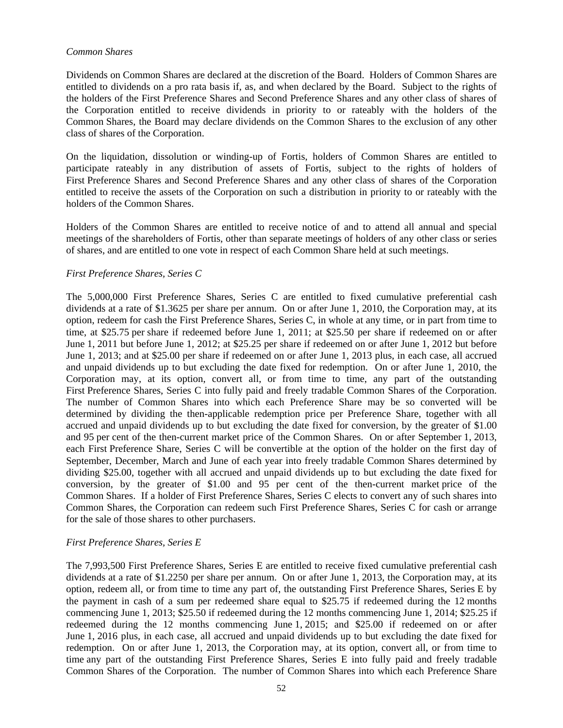*Common Shares*

Dividends on Common Shares are declared at the discretion of the Board. Holders of Common Shares are entitled to dividends on a pro rata basis if, as, and when declared by the Board. Subject to the rights of the holders of the First Preference Shares and Second Preference Shares and any other class of shares of the Corporation entitled to receive dividends in priority to or rateably with the holders of the Common Shares, the Board may declare dividends on the Common Shares to the exclusion of any other class of shares of the Corporation.

On the liquidation, dissolution or winding-up of Fortis, holders of Common Shares are entitled to participate rateably in any distribution of assets of Fortis, subject to the rights of holders of First Preference Shares and Second Preference Shares and any other class of shares of the Corporation entitled to receive the assets of the Corporation on such a distribution in priority to or rateably with the holders of the Common Shares.

Holders of the Common Shares are entitled to receive notice of and to attend all annual and special meetings of the shareholders of Fortis, other than separate meetings of holders of any other class or series of shares, and are entitled to one vote in respect of each Common Share held at such meetings.

*First Preference Shares, Series C*

The 5,000,000 First Preference Shares, Series C are entitled to fixed cumulative preferential cash dividends at a rate of $1.3625 per share per annum. On or after June 1, 2010, the Corporation may, at its option, redeem for cash the First Preference Shares, Series C, in whole at any time, or in part from time to time, at $25.75 per share if redeemed before June 1, 2011; at $25.50 per share if redeemed on or after June 1, 2011 but before June 1, 2012; at $25.25 per share if redeemed on or after June 1, 2012 but before June 1, 2013; and at $25.00 per share if redeemed on or after June 1, 2013 plus, in each case, all accrued and unpaid dividends up to but excluding the date fixed for redemption. On or after June 1, 2010, the Corporation may, at its option, convert all, or from time to time, any part of the outstanding First Preference Shares, Series C into fully paid and freely tradable Common Shares of the Corporation. The number of Common Shares into which each Preference Share may be so converted will be determined by dividing the then-applicable redemption price per Preference Share, together with all accrued and unpaid dividends up to but excluding the date fixed for conversion, by the greater of $1.00 and 95 per cent of the then-current market price of the Common Shares. On or after September 1, 2013, each First Preference Share, Series C will be convertible at the option of the holder on the first day of September, December, March and June of each year into freely tradable Common Shares determined by dividing $25.00, together with all accrued and unpaid dividends up to but excluding the date fixed for conversion, by the greater of $1.00 and 95 per cent of the then-current market price of the Common Shares. If a holder of First Preference Shares, Series C elects to convert any of such shares into Common Shares, the Corporation can redeem such First Preference Shares, Series C for cash or arrange for the sale of those shares to other purchasers.

*First Preference Shares, Series E*

The 7,993,500 First Preference Shares, Series E are entitled to receive fixed cumulative preferential cash dividends at a rate of $1.2250 per share per annum. On or after June 1, 2013, the Corporation may, at its option, redeem all, or from time to time any part of, the outstanding First Preference Shares, Series E by the payment in cash of a sum per redeemed share equal to $25.75 if redeemed during the 12 months commencing June 1, 2013; $25.50 if redeemed during the 12 months commencing June 1, 2014; $25.25 if redeemed during the 12 months commencing June 1, 2015; and $25.00 if redeemed on or after June 1, 2016 plus, in each case, all accrued and unpaid dividends up to but excluding the date fixed for redemption. On or after June 1, 2013, the Corporation may, at its option, convert all, or from time to time any part of the outstanding First Preference Shares, Series E into fully paid and freely tradable Common Shares of the Corporation. The number of Common Shares into which each Preference Share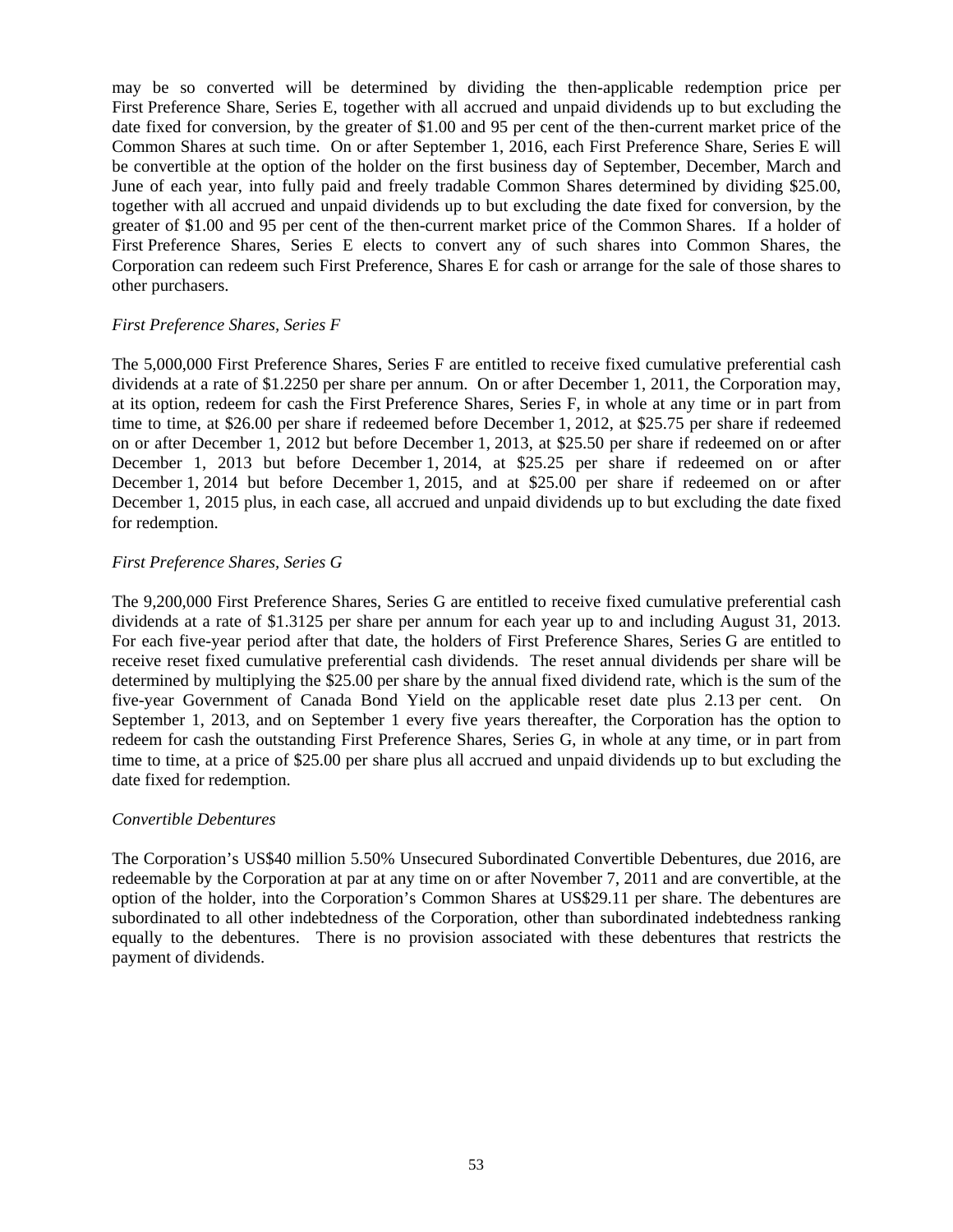may be so converted will be determined by dividing the then-applicable redemption price per First Preference Share, Series E, together with all accrued and unpaid dividends up to but excluding the date fixed for conversion, by the greater of $1.00 and 95 per cent of the then-current market price of the Common Shares at such time. On or after September 1, 2016, each First Preference Share, Series E will be convertible at the option of the holder on the first business day of September, December, March and June of each year, into fully paid and freely tradable Common Shares determined by dividing $25.00, together with all accrued and unpaid dividends up to but excluding the date fixed for conversion, by the greater of $1.00 and 95 per cent of the then-current market price of the Common Shares. If a holder of First Preference Shares, Series E elects to convert any of such shares into Common Shares, the Corporation can redeem such First Preference, Shares E for cash or arrange for the sale of those shares to other purchasers.

*First Preference Shares, Series F*

The 5,000,000 First Preference Shares, Series F are entitled to receive fixed cumulative preferential cash dividends at a rate of $1.2250 per share per annum. On or after December 1, 2011, the Corporation may, at its option, redeem for cash the First Preference Shares, Series F, in whole at any time or in part from time to time, at $26.00 per share if redeemed before December 1, 2012, at $25.75 per share if redeemed on or after December 1, 2012 but before December 1, 2013, at $25.50 per share if redeemed on or after December 1, 2013 but before December 1, 2014, at $25.25 per share if redeemed on or after December 1, 2014 but before December 1, 2015, and at $25.00 per share if redeemed on or after December 1, 2015 plus, in each case, all accrued and unpaid dividends up to but excluding the date fixed for redemption.

*First Preference Shares, Series G*

The 9,200,000 First Preference Shares, Series G are entitled to receive fixed cumulative preferential cash dividends at a rate of $1.3125 per share per annum for each year up to and including August 31, 2013. For each five-year period after that date, the holders of First Preference Shares, Series G are entitled to receive reset fixed cumulative preferential cash dividends. The reset annual dividends per share will be determined by multiplying the $25.00 per share by the annual fixed dividend rate, which is the sum of the five-year Government of Canada Bond Yield on the applicable reset date plus 2.13 per cent. On September 1, 2013, and on September 1 every five years thereafter, the Corporation has the option to redeem for cash the outstanding First Preference Shares, Series G, in whole at any time, or in part from time to time, at a price of $25.00 per share plus all accrued and unpaid dividends up to but excluding the date fixed for redemption.

*Convertible Debentures*

The Corporation's US$40 million 5.50% Unsecured Subordinated Convertible Debentures, due 2016, are redeemable by the Corporation at par at any time on or after November 7, 2011 and are convertible, at the option of the holder, into the Corporation's Common Shares at US$29.11 per share. The debentures are subordinated to all other indebtedness of the Corporation, other than subordinated indebtedness ranking equally to the debentures. There is no provision associated with these debentures that restricts the payment of dividends.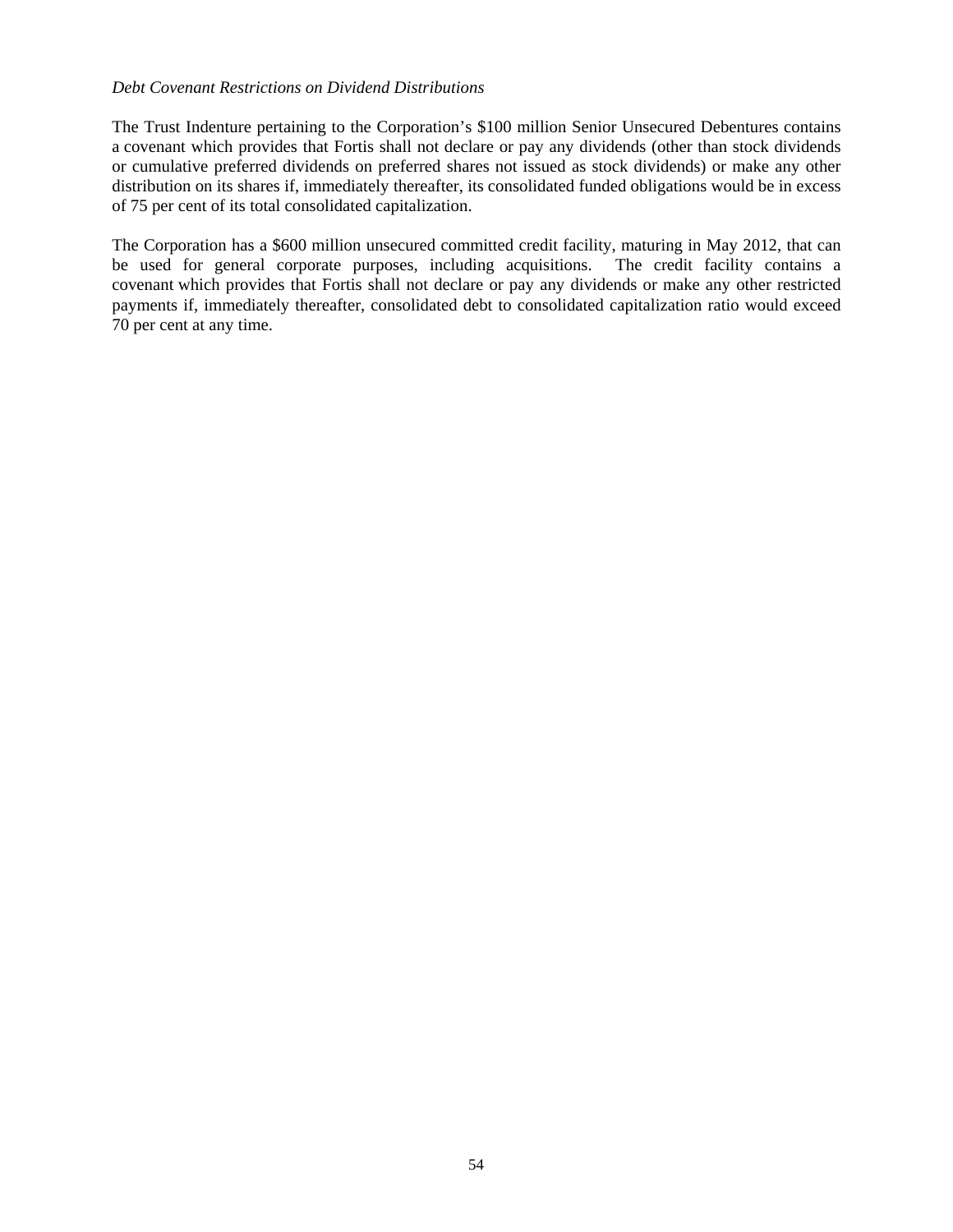*Debt Covenant Restrictions on Dividend Distributions*

The Trust Indenture pertaining to the Corporation's $100 million Senior Unsecured Debentures contains a covenant which provides that Fortis shall not declare or pay any dividends (other than stock dividends or cumulative preferred dividends on preferred shares not issued as stock dividends) or make any other distribution on its shares if, immediately thereafter, its consolidated funded obligations would be in excess of 75 per cent of its total consolidated capitalization.

The Corporation has a $600 million unsecured committed credit facility, maturing in May 2012, that can be used for general corporate purposes, including acquisitions. The credit facility contains a covenant which provides that Fortis shall not declare or pay any dividends or make any other restricted payments if, immediately thereafter, consolidated debt to consolidated capitalization ratio would exceed 70 per cent at any time.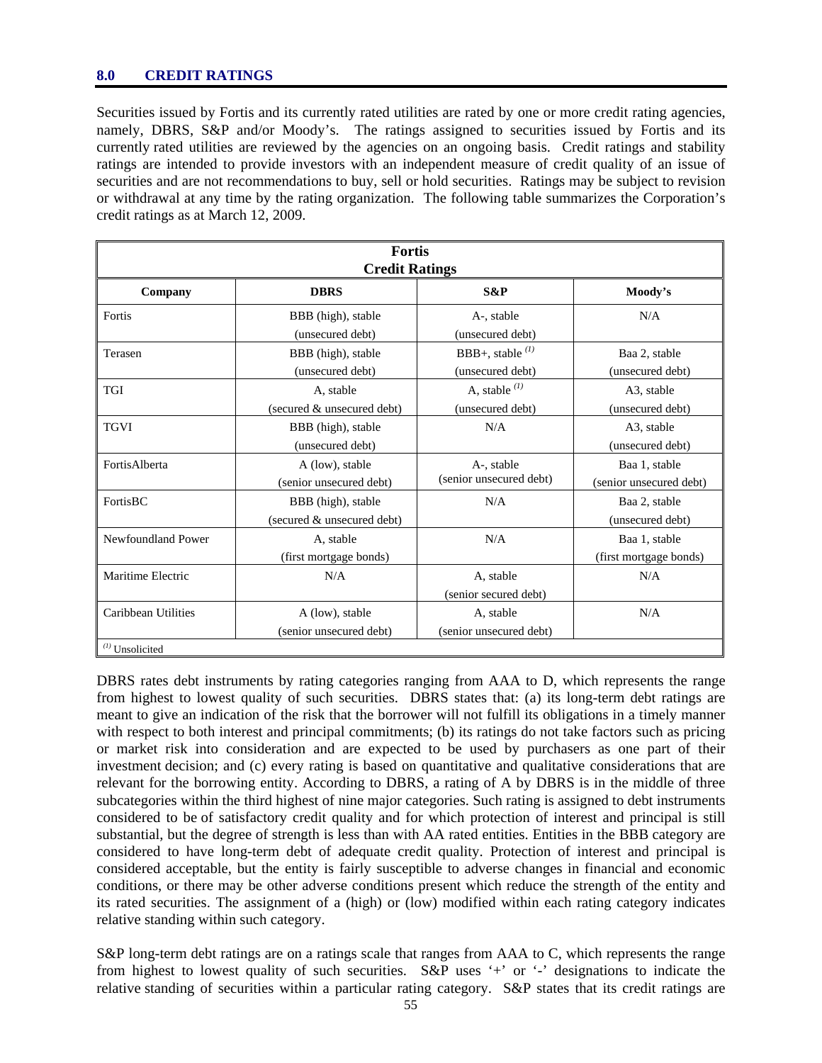## 8.0 CREDIT RATINGS

Securities issued by Fortis and its currently rated utilities are rated by one or more credit rating agencies, namely, DBRS, S&P and/or Moody's. The ratings assigned to securities issued by Fortis and its currently rated utilities are reviewed by the agencies on an ongoing basis. Credit ratings and stability ratings are intended to provide investors with an independent measure of credit quality of an issue of securities and are not recommendations to buy, sell or hold securities. Ratings may be subject to revision or withdrawal at any time by the rating organization. The following table summarizes the Corporation's credit ratings as at March 12, 2009.

**Fortis Credit Ratings**

| Company | DBRS | S&P | Moody's |
|---|---|---|---|
| Fortis | BBB (high), stable (unsecured debt) | A-, stable (unsecured debt) | N/A |
| Terasen | BBB (high), stable (unsecured debt) | BBB+, stable [(1)] (unsecured debt) | Baa 2, stable (unsecured debt) |
| TGI | A, stable (secured & unsecured debt) | A, stable [(1)] (unsecured debt) | A3, stable (unsecured debt) |
| TGVI | BBB (high), stable (unsecured debt) | N/A | A3, stable (unsecured debt) |
| FortisAlberta | A (low), stable (senior unsecured debt) | A-, stable (senior unsecured debt) | Baa 1, stable (senior unsecured debt) |
| FortisBC | BBB (high), stable (secured & unsecured debt) | N/A | Baa 2, stable (unsecured debt) |
| Newfoundland Power | A, stable (first mortgage bonds) | N/A | Baa 1, stable (first mortgage bonds) |
| Maritime Electric | N/A | A, stable (senior secured debt) | N/A |
| Caribbean Utilities | A (low), stable (senior unsecured debt) | A, stable (senior unsecured debt) | N/A |

[(1)] Unsolicited

DBRS rates debt instruments by rating categories ranging from AAA to D, which represents the range from highest to lowest quality of such securities. DBRS states that: (a) its long-term debt ratings are meant to give an indication of the risk that the borrower will not fulfill its obligations in a timely manner with respect to both interest and principal commitments; (b) its ratings do not take factors such as pricing or market risk into consideration and are expected to be used by purchasers as one part of their investment decision; and (c) every rating is based on quantitative and qualitative considerations that are relevant for the borrowing entity. According to DBRS, a rating of A by DBRS is in the middle of three subcategories within the third highest of nine major categories. Such rating is assigned to debt instruments considered to be of satisfactory credit quality and for which protection of interest and principal is still substantial, but the degree of strength is less than with AA rated entities. Entities in the BBB category are considered to have long-term debt of adequate credit quality. Protection of interest and principal is considered acceptable, but the entity is fairly susceptible to adverse changes in financial and economic conditions, or there may be other adverse conditions present which reduce the strength of the entity and its rated securities. The assignment of a (high) or (low) modified within each rating category indicates relative standing within such category.

S&P long-term debt ratings are on a ratings scale that ranges from AAA to C, which represents the range from highest to lowest quality of such securities. S&P uses '+' or '-' designations to indicate the relative standing of securities within a particular rating category. S&P states that its credit ratings are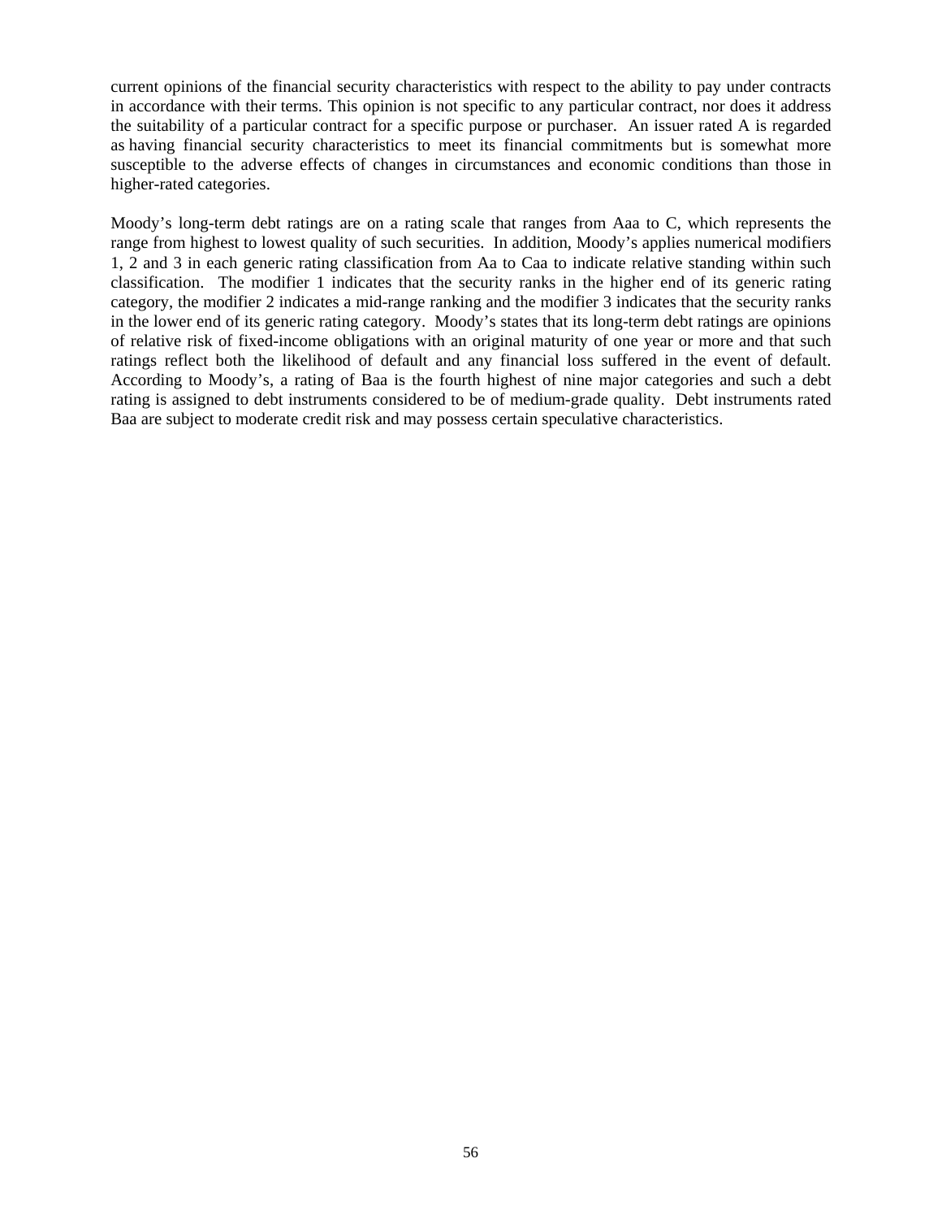current opinions of the financial security characteristics with respect to the ability to pay under contracts in accordance with their terms. This opinion is not specific to any particular contract, nor does it address the suitability of a particular contract for a specific purpose or purchaser. An issuer rated A is regarded as having financial security characteristics to meet its financial commitments but is somewhat more susceptible to the adverse effects of changes in circumstances and economic conditions than those in higher-rated categories.

Moody's long-term debt ratings are on a rating scale that ranges from Aaa to C, which represents the range from highest to lowest quality of such securities. In addition, Moody's applies numerical modifiers 1, 2 and 3 in each generic rating classification from Aa to Caa to indicate relative standing within such classification. The modifier 1 indicates that the security ranks in the higher end of its generic rating category, the modifier 2 indicates a mid-range ranking and the modifier 3 indicates that the security ranks in the lower end of its generic rating category. Moody's states that its long-term debt ratings are opinions of relative risk of fixed-income obligations with an original maturity of one year or more and that such ratings reflect both the likelihood of default and any financial loss suffered in the event of default. According to Moody's, a rating of Baa is the fourth highest of nine major categories and such a debt rating is assigned to debt instruments considered to be of medium-grade quality. Debt instruments rated Baa are subject to moderate credit risk and may possess certain speculative characteristics.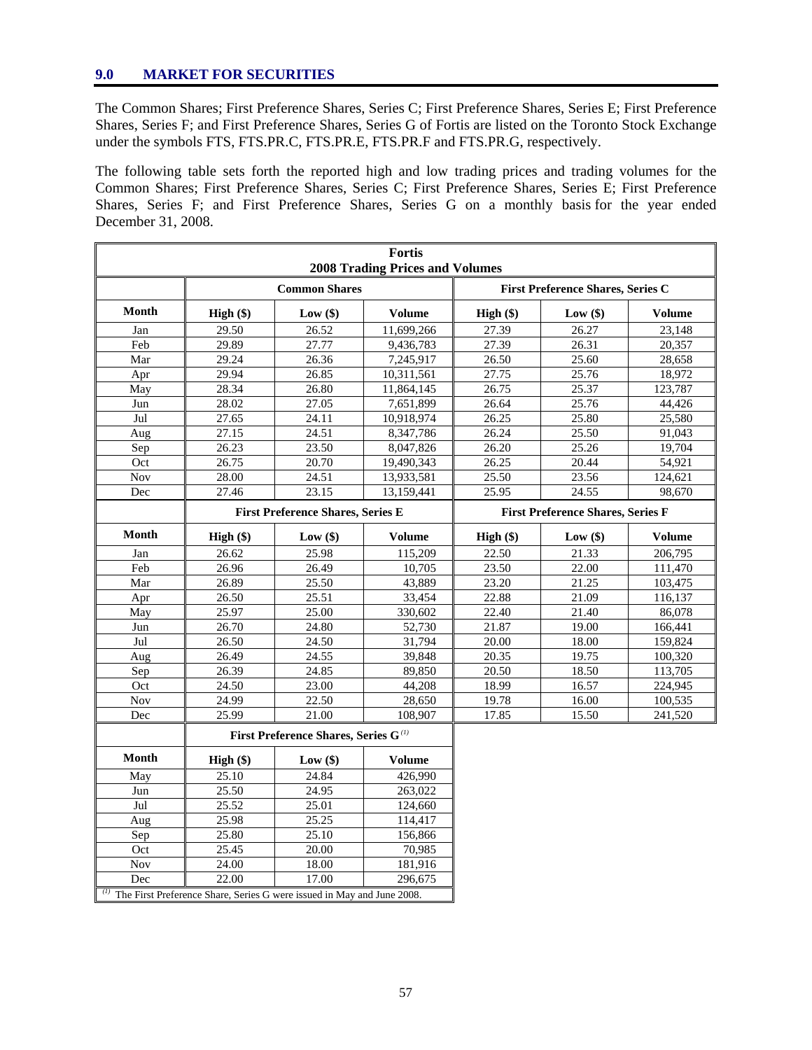## 9.0 MARKET FOR SECURITIES

The Common Shares; First Preference Shares, Series C; First Preference Shares, Series E; First Preference Shares, Series F; and First Preference Shares, Series G of Fortis are listed on the Toronto Stock Exchange under the symbols FTS, FTS.PR.C, FTS.PR.E, FTS.PR.F and FTS.PR.G, respectively.

The following table sets forth the reported high and low trading prices and trading volumes for the Common Shares; First Preference Shares, Series C; First Preference Shares, Series E; First Preference Shares, Series F; and First Preference Shares, Series G on a monthly basis for the year ended December 31, 2008.

**Fortis**
**2008 Trading Prices and Volumes**

| | Common Shares | | | First Preference Shares, Series C | | |
|---|---|---|---|---|---|---|
| **Month** | **High ($)** | **Low ($)** | **Volume** | **High ($)** | **Low ($)** | **Volume** |
| Jan | 29.50 | 26.52 | 11,699,266 | 27.39 | 26.27 | 23,148 |
| Feb | 29.89 | 27.77 | 9,436,783 | 27.39 | 26.31 | 20,357 |
| Mar | 29.24 | 26.36 | 7,245,917 | 26.50 | 25.60 | 28,658 |
| Apr | 29.94 | 26.85 | 10,311,561 | 27.75 | 25.76 | 18,972 |
| May | 28.34 | 26.80 | 11,864,145 | 26.75 | 25.37 | 123,787 |
| Jun | 28.02 | 27.05 | 7,651,899 | 26.64 | 25.76 | 44,426 |
| Jul | 27.65 | 24.11 | 10,918,974 | 26.25 | 25.80 | 25,580 |
| Aug | 27.15 | 24.51 | 8,347,786 | 26.24 | 25.50 | 91,043 |
| Sep | 26.23 | 23.50 | 8,047,826 | 26.20 | 25.26 | 19,704 |
| Oct | 26.75 | 20.70 | 19,490,343 | 26.25 | 20.44 | 54,921 |
| Nov | 28.00 | 24.51 | 13,933,581 | 25.50 | 23.56 | 124,621 |
| Dec | 27.46 | 23.15 | 13,159,441 | 25.95 | 24.55 | 98,670 |

| | First Preference Shares, Series E | | | First Preference Shares, Series F | | |
|---|---|---|---|---|---|---|
| **Month** | **High ($)** | **Low ($)** | **Volume** | **High ($)** | **Low ($)** | **Volume** |
| Jan | 26.62 | 25.98 | 115,209 | 22.50 | 21.33 | 206,795 |
| Feb | 26.96 | 26.49 | 10,705 | 23.50 | 22.00 | 111,470 |
| Mar | 26.89 | 25.50 | 43,889 | 23.20 | 21.25 | 103,475 |
| Apr | 26.50 | 25.51 | 33,454 | 22.88 | 21.09 | 116,137 |
| May | 25.97 | 25.00 | 330,602 | 22.40 | 21.40 | 86,078 |
| Jun | 26.70 | 24.80 | 52,730 | 21.87 | 19.00 | 166,441 |
| Jul | 26.50 | 24.50 | 31,794 | 20.00 | 18.00 | 159,824 |
| Aug | 26.49 | 24.55 | 39,848 | 20.35 | 19.75 | 100,320 |
| Sep | 26.39 | 24.85 | 89,850 | 20.50 | 18.50 | 113,705 |
| Oct | 24.50 | 23.00 | 44,208 | 18.99 | 16.57 | 224,945 |
| Nov | 24.99 | 22.50 | 28,650 | 19.78 | 16.00 | 100,535 |
| Dec | 25.99 | 21.00 | 108,907 | 17.85 | 15.50 | 241,520 |

| | First Preference Shares, Series G [(1)] | | |
|---|---|---|---|
| **Month** | **High ($)** | **Low ($)** | **Volume** |
| May | 25.10 | 24.84 | 426,990 |
| Jun | 25.50 | 24.95 | 263,022 |
| Jul | 25.52 | 25.01 | 124,660 |
| Aug | 25.98 | 25.25 | 114,417 |
| Sep | 25.80 | 25.10 | 156,866 |
| Oct | 25.45 | 20.00 | 70,985 |
| Nov | 24.00 | 18.00 | 181,916 |
| Dec | 22.00 | 17.00 | 296,675 |

[(1)] The First Preference Share, Series G were issued in May and June 2008.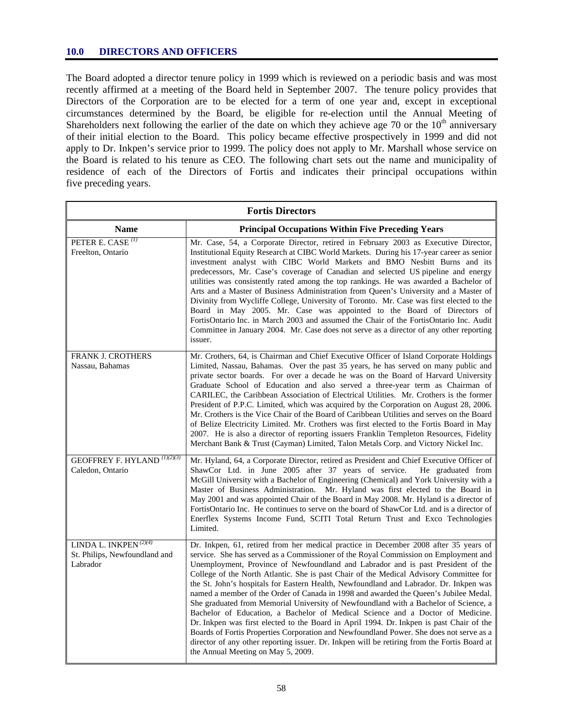## 10.0 DIRECTORS AND OFFICERS

The Board adopted a director tenure policy in 1999 which is reviewed on a periodic basis and was most recently affirmed at a meeting of the Board held in September 2007. The tenure policy provides that Directors of the Corporation are to be elected for a term of one year and, except in exceptional circumstances determined by the Board, be eligible for re-election until the Annual Meeting of Shareholders next following the earlier of the date on which they achieve age 70 or the 10th anniversary of their initial election to the Board. This policy became effective prospectively in 1999 and did not apply to Dr. Inkpen's service prior to 1999. The policy does not apply to Mr. Marshall whose service on the Board is related to his tenure as CEO. The following chart sets out the name and municipality of residence of each of the Directors of Fortis and indicates their principal occupations within five preceding years.

| **Fortis Directors** | |
|---|---|
| **Name** | **Principal Occupations Within Five Preceding Years** |
| PETER E. CASE (1)<br>Freelton, Ontario | Mr. Case, 54, a Corporate Director, retired in February 2003 as Executive Director, Institutional Equity Research at CIBC World Markets. During his 17-year career as senior investment analyst with CIBC World Markets and BMO Nesbitt Burns and its predecessors, Mr. Case's coverage of Canadian and selected US pipeline and energy utilities was consistently rated among the top rankings. He was awarded a Bachelor of Arts and a Master of Business Administration from Queen's University and a Master of Divinity from Wycliffe College, University of Toronto. Mr. Case was first elected to the Board in May 2005. Mr. Case was appointed to the Board of Directors of FortisOntario Inc. in March 2003 and assumed the Chair of the FortisOntario Inc. Audit Committee in January 2004. Mr. Case does not serve as a director of any other reporting issuer. |
| FRANK J. CROTHERS<br>Nassau, Bahamas | Mr. Crothers, 64, is Chairman and Chief Executive Officer of Island Corporate Holdings Limited, Nassau, Bahamas. Over the past 35 years, he has served on many public and private sector boards. For over a decade he was on the Board of Harvard University Graduate School of Education and also served a three-year term as Chairman of CARILEC, the Caribbean Association of Electrical Utilities. Mr. Crothers is the former President of P.P.C. Limited, which was acquired by the Corporation on August 28, 2006. Mr. Crothers is the Vice Chair of the Board of Caribbean Utilities and serves on the Board of Belize Electricity Limited. Mr. Crothers was first elected to the Fortis Board in May 2007. He is also a director of reporting issuers Franklin Templeton Resources, Fidelity Merchant Bank & Trust (Cayman) Limited, Talon Metals Corp. and Victory Nickel Inc. |
| GEOFFREY F. HYLAND (1)(2)(3)<br>Caledon, Ontario | Mr. Hyland, 64, a Corporate Director, retired as President and Chief Executive Officer of ShawCor Ltd. in June 2005 after 37 years of service. He graduated from McGill University with a Bachelor of Engineering (Chemical) and York University with a Master of Business Administration. Mr. Hyland was first elected to the Board in May 2001 and was appointed Chair of the Board in May 2008. Mr. Hyland is a director of FortisOntario Inc. He continues to serve on the board of ShawCor Ltd. and is a director of Enerflex Systems Income Fund, SCITI Total Return Trust and Exco Technologies Limited. |
| LINDA L. INKPEN (2)(4)<br>St. Philips, Newfoundland and Labrador | Dr. Inkpen, 61, retired from her medical practice in December 2008 after 35 years of service. She has served as a Commissioner of the Royal Commission on Employment and Unemployment, Province of Newfoundland and Labrador and is past President of the College of the North Atlantic. She is past Chair of the Medical Advisory Committee for the St. John's hospitals for Eastern Health, Newfoundland and Labrador. Dr. Inkpen was named a member of the Order of Canada in 1998 and awarded the Queen's Jubilee Medal. She graduated from Memorial University of Newfoundland with a Bachelor of Science, a Bachelor of Education, a Bachelor of Medical Science and a Doctor of Medicine. Dr. Inkpen was first elected to the Board in April 1994. Dr. Inkpen is past Chair of the Boards of Fortis Properties Corporation and Newfoundland Power. She does not serve as a director of any other reporting issuer. Dr. Inkpen will be retiring from the Fortis Board at the Annual Meeting on May 5, 2009. |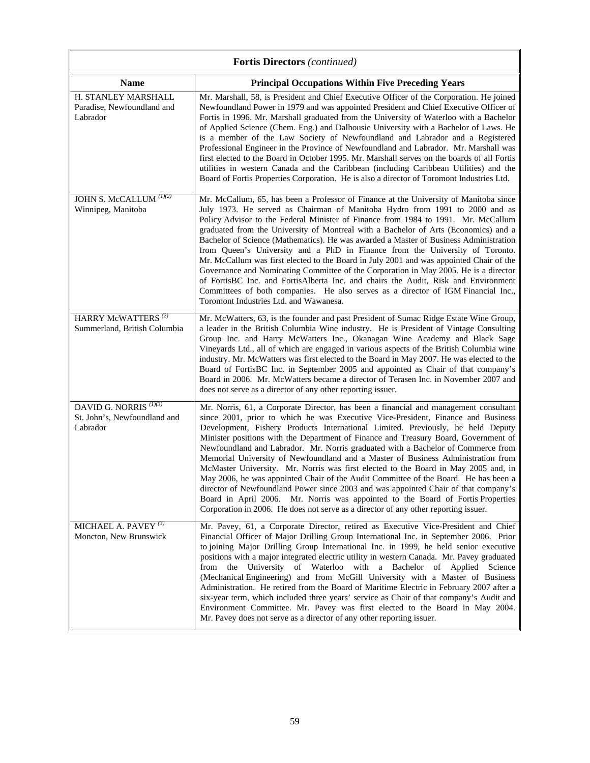| Fortis Directors *(continued)* | |
|---|---|
| **Name** | **Principal Occupations Within Five Preceding Years** |
| H. STANLEY MARSHALL<br>Paradise, Newfoundland and Labrador | Mr. Marshall, 58, is President and Chief Executive Officer of the Corporation. He joined Newfoundland Power in 1979 and was appointed President and Chief Executive Officer of Fortis in 1996. Mr. Marshall graduated from the University of Waterloo with a Bachelor of Applied Science (Chem. Eng.) and Dalhousie University with a Bachelor of Laws. He is a member of the Law Society of Newfoundland and Labrador and a Registered Professional Engineer in the Province of Newfoundland and Labrador. Mr. Marshall was first elected to the Board in October 1995. Mr. Marshall serves on the boards of all Fortis utilities in western Canada and the Caribbean (including Caribbean Utilities) and the Board of Fortis Properties Corporation. He is also a director of Toromont Industries Ltd. |
| JOHN S. McCALLUM [(1)(2)]<br>Winnipeg, Manitoba | Mr. McCallum, 65, has been a Professor of Finance at the University of Manitoba since July 1973. He served as Chairman of Manitoba Hydro from 1991 to 2000 and as Policy Advisor to the Federal Minister of Finance from 1984 to 1991. Mr. McCallum graduated from the University of Montreal with a Bachelor of Arts (Economics) and a Bachelor of Science (Mathematics). He was awarded a Master of Business Administration from Queen's University and a PhD in Finance from the University of Toronto. Mr. McCallum was first elected to the Board in July 2001 and was appointed Chair of the Governance and Nominating Committee of the Corporation in May 2005. He is a director of FortisBC Inc. and FortisAlberta Inc. and chairs the Audit, Risk and Environment Committees of both companies. He also serves as a director of IGM Financial Inc., Toromont Industries Ltd. and Wawanesa. |
| HARRY McWATTERS [(2)]<br>Summerland, British Columbia | Mr. McWatters, 63, is the founder and past President of Sumac Ridge Estate Wine Group, a leader in the British Columbia Wine industry. He is President of Vintage Consulting Group Inc. and Harry McWatters Inc., Okanagan Wine Academy and Black Sage Vineyards Ltd., all of which are engaged in various aspects of the British Columbia wine industry. Mr. McWatters was first elected to the Board in May 2007. He was elected to the Board of FortisBC Inc. in September 2005 and appointed as Chair of that company's Board in 2006. Mr. McWatters became a director of Terasen Inc. in November 2007 and does not serve as a director of any other reporting issuer. |
| DAVID G. NORRIS [(1)(3)]<br>St. John's, Newfoundland and Labrador | Mr. Norris, 61, a Corporate Director, has been a financial and management consultant since 2001, prior to which he was Executive Vice-President, Finance and Business Development, Fishery Products International Limited. Previously, he held Deputy Minister positions with the Department of Finance and Treasury Board, Government of Newfoundland and Labrador. Mr. Norris graduated with a Bachelor of Commerce from Memorial University of Newfoundland and a Master of Business Administration from McMaster University. Mr. Norris was first elected to the Board in May 2005 and, in May 2006, he was appointed Chair of the Audit Committee of the Board. He has been a director of Newfoundland Power since 2003 and was appointed Chair of that company's Board in April 2006. Mr. Norris was appointed to the Board of Fortis Properties Corporation in 2006. He does not serve as a director of any other reporting issuer. |
| MICHAEL A. PAVEY [(3)]<br>Moncton, New Brunswick | Mr. Pavey, 61, a Corporate Director, retired as Executive Vice-President and Chief Financial Officer of Major Drilling Group International Inc. in September 2006. Prior to joining Major Drilling Group International Inc. in 1999, he held senior executive positions with a major integrated electric utility in western Canada. Mr. Pavey graduated from the University of Waterloo with a Bachelor of Applied Science (Mechanical Engineering) and from McGill University with a Master of Business Administration. He retired from the Board of Maritime Electric in February 2007 after a six-year term, which included three years' service as Chair of that company's Audit and Environment Committee. Mr. Pavey was first elected to the Board in May 2004. Mr. Pavey does not serve as a director of any other reporting issuer. |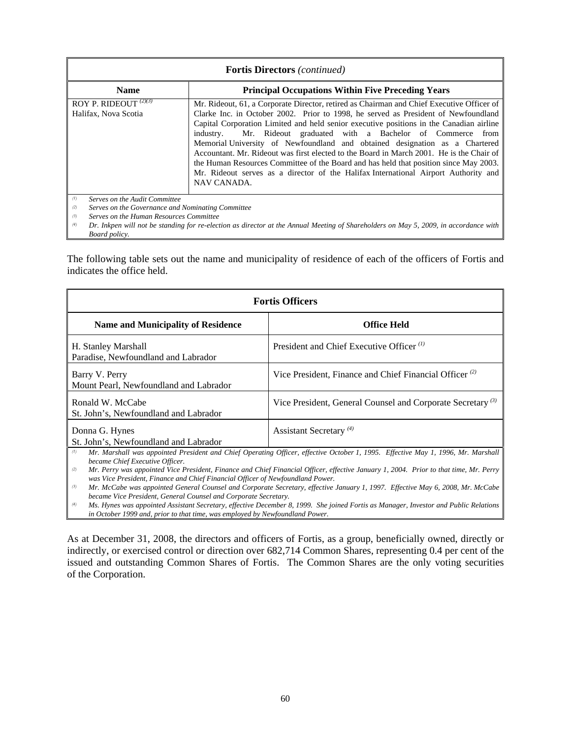| **Fortis Directors** *(continued)* | |
|---|---|
| **Name** | **Principal Occupations Within Five Preceding Years** |
| ROY P. RIDEOUT [(2)(3)]<br>Halifax, Nova Scotia | Mr. Rideout, 61, a Corporate Director, retired as Chairman and Chief Executive Officer of Clarke Inc. in October 2002. Prior to 1998, he served as President of Newfoundland Capital Corporation Limited and held senior executive positions in the Canadian airline industry. Mr. Rideout graduated with a Bachelor of Commerce from Memorial University of Newfoundland and obtained designation as a Chartered Accountant. Mr. Rideout was first elected to the Board in March 2001. He is the Chair of the Human Resources Committee of the Board and has held that position since May 2003. Mr. Rideout serves as a director of the Halifax International Airport Authority and NAV CANADA. |

*(1) Serves on the Audit Committee*
*(2) Serves on the Governance and Nominating Committee*
*(3) Serves on the Human Resources Committee*
*(4) Dr. Inkpen will not be standing for re-election as director at the Annual Meeting of Shareholders on May 5, 2009, in accordance with Board policy.*

The following table sets out the name and municipality of residence of each of the officers of Fortis and indicates the office held.

| **Fortis Officers** | |
|---|---|
| **Name and Municipality of Residence** | **Office Held** |
| H. Stanley Marshall<br>Paradise, Newfoundland and Labrador | President and Chief Executive Officer [(1)] |
| Barry V. Perry<br>Mount Pearl, Newfoundland and Labrador | Vice President, Finance and Chief Financial Officer [(2)] |
| Ronald W. McCabe<br>St. John's, Newfoundland and Labrador | Vice President, General Counsel and Corporate Secretary [(3)] |
| Donna G. Hynes<br>St. John's, Newfoundland and Labrador | Assistant Secretary [(4)] |

*(1) Mr. Marshall was appointed President and Chief Operating Officer, effective October 1, 1995. Effective May 1, 1996, Mr. Marshall became Chief Executive Officer.*
*(2) Mr. Perry was appointed Vice President, Finance and Chief Financial Officer, effective January 1, 2004. Prior to that time, Mr. Perry was Vice President, Finance and Chief Financial Officer of Newfoundland Power.*
*(3) Mr. McCabe was appointed General Counsel and Corporate Secretary, effective January 1, 1997. Effective May 6, 2008, Mr. McCabe became Vice President, General Counsel and Corporate Secretary.*
*(4) Ms. Hynes was appointed Assistant Secretary, effective December 8, 1999. She joined Fortis as Manager, Investor and Public Relations in October 1999 and, prior to that time, was employed by Newfoundland Power.*

As at December 31, 2008, the directors and officers of Fortis, as a group, beneficially owned, directly or indirectly, or exercised control or direction over 682,714 Common Shares, representing 0.4 per cent of the issued and outstanding Common Shares of Fortis. The Common Shares are the only voting securities of the Corporation.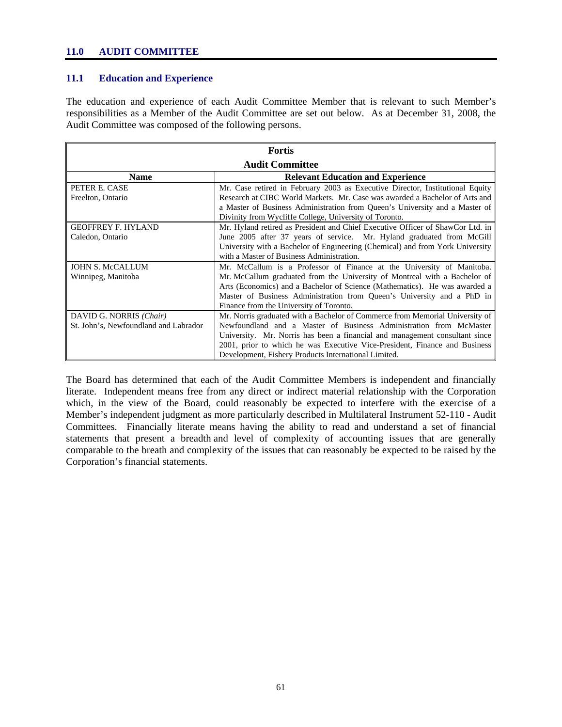## 11.0 AUDIT COMMITTEE

### 11.1 Education and Experience

The education and experience of each Audit Committee Member that is relevant to such Member's responsibilities as a Member of the Audit Committee are set out below. As at December 31, 2008, the Audit Committee was composed of the following persons.

| Fortis Audit Committee | |
|---|---|
| **Name** | **Relevant Education and Experience** |
| PETER E. CASE<br>Freelton, Ontario | Mr. Case retired in February 2003 as Executive Director, Institutional Equity Research at CIBC World Markets. Mr. Case was awarded a Bachelor of Arts and a Master of Business Administration from Queen's University and a Master of Divinity from Wycliffe College, University of Toronto. |
| GEOFFREY F. HYLAND<br>Caledon, Ontario | Mr. Hyland retired as President and Chief Executive Officer of ShawCor Ltd. in June 2005 after 37 years of service. Mr. Hyland graduated from McGill University with a Bachelor of Engineering (Chemical) and from York University with a Master of Business Administration. |
| JOHN S. McCALLUM<br>Winnipeg, Manitoba | Mr. McCallum is a Professor of Finance at the University of Manitoba. Mr. McCallum graduated from the University of Montreal with a Bachelor of Arts (Economics) and a Bachelor of Science (Mathematics). He was awarded a Master of Business Administration from Queen's University and a PhD in Finance from the University of Toronto. |
| DAVID G. NORRIS *(Chair)*<br>St. John's, Newfoundland and Labrador | Mr. Norris graduated with a Bachelor of Commerce from Memorial University of Newfoundland and a Master of Business Administration from McMaster University. Mr. Norris has been a financial and management consultant since 2001, prior to which he was Executive Vice-President, Finance and Business Development, Fishery Products International Limited. |

The Board has determined that each of the Audit Committee Members is independent and financially literate. Independent means free from any direct or indirect material relationship with the Corporation which, in the view of the Board, could reasonably be expected to interfere with the exercise of a Member's independent judgment as more particularly described in Multilateral Instrument 52-110 - Audit Committees. Financially literate means having the ability to read and understand a set of financial statements that present a breadth and level of complexity of accounting issues that are generally comparable to the breath and complexity of the issues that can reasonably be expected to be raised by the Corporation's financial statements.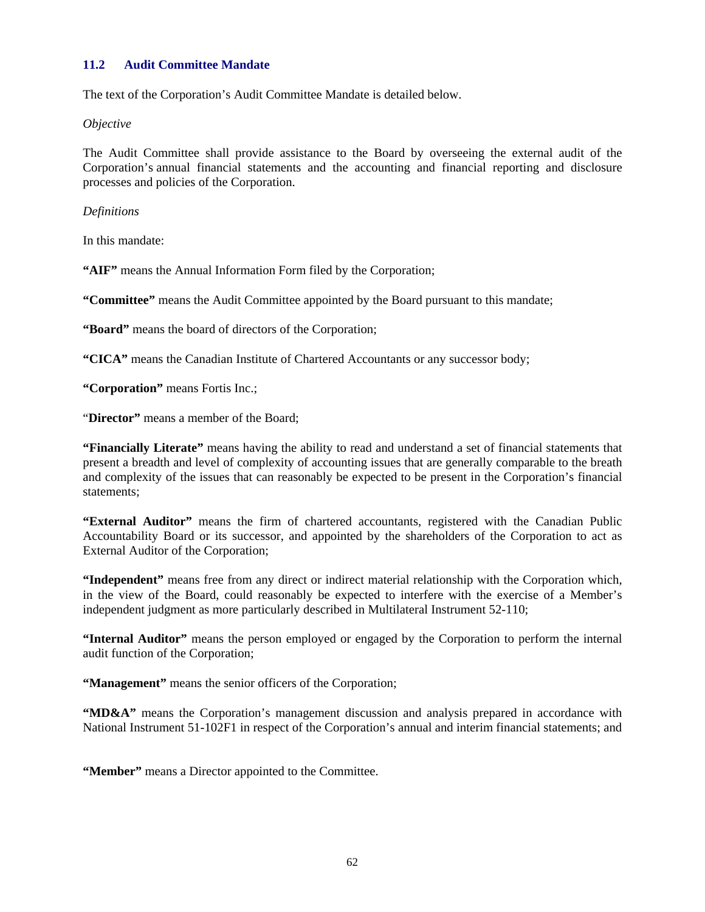### 11.2 Audit Committee Mandate

The text of the Corporation's Audit Committee Mandate is detailed below.

*Objective*

The Audit Committee shall provide assistance to the Board by overseeing the external audit of the Corporation's annual financial statements and the accounting and financial reporting and disclosure processes and policies of the Corporation.

*Definitions*

In this mandate:

**"AIF"** means the Annual Information Form filed by the Corporation;

**"Committee"** means the Audit Committee appointed by the Board pursuant to this mandate;

**"Board"** means the board of directors of the Corporation;

**"CICA"** means the Canadian Institute of Chartered Accountants or any successor body;

**"Corporation"** means Fortis Inc.;

"**Director"** means a member of the Board;

**"Financially Literate"** means having the ability to read and understand a set of financial statements that present a breadth and level of complexity of accounting issues that are generally comparable to the breath and complexity of the issues that can reasonably be expected to be present in the Corporation's financial statements;

**"External Auditor"** means the firm of chartered accountants, registered with the Canadian Public Accountability Board or its successor, and appointed by the shareholders of the Corporation to act as External Auditor of the Corporation;

**"Independent"** means free from any direct or indirect material relationship with the Corporation which, in the view of the Board, could reasonably be expected to interfere with the exercise of a Member's independent judgment as more particularly described in Multilateral Instrument 52-110;

**"Internal Auditor"** means the person employed or engaged by the Corporation to perform the internal audit function of the Corporation;

**"Management"** means the senior officers of the Corporation;

**"MD&A"** means the Corporation's management discussion and analysis prepared in accordance with National Instrument 51-102F1 in respect of the Corporation's annual and interim financial statements; and

**"Member"** means a Director appointed to the Committee.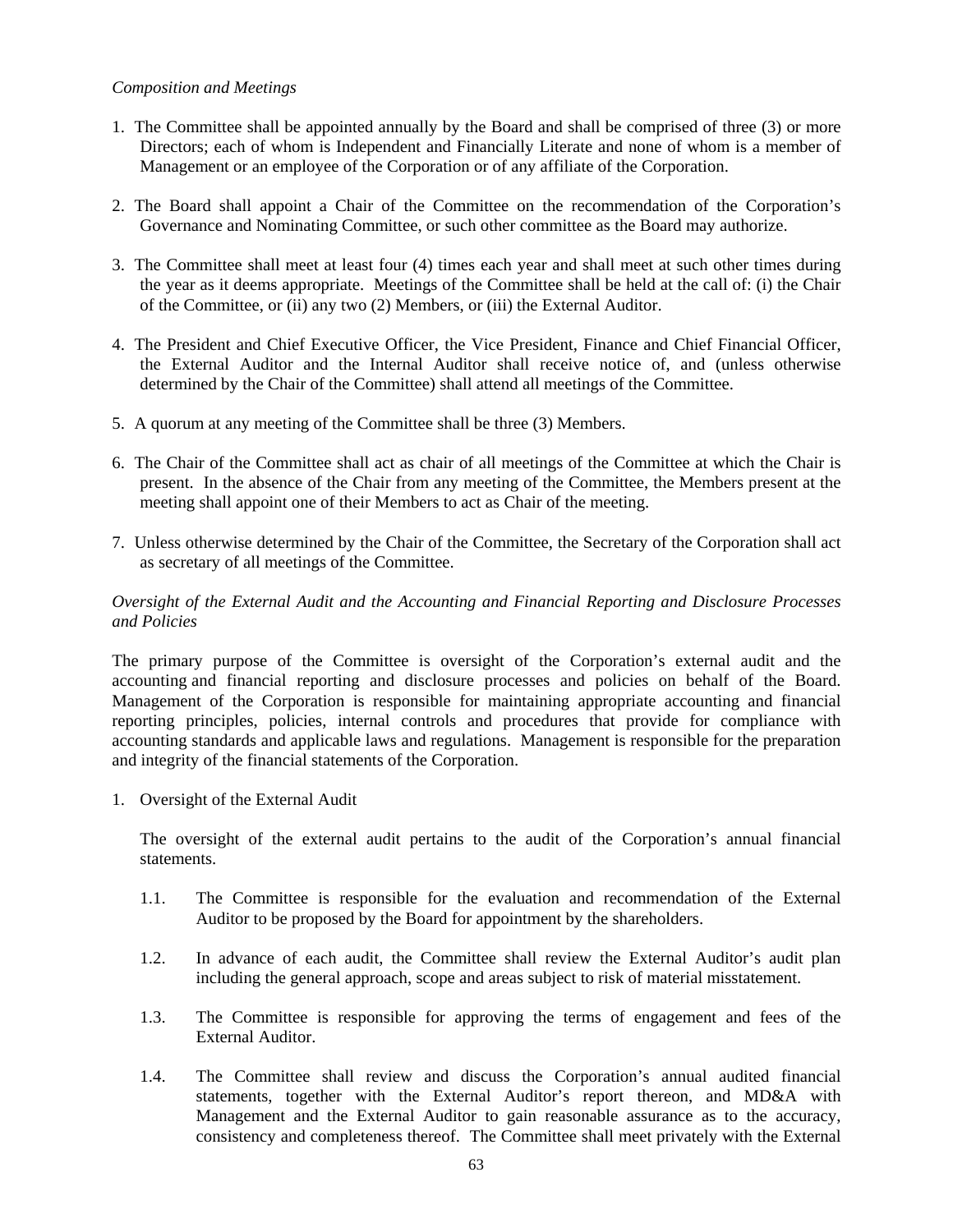*Composition and Meetings*

1. The Committee shall be appointed annually by the Board and shall be comprised of three (3) or more Directors; each of whom is Independent and Financially Literate and none of whom is a member of Management or an employee of the Corporation or of any affiliate of the Corporation.

2. The Board shall appoint a Chair of the Committee on the recommendation of the Corporation's Governance and Nominating Committee, or such other committee as the Board may authorize.

3. The Committee shall meet at least four (4) times each year and shall meet at such other times during the year as it deems appropriate. Meetings of the Committee shall be held at the call of: (i) the Chair of the Committee, or (ii) any two (2) Members, or (iii) the External Auditor.

4. The President and Chief Executive Officer, the Vice President, Finance and Chief Financial Officer, the External Auditor and the Internal Auditor shall receive notice of, and (unless otherwise determined by the Chair of the Committee) shall attend all meetings of the Committee.

5. A quorum at any meeting of the Committee shall be three (3) Members.

6. The Chair of the Committee shall act as chair of all meetings of the Committee at which the Chair is present. In the absence of the Chair from any meeting of the Committee, the Members present at the meeting shall appoint one of their Members to act as Chair of the meeting.

7. Unless otherwise determined by the Chair of the Committee, the Secretary of the Corporation shall act as secretary of all meetings of the Committee.

*Oversight of the External Audit and the Accounting and Financial Reporting and Disclosure Processes and Policies*

The primary purpose of the Committee is oversight of the Corporation's external audit and the accounting and financial reporting and disclosure processes and policies on behalf of the Board. Management of the Corporation is responsible for maintaining appropriate accounting and financial reporting principles, policies, internal controls and procedures that provide for compliance with accounting standards and applicable laws and regulations. Management is responsible for the preparation and integrity of the financial statements of the Corporation.

1. Oversight of the External Audit

   The oversight of the external audit pertains to the audit of the Corporation's annual financial statements.

   1.1. The Committee is responsible for the evaluation and recommendation of the External Auditor to be proposed by the Board for appointment by the shareholders.

   1.2. In advance of each audit, the Committee shall review the External Auditor's audit plan including the general approach, scope and areas subject to risk of material misstatement.

   1.3. The Committee is responsible for approving the terms of engagement and fees of the External Auditor.

   1.4. The Committee shall review and discuss the Corporation's annual audited financial statements, together with the External Auditor's report thereon, and MD&A with Management and the External Auditor to gain reasonable assurance as to the accuracy, consistency and completeness thereof. The Committee shall meet privately with the External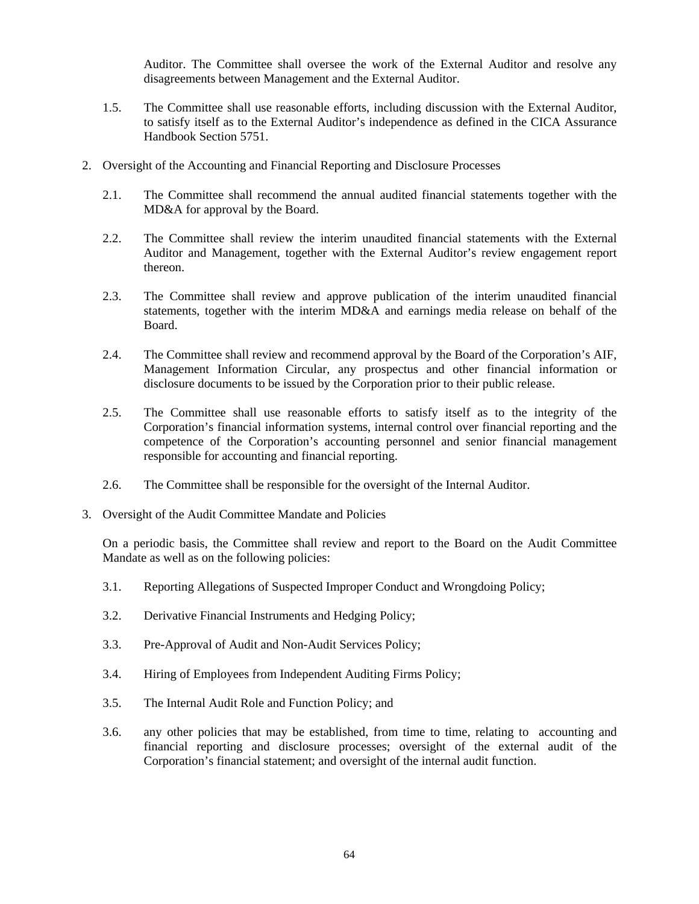Auditor. The Committee shall oversee the work of the External Auditor and resolve any disagreements between Management and the External Auditor.

1.5. The Committee shall use reasonable efforts, including discussion with the External Auditor, to satisfy itself as to the External Auditor's independence as defined in the CICA Assurance Handbook Section 5751.

2. Oversight of the Accounting and Financial Reporting and Disclosure Processes

   2.1. The Committee shall recommend the annual audited financial statements together with the MD&A for approval by the Board.

   2.2. The Committee shall review the interim unaudited financial statements with the External Auditor and Management, together with the External Auditor's review engagement report thereon.

   2.3. The Committee shall review and approve publication of the interim unaudited financial statements, together with the interim MD&A and earnings media release on behalf of the Board.

   2.4. The Committee shall review and recommend approval by the Board of the Corporation's AIF, Management Information Circular, any prospectus and other financial information or disclosure documents to be issued by the Corporation prior to their public release.

   2.5. The Committee shall use reasonable efforts to satisfy itself as to the integrity of the Corporation's financial information systems, internal control over financial reporting and the competence of the Corporation's accounting personnel and senior financial management responsible for accounting and financial reporting.

   2.6. The Committee shall be responsible for the oversight of the Internal Auditor.

3. Oversight of the Audit Committee Mandate and Policies

   On a periodic basis, the Committee shall review and report to the Board on the Audit Committee Mandate as well as on the following policies:

   3.1. Reporting Allegations of Suspected Improper Conduct and Wrongdoing Policy;

   3.2. Derivative Financial Instruments and Hedging Policy;

   3.3. Pre-Approval of Audit and Non-Audit Services Policy;

   3.4. Hiring of Employees from Independent Auditing Firms Policy;

   3.5. The Internal Audit Role and Function Policy; and

   3.6. any other policies that may be established, from time to time, relating to accounting and financial reporting and disclosure processes; oversight of the external audit of the Corporation's financial statement; and oversight of the internal audit function.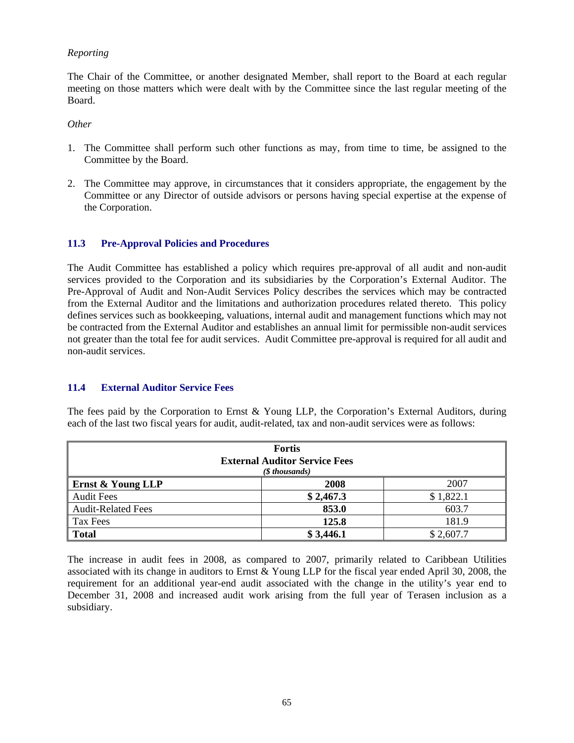*Reporting*

The Chair of the Committee, or another designated Member, shall report to the Board at each regular meeting on those matters which were dealt with by the Committee since the last regular meeting of the Board.

*Other*

1. The Committee shall perform such other functions as may, from time to time, be assigned to the Committee by the Board.

2. The Committee may approve, in circumstances that it considers appropriate, the engagement by the Committee or any Director of outside advisors or persons having special expertise at the expense of the Corporation.

### 11.3 Pre-Approval Policies and Procedures

The Audit Committee has established a policy which requires pre-approval of all audit and non-audit services provided to the Corporation and its subsidiaries by the Corporation's External Auditor. The Pre-Approval of Audit and Non-Audit Services Policy describes the services which may be contracted from the External Auditor and the limitations and authorization procedures related thereto. This policy defines services such as bookkeeping, valuations, internal audit and management functions which may not be contracted from the External Auditor and establishes an annual limit for permissible non-audit services not greater than the total fee for audit services. Audit Committee pre-approval is required for all audit and non-audit services.

### 11.4 External Auditor Service Fees

The fees paid by the Corporation to Ernst & Young LLP, the Corporation's External Auditors, during each of the last two fiscal years for audit, audit-related, tax and non-audit services were as follows:

| **Fortis External Auditor Service Fees** *($ thousands)* | | |
|---|---|---|
| **Ernst & Young LLP** | **2008** | 2007 |
| Audit Fees | **$ 2,467.3** | $ 1,822.1 |
| Audit-Related Fees | **853.0** | 603.7 |
| Tax Fees | **125.8** | 181.9 |
| **Total** | **$ 3,446.1** | $ 2,607.7 |

The increase in audit fees in 2008, as compared to 2007, primarily related to Caribbean Utilities associated with its change in auditors to Ernst & Young LLP for the fiscal year ended April 30, 2008, the requirement for an additional year-end audit associated with the change in the utility's year end to December 31, 2008 and increased audit work arising from the full year of Terasen inclusion as a subsidiary.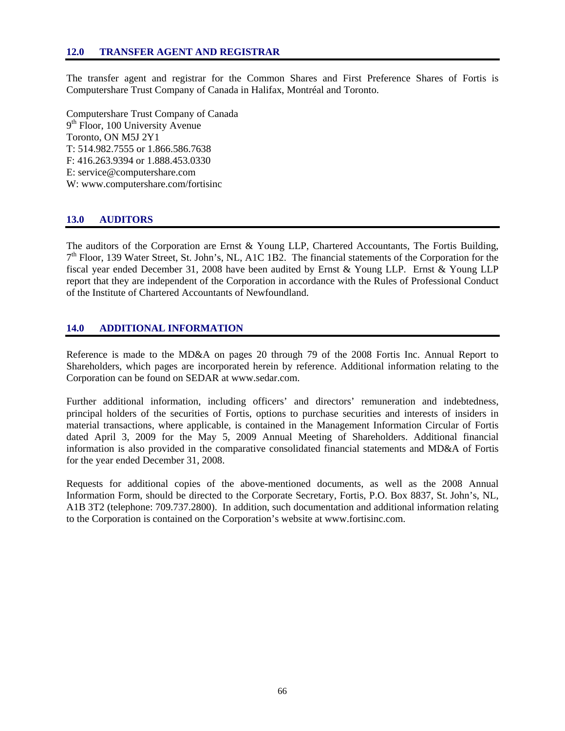## 12.0 TRANSFER AGENT AND REGISTRAR

The transfer agent and registrar for the Common Shares and First Preference Shares of Fortis is Computershare Trust Company of Canada in Halifax, Montréal and Toronto.

Computershare Trust Company of Canada
9th Floor, 100 University Avenue
Toronto, ON M5J 2Y1
T: 514.982.7555 or 1.866.586.7638
F: 416.263.9394 or 1.888.453.0330
E: service@computershare.com
W: www.computershare.com/fortisinc

## 13.0 AUDITORS

The auditors of the Corporation are Ernst & Young LLP, Chartered Accountants, The Fortis Building, 7th Floor, 139 Water Street, St. John's, NL, A1C 1B2. The financial statements of the Corporation for the fiscal year ended December 31, 2008 have been audited by Ernst & Young LLP. Ernst & Young LLP report that they are independent of the Corporation in accordance with the Rules of Professional Conduct of the Institute of Chartered Accountants of Newfoundland.

## 14.0 ADDITIONAL INFORMATION

Reference is made to the MD&A on pages 20 through 79 of the 2008 Fortis Inc. Annual Report to Shareholders, which pages are incorporated herein by reference. Additional information relating to the Corporation can be found on SEDAR at www.sedar.com.

Further additional information, including officers' and directors' remuneration and indebtedness, principal holders of the securities of Fortis, options to purchase securities and interests of insiders in material transactions, where applicable, is contained in the Management Information Circular of Fortis dated April 3, 2009 for the May 5, 2009 Annual Meeting of Shareholders. Additional financial information is also provided in the comparative consolidated financial statements and MD&A of Fortis for the year ended December 31, 2008.

Requests for additional copies of the above-mentioned documents, as well as the 2008 Annual Information Form, should be directed to the Corporate Secretary, Fortis, P.O. Box 8837, St. John's, NL, A1B 3T2 (telephone: 709.737.2800). In addition, such documentation and additional information relating to the Corporation is contained on the Corporation's website at www.fortisinc.com.